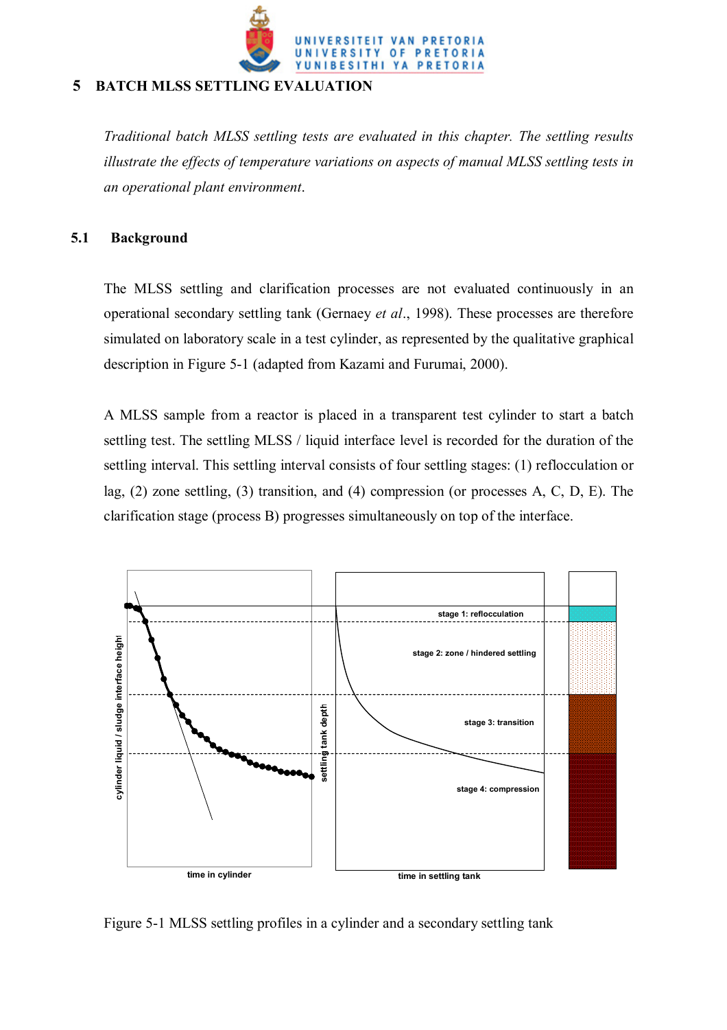# 5 BATCH MLSS SETTLING EVALUATION

*Traditional batch MLSS settling tests are evaluated in this chapter. The settling results illustrate the effects of temperature variations on aspects of manual MLSS settling tests in an operational plant environment.*

## 5.1 Background

The MLSS settling and clarification processes are not evaluated continuously in an operational secondary settling tank (Gernaey *et al*., 1998). These processes are therefore simulated on laboratory scale in a test cylinder, as represented by the qualitative graphical description in Figure 5-1 (adapted from Kazami and Furumai, 2000).

A MLSS sample from a reactor is placed in a transparent test cylinder to start a batch settling test. The settling MLSS / liquid interface level is recorded for the duration of the settling interval. This settling interval consists of four settling stages: (1) reflocculation or lag, (2) zone settling, (3) transition, and (4) compression (or processes A, C, D, E). The clarification stage (process B) progresses simultaneously on top of the interface.

Figure 5-1 MLSS settling profiles in a cylinder and a secondary settling tank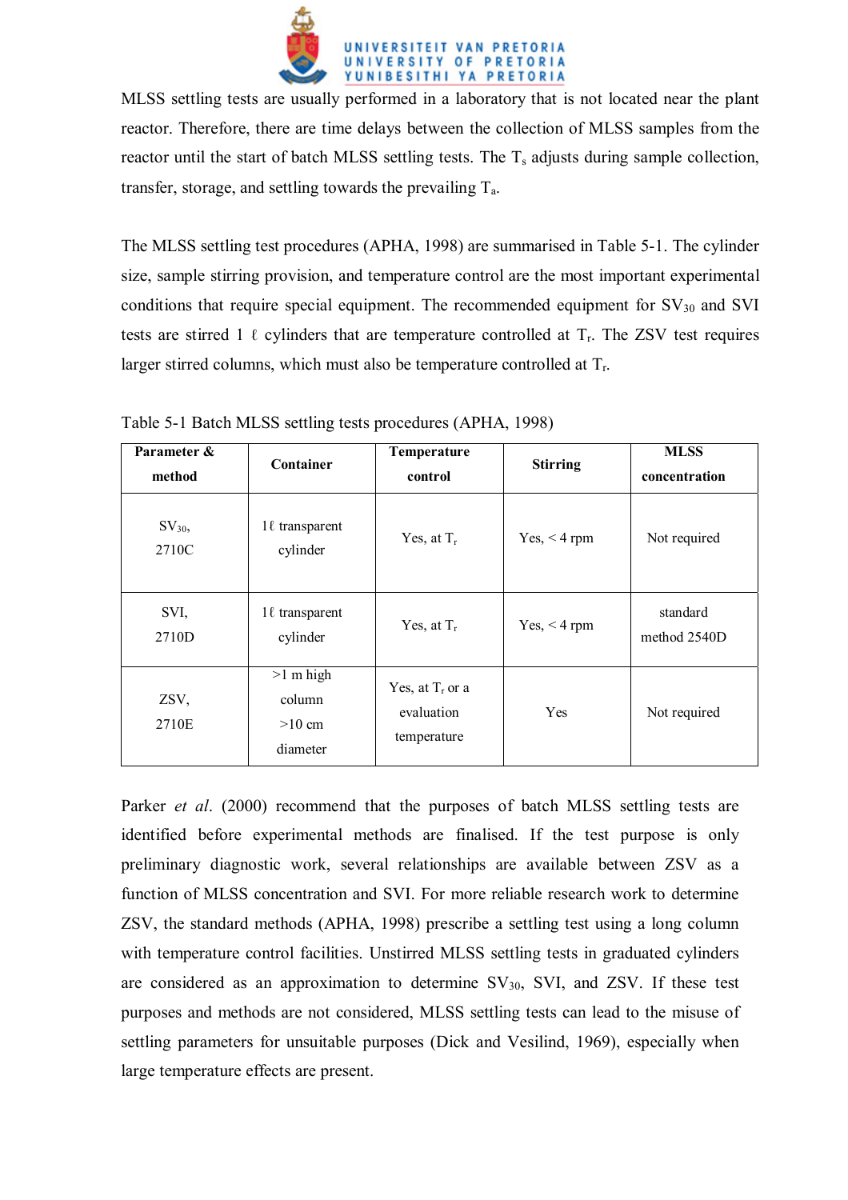MLSS settling tests are usually performed in a laboratory that is not located near the plant reactor. Therefore, there are time delays between the collection of MLSS samples from the reactor until the start of batch MLSS settling tests. The $T_s$ adjusts during sample collection, transfer, storage, and settling towards the prevailing $T_a$.

The MLSS settling test procedures (APHA, 1998) are summarised in Table 5-1. The cylinder size, sample stirring provision, and temperature control are the most important experimental conditions that require special equipment. The recommended equipment for $SV_{30}$ and SVI tests are stirred 1 ℓ cylinders that are temperature controlled at $T_r$. The ZSV test requires larger stirred columns, which must also be temperature controlled at $T_r$.

Table 5-1 Batch MLSS settling tests procedures (APHA, 1998)

| Parameter & method | Container | Temperature control | Stirring | MLSS concentration |
|---|---|---|---|---|
| $SV_{30}$, 2710C | 1ℓ transparent cylinder | Yes, at $T_r$ | Yes, < 4 rpm | Not required |
| SVI, 2710D | 1ℓ transparent cylinder | Yes, at $T_r$ | Yes, < 4 rpm | standard method 2540D |
| ZSV, 2710E | >1 m high column >10 cm diameter | Yes, at $T_r$ or a evaluation temperature | Yes | Not required |

Parker *et al*. (2000) recommend that the purposes of batch MLSS settling tests are identified before experimental methods are finalised. If the test purpose is only preliminary diagnostic work, several relationships are available between ZSV as a function of MLSS concentration and SVI. For more reliable research work to determine ZSV, the standard methods (APHA, 1998) prescribe a settling test using a long column with temperature control facilities. Unstirred MLSS settling tests in graduated cylinders are considered as an approximation to determine $SV_{30}$, SVI, and ZSV. If these test purposes and methods are not considered, MLSS settling tests can lead to the misuse of settling parameters for unsuitable purposes (Dick and Vesilind, 1969), especially when large temperature effects are present.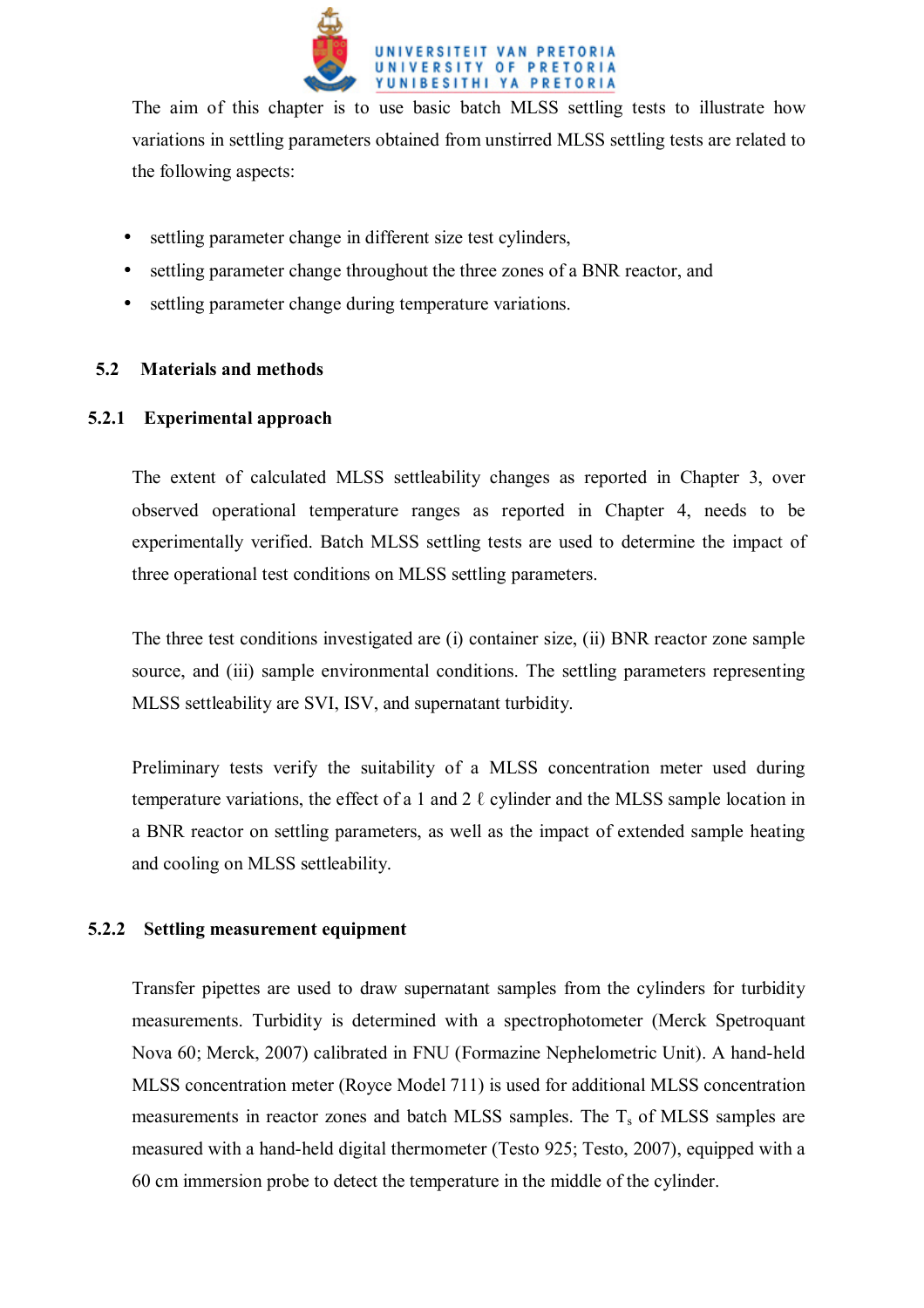The aim of this chapter is to use basic batch MLSS settling tests to illustrate how variations in settling parameters obtained from unstirred MLSS settling tests are related to the following aspects:

- settling parameter change in different size test cylinders,
- settling parameter change throughout the three zones of a BNR reactor, and
- settling parameter change during temperature variations.

## 5.2 Materials and methods

### 5.2.1 Experimental approach

The extent of calculated MLSS settleability changes as reported in Chapter 3, over observed operational temperature ranges as reported in Chapter 4, needs to be experimentally verified. Batch MLSS settling tests are used to determine the impact of three operational test conditions on MLSS settling parameters.

The three test conditions investigated are (i) container size, (ii) BNR reactor zone sample source, and (iii) sample environmental conditions. The settling parameters representing MLSS settleability are SVI, ISV, and supernatant turbidity.

Preliminary tests verify the suitability of a MLSS concentration meter used during temperature variations, the effect of a 1 and 2 ℓ cylinder and the MLSS sample location in a BNR reactor on settling parameters, as well as the impact of extended sample heating and cooling on MLSS settleability.

### 5.2.2 Settling measurement equipment

Transfer pipettes are used to draw supernatant samples from the cylinders for turbidity measurements. Turbidity is determined with a spectrophotometer (Merck Spetroquant Nova 60; Merck, 2007) calibrated in FNU (Formazine Nephelometric Unit). A hand-held MLSS concentration meter (Royce Model 711) is used for additional MLSS concentration measurements in reactor zones and batch MLSS samples. The $T_s$ of MLSS samples are measured with a hand-held digital thermometer (Testo 925; Testo, 2007), equipped with a 60 cm immersion probe to detect the temperature in the middle of the cylinder.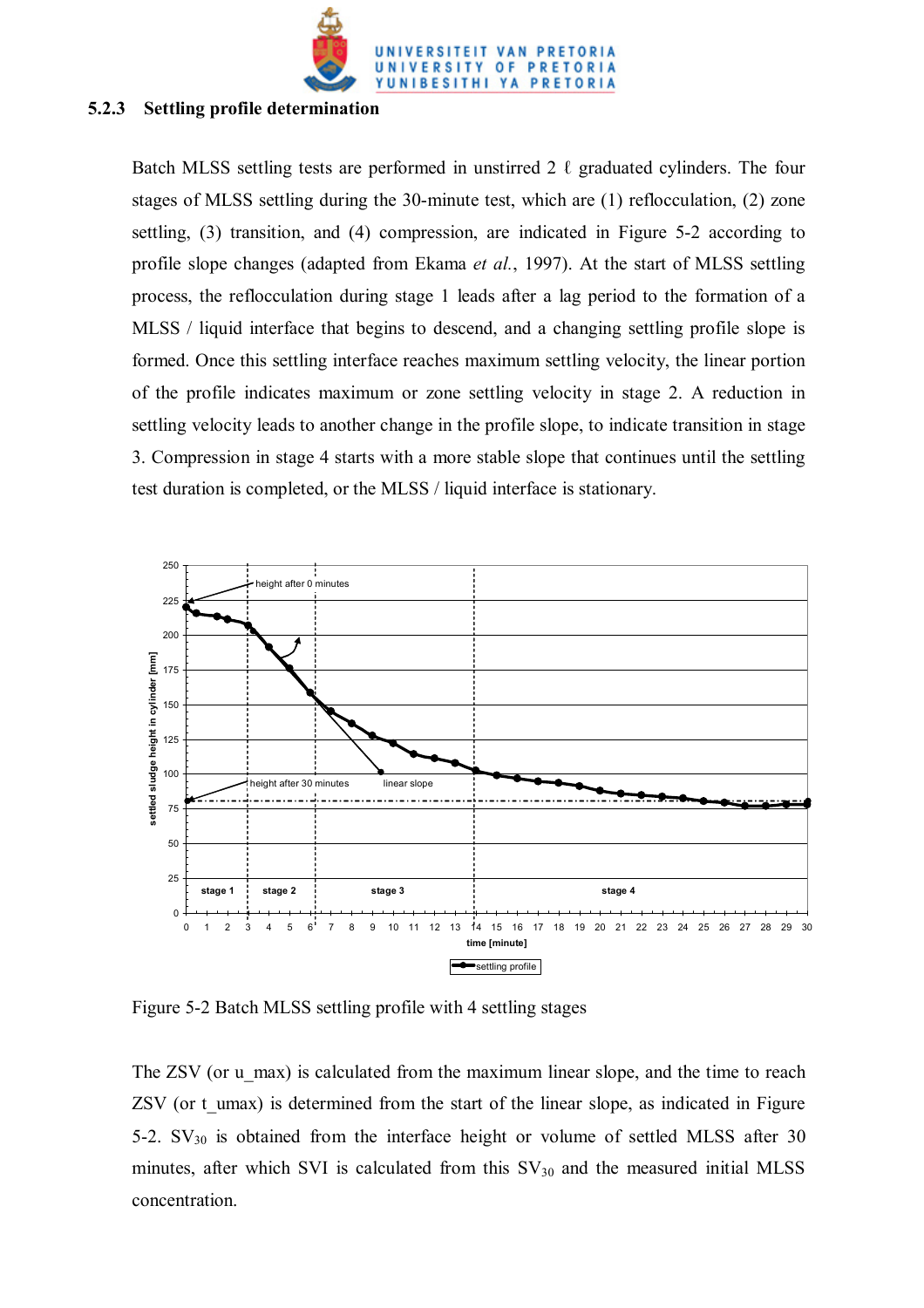### 5.2.3 Settling profile determination

Batch MLSS settling tests are performed in unstirred 2 ℓ graduated cylinders. The four stages of MLSS settling during the 30-minute test, which are (1) reflocculation, (2) zone settling, (3) transition, and (4) compression, are indicated in Figure 5-2 according to profile slope changes (adapted from Ekama *et al.*, 1997). At the start of MLSS settling process, the reflocculation during stage 1 leads after a lag period to the formation of a MLSS / liquid interface that begins to descend, and a changing settling profile slope is formed. Once this settling interface reaches maximum settling velocity, the linear portion of the profile indicates maximum or zone settling velocity in stage 2. A reduction in settling velocity leads to another change in the profile slope, to indicate transition in stage 3. Compression in stage 4 starts with a more stable slope that continues until the settling test duration is completed, or the MLSS / liquid interface is stationary.

Figure 5-2 Batch MLSS settling profile with 4 settling stages

The ZSV (or u_max) is calculated from the maximum linear slope, and the time to reach ZSV (or t_umax) is determined from the start of the linear slope, as indicated in Figure 5-2. $SV_{30}$ is obtained from the interface height or volume of settled MLSS after 30 minutes, after which SVI is calculated from this $SV_{30}$ and the measured initial MLSS concentration.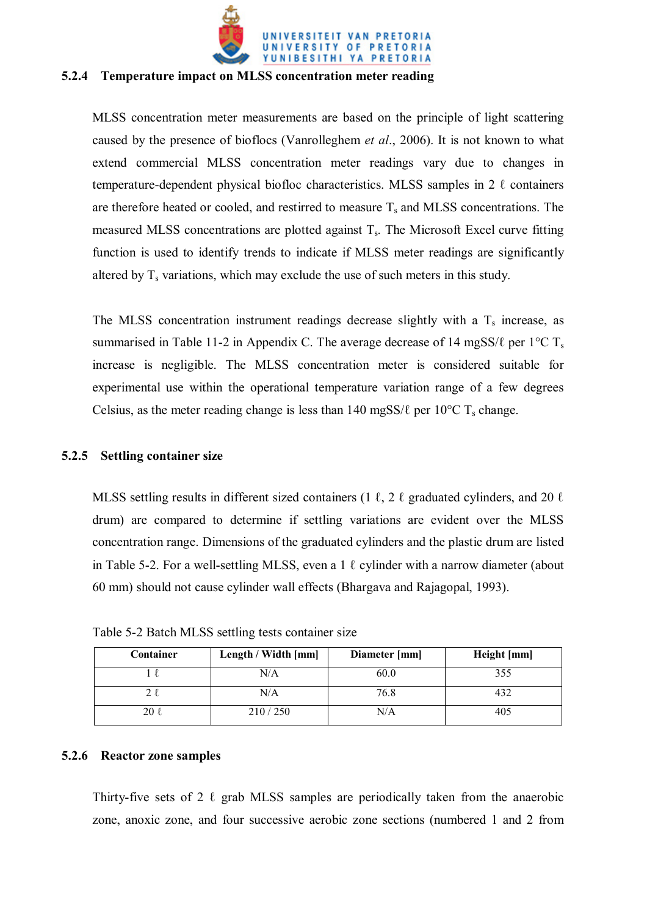### 5.2.4 Temperature impact on MLSS concentration meter reading

MLSS concentration meter measurements are based on the principle of light scattering caused by the presence of bioflocs (Vanrolleghem *et al*., 2006). It is not known to what extend commercial MLSS concentration meter readings vary due to changes in temperature-dependent physical biofloc characteristics. MLSS samples in 2 ℓ containers are therefore heated or cooled, and restirred to measure $T_s$ and MLSS concentrations. The measured MLSS concentrations are plotted against $T_s$. The Microsoft Excel curve fitting function is used to identify trends to indicate if MLSS meter readings are significantly altered by $T_s$ variations, which may exclude the use of such meters in this study.

The MLSS concentration instrument readings decrease slightly with a $T_s$ increase, as summarised in Table 11-2 in Appendix C. The average decrease of 14 mgSS/ℓ per 1°C $T_s$ increase is negligible. The MLSS concentration meter is considered suitable for experimental use within the operational temperature variation range of a few degrees Celsius, as the meter reading change is less than 140 mgSS/ℓ per 10°C $T_s$ change.

### 5.2.5 Settling container size

MLSS settling results in different sized containers (1 ℓ, 2 ℓ graduated cylinders, and 20 ℓ drum) are compared to determine if settling variations are evident over the MLSS concentration range. Dimensions of the graduated cylinders and the plastic drum are listed in Table 5-2. For a well-settling MLSS, even a 1 ℓ cylinder with a narrow diameter (about 60 mm) should not cause cylinder wall effects (Bhargava and Rajagopal, 1993).

Table 5-2 Batch MLSS settling tests container size

| Container | Length / Width [mm] | Diameter [mm] | Height [mm] |
|---|---|---|---|
| 1 ℓ | N/A | 60.0 | 355 |
| 2 ℓ | N/A | 76.8 | 432 |
| 20 ℓ | 210 / 250 | N/A | 405 |

### 5.2.6 Reactor zone samples

Thirty-five sets of 2 ℓ grab MLSS samples are periodically taken from the anaerobic zone, anoxic zone, and four successive aerobic zone sections (numbered 1 and 2 from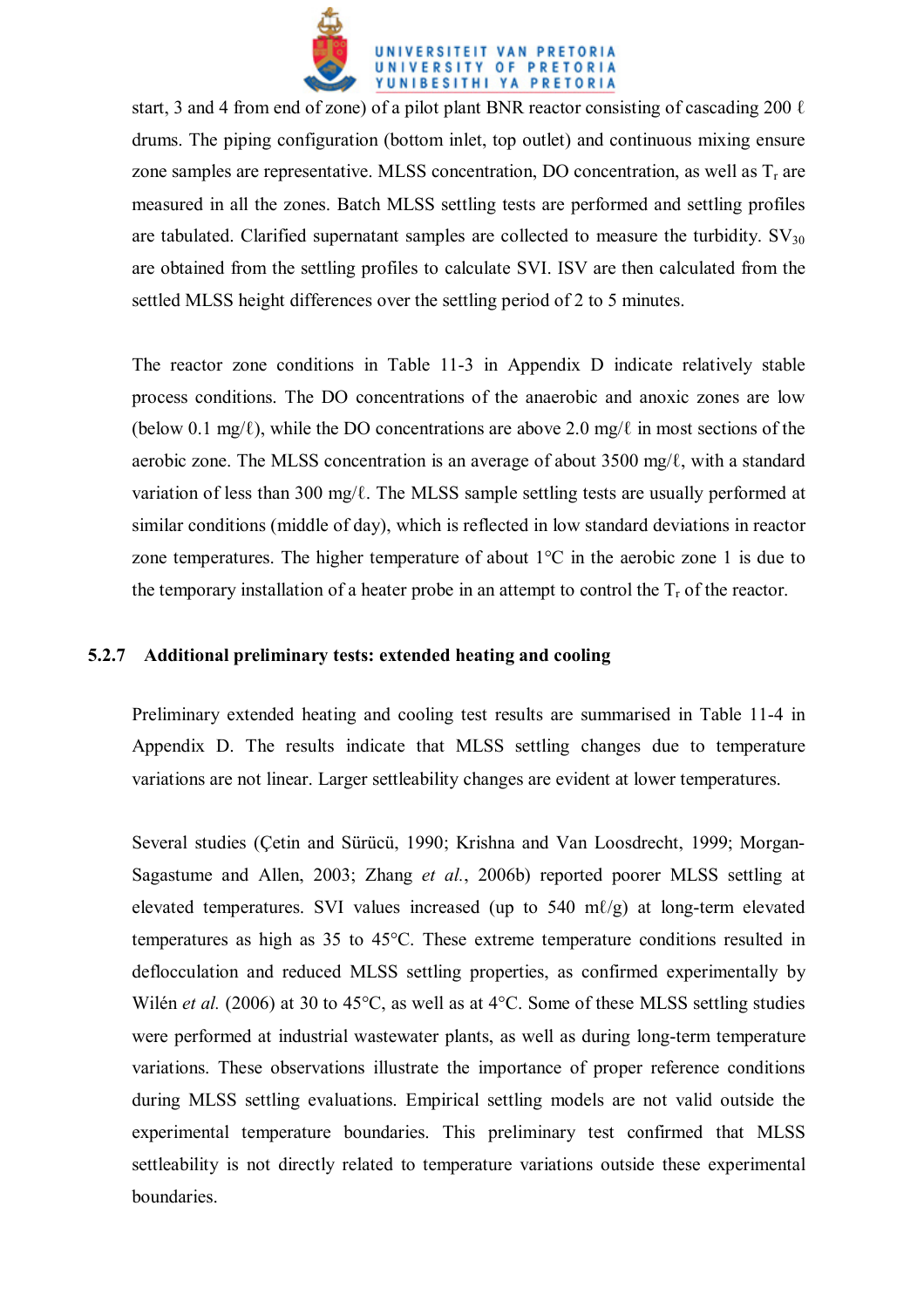start, 3 and 4 from end of zone) of a pilot plant BNR reactor consisting of cascading 200 ℓ drums. The piping configuration (bottom inlet, top outlet) and continuous mixing ensure zone samples are representative. MLSS concentration, DO concentration, as well as $T_r$ are measured in all the zones. Batch MLSS settling tests are performed and settling profiles are tabulated. Clarified supernatant samples are collected to measure the turbidity. $SV_{30}$ are obtained from the settling profiles to calculate SVI. ISV are then calculated from the settled MLSS height differences over the settling period of 2 to 5 minutes.

The reactor zone conditions in Table 11-3 in Appendix D indicate relatively stable process conditions. The DO concentrations of the anaerobic and anoxic zones are low (below 0.1 mg/ℓ), while the DO concentrations are above 2.0 mg/ℓ in most sections of the aerobic zone. The MLSS concentration is an average of about 3500 mg/ℓ, with a standard variation of less than 300 mg/ℓ. The MLSS sample settling tests are usually performed at similar conditions (middle of day), which is reflected in low standard deviations in reactor zone temperatures. The higher temperature of about 1°C in the aerobic zone 1 is due to the temporary installation of a heater probe in an attempt to control the $T_r$ of the reactor.

### 5.2.7 Additional preliminary tests: extended heating and cooling

Preliminary extended heating and cooling test results are summarised in Table 11-4 in Appendix D. The results indicate that MLSS settling changes due to temperature variations are not linear. Larger settleability changes are evident at lower temperatures.

Several studies (Çetin and Sürücü, 1990; Krishna and Van Loosdrecht, 1999; Morgan-Sagastume and Allen, 2003; Zhang *et al.*, 2006b) reported poorer MLSS settling at elevated temperatures. SVI values increased (up to 540 mℓ/g) at long-term elevated temperatures as high as 35 to 45°C. These extreme temperature conditions resulted in deflocculation and reduced MLSS settling properties, as confirmed experimentally by Wilén *et al.* (2006) at 30 to 45°C, as well as at 4°C. Some of these MLSS settling studies were performed at industrial wastewater plants, as well as during long-term temperature variations. These observations illustrate the importance of proper reference conditions during MLSS settling evaluations. Empirical settling models are not valid outside the experimental temperature boundaries. This preliminary test confirmed that MLSS settleability is not directly related to temperature variations outside these experimental boundaries.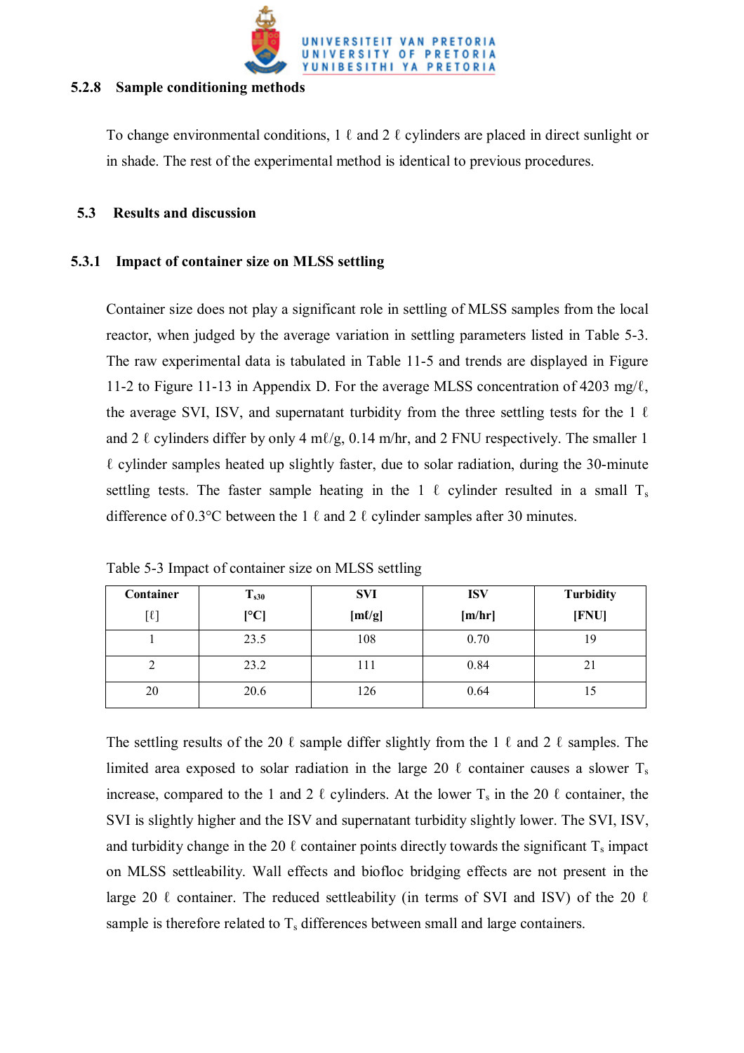### 5.2.8 Sample conditioning methods

To change environmental conditions, 1 ℓ and 2 ℓ cylinders are placed in direct sunlight or in shade. The rest of the experimental method is identical to previous procedures.

## 5.3 Results and discussion

### 5.3.1 Impact of container size on MLSS settling

Container size does not play a significant role in settling of MLSS samples from the local reactor, when judged by the average variation in settling parameters listed in Table 5-3. The raw experimental data is tabulated in Table 11-5 and trends are displayed in Figure 11-2 to Figure 11-13 in Appendix D. For the average MLSS concentration of 4203 mg/ℓ, the average SVI, ISV, and supernatant turbidity from the three settling tests for the 1 ℓ and 2 ℓ cylinders differ by only 4 mℓ/g, 0.14 m/hr, and 2 FNU respectively. The smaller 1 ℓ cylinder samples heated up slightly faster, due to solar radiation, during the 30-minute settling tests. The faster sample heating in the 1 ℓ cylinder resulted in a small $T_s$ difference of 0.3°C between the 1 ℓ and 2 ℓ cylinder samples after 30 minutes.

Table 5-3 Impact of container size on MLSS settling

| Container [ℓ] | $T_{s30}$ [°C] | SVI [mℓ/g] | ISV [m/hr] | Turbidity [FNU] |
|---|---|---|---|---|
| 1 | 23.5 | 108 | 0.70 | 19 |
| 2 | 23.2 | 111 | 0.84 | 21 |
| 20 | 20.6 | 126 | 0.64 | 15 |

The settling results of the 20 ℓ sample differ slightly from the 1 ℓ and 2 ℓ samples. The limited area exposed to solar radiation in the large 20 ℓ container causes a slower $T_s$ increase, compared to the 1 and 2 ℓ cylinders. At the lower $T_s$ in the 20 ℓ container, the SVI is slightly higher and the ISV and supernatant turbidity slightly lower. The SVI, ISV, and turbidity change in the 20 ℓ container points directly towards the significant $T_s$ impact on MLSS settleability. Wall effects and biofloc bridging effects are not present in the large 20 ℓ container. The reduced settleability (in terms of SVI and ISV) of the 20 ℓ sample is therefore related to $T_s$ differences between small and large containers.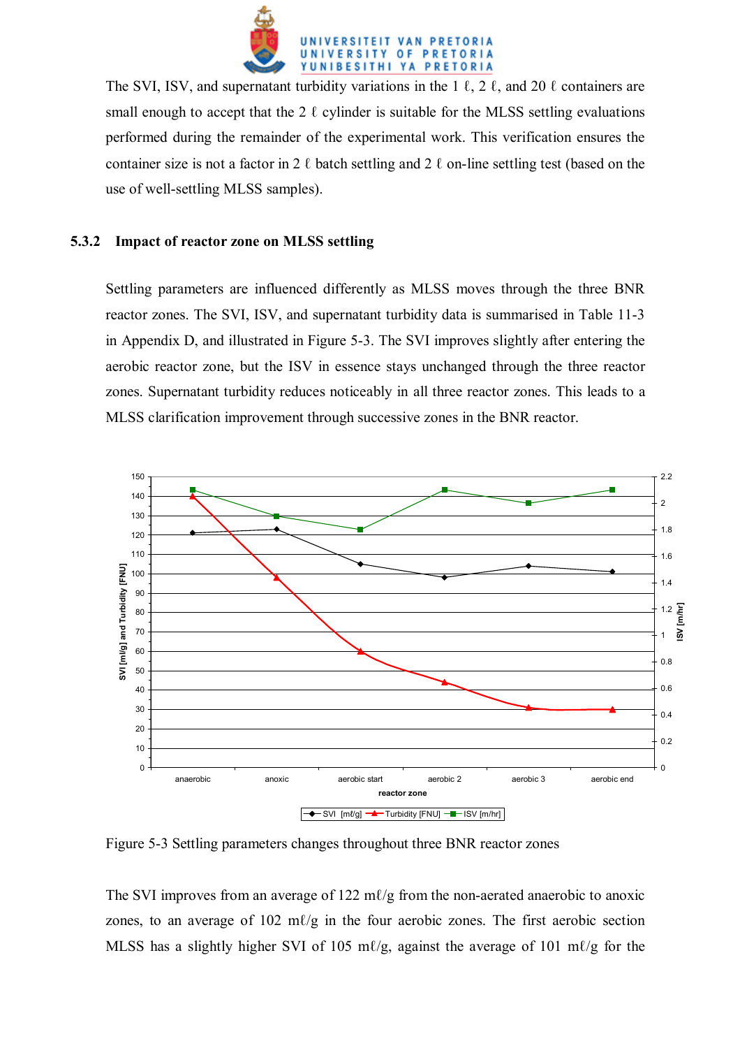The SVI, ISV, and supernatant turbidity variations in the 1 ℓ, 2 ℓ, and 20 ℓ containers are small enough to accept that the 2 ℓ cylinder is suitable for the MLSS settling evaluations performed during the remainder of the experimental work. This verification ensures the container size is not a factor in 2 ℓ batch settling and 2 ℓ on-line settling test (based on the use of well-settling MLSS samples).

### 5.3.2 Impact of reactor zone on MLSS settling

Settling parameters are influenced differently as MLSS moves through the three BNR reactor zones. The SVI, ISV, and supernatant turbidity data is summarised in Table 11-3 in Appendix D, and illustrated in Figure 5-3. The SVI improves slightly after entering the aerobic reactor zone, but the ISV in essence stays unchanged through the three reactor zones. Supernatant turbidity reduces noticeably in all three reactor zones. This leads to a MLSS clarification improvement through successive zones in the BNR reactor.

Figure 5-3 Settling parameters changes throughout three BNR reactor zones

The SVI improves from an average of 122 mℓ/g from the non-aerated anaerobic to anoxic zones, to an average of 102 mℓ/g in the four aerobic zones. The first aerobic section MLSS has a slightly higher SVI of 105 mℓ/g, against the average of 101 mℓ/g for the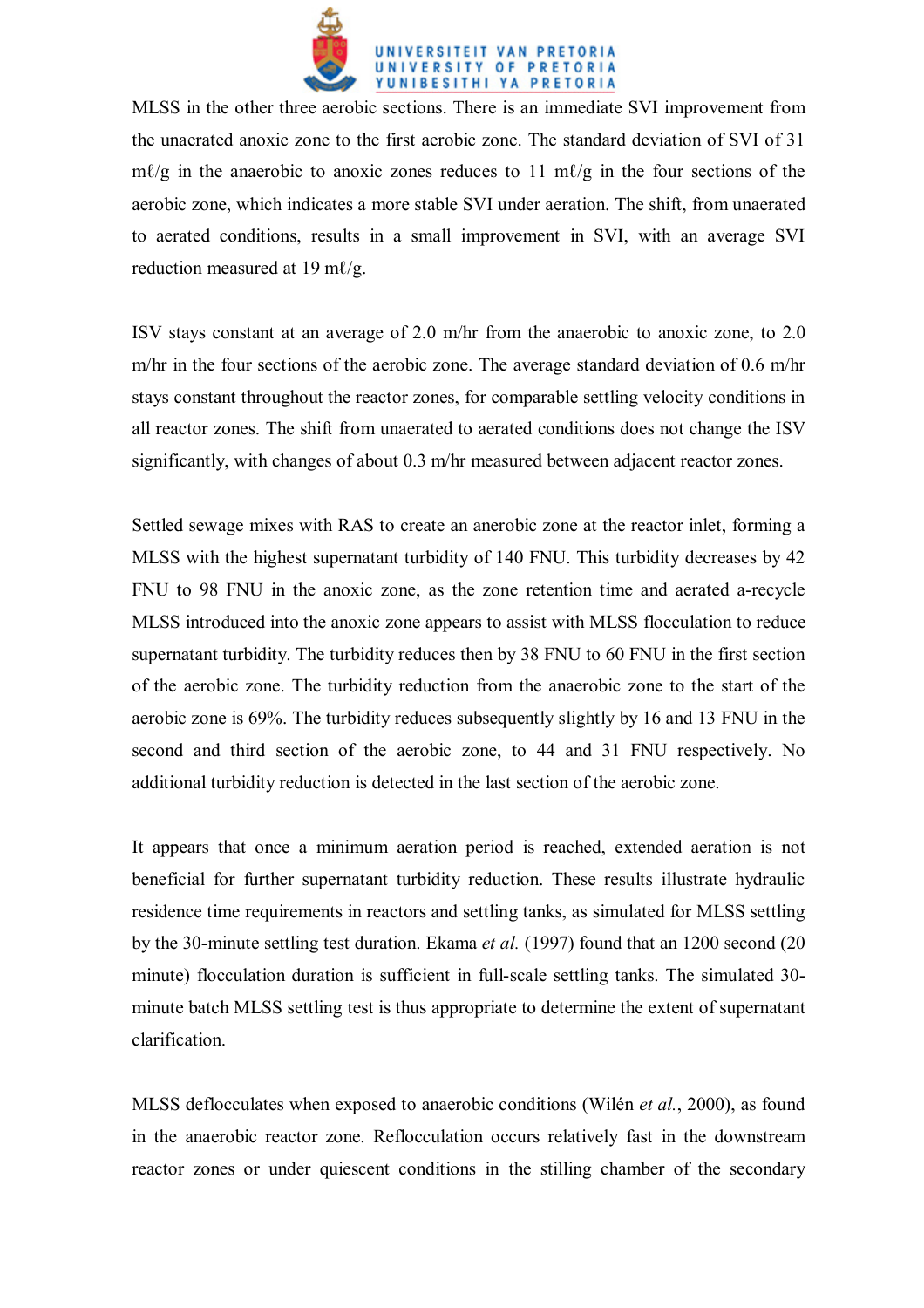MLSS in the other three aerobic sections. There is an immediate SVI improvement from the unaerated anoxic zone to the first aerobic zone. The standard deviation of SVI of 31 mℓ/g in the anaerobic to anoxic zones reduces to 11 mℓ/g in the four sections of the aerobic zone, which indicates a more stable SVI under aeration. The shift, from unaerated to aerated conditions, results in a small improvement in SVI, with an average SVI reduction measured at 19 mℓ/g.

ISV stays constant at an average of 2.0 m/hr from the anaerobic to anoxic zone, to 2.0 m/hr in the four sections of the aerobic zone. The average standard deviation of 0.6 m/hr stays constant throughout the reactor zones, for comparable settling velocity conditions in all reactor zones. The shift from unaerated to aerated conditions does not change the ISV significantly, with changes of about 0.3 m/hr measured between adjacent reactor zones.

Settled sewage mixes with RAS to create an anerobic zone at the reactor inlet, forming a MLSS with the highest supernatant turbidity of 140 FNU. This turbidity decreases by 42 FNU to 98 FNU in the anoxic zone, as the zone retention time and aerated a-recycle MLSS introduced into the anoxic zone appears to assist with MLSS flocculation to reduce supernatant turbidity. The turbidity reduces then by 38 FNU to 60 FNU in the first section of the aerobic zone. The turbidity reduction from the anaerobic zone to the start of the aerobic zone is 69%. The turbidity reduces subsequently slightly by 16 and 13 FNU in the second and third section of the aerobic zone, to 44 and 31 FNU respectively. No additional turbidity reduction is detected in the last section of the aerobic zone.

It appears that once a minimum aeration period is reached, extended aeration is not beneficial for further supernatant turbidity reduction. These results illustrate hydraulic residence time requirements in reactors and settling tanks, as simulated for MLSS settling by the 30-minute settling test duration. Ekama *et al.* (1997) found that an 1200 second (20 minute) flocculation duration is sufficient in full-scale settling tanks. The simulated 30-minute batch MLSS settling test is thus appropriate to determine the extent of supernatant clarification.

MLSS deflocculates when exposed to anaerobic conditions (Wilén *et al.*, 2000), as found in the anaerobic reactor zone. Reflocculation occurs relatively fast in the downstream reactor zones or under quiescent conditions in the stilling chamber of the secondary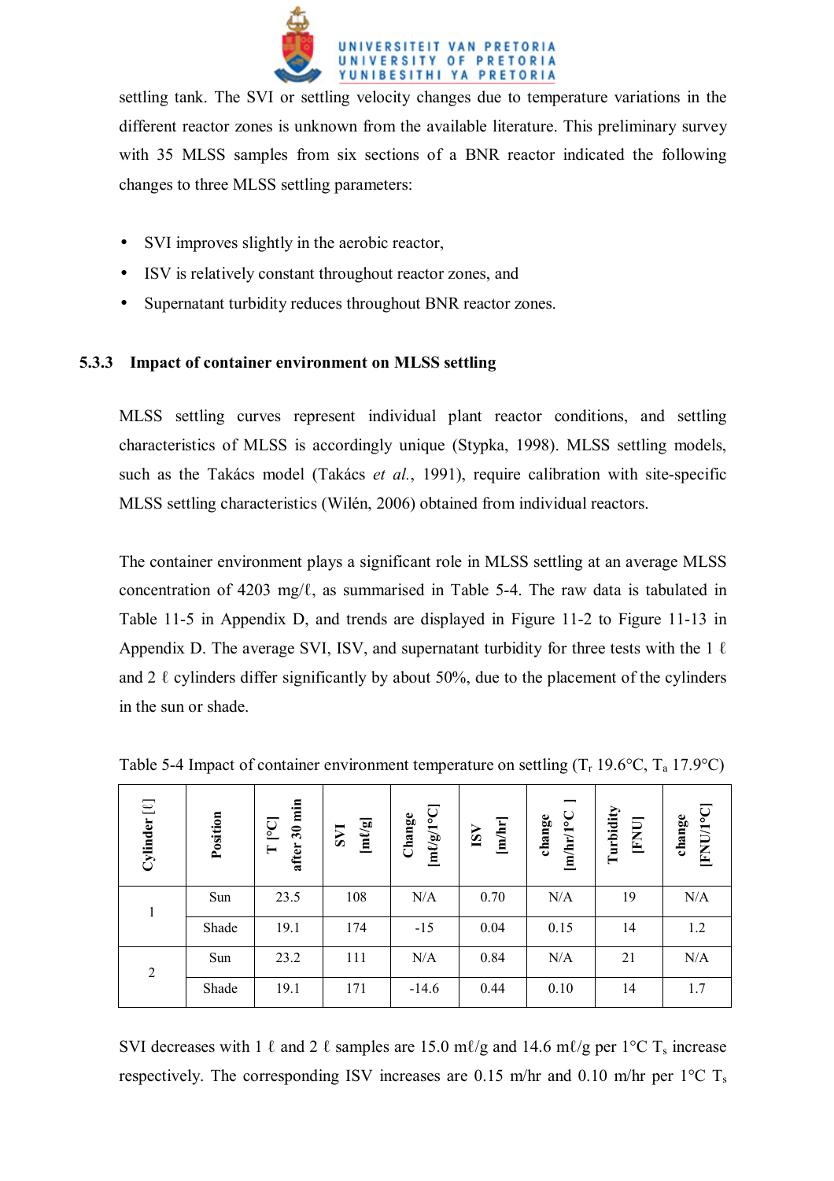settling tank. The SVI or settling velocity changes due to temperature variations in the different reactor zones is unknown from the available literature. This preliminary survey with 35 MLSS samples from six sections of a BNR reactor indicated the following changes to three MLSS settling parameters:

- SVI improves slightly in the aerobic reactor,
- ISV is relatively constant throughout reactor zones, and
- Supernatant turbidity reduces throughout BNR reactor zones.

### 5.3.3 Impact of container environment on MLSS settling

MLSS settling curves represent individual plant reactor conditions, and settling characteristics of MLSS is accordingly unique (Stypka, 1998). MLSS settling models, such as the Takács model (Takács *et al.*, 1991), require calibration with site-specific MLSS settling characteristics (Wilén, 2006) obtained from individual reactors.

The container environment plays a significant role in MLSS settling at an average MLSS concentration of 4203 mg/ℓ, as summarised in Table 5-4. The raw data is tabulated in Table 11-5 in Appendix D, and trends are displayed in Figure 11-2 to Figure 11-13 in Appendix D. The average SVI, ISV, and supernatant turbidity for three tests with the 1 ℓ and 2 ℓ cylinders differ significantly by about 50%, due to the placement of the cylinders in the sun or shade.

Table 5-4 Impact of container environment temperature on settling ($T_r$ 19.6°C, $T_a$ 17.9°C)

| Cylinder [ℓ] | Position | T [°C] after 30 min | SVI [mℓ/g] | Change [mℓ/g/1°C] | ISV [m/hr] | change [m/hr/1°C ] | Turbidity [FNU] | change [FNU/1°C] |
|---|---|---|---|---|---|---|---|---|
| 1 | Sun | 23.5 | 108 | N/A | 0.70 | N/A | 19 | N/A |
| | Shade | 19.1 | 174 | -15 | 0.04 | 0.15 | 14 | 1.2 |
| 2 | Sun | 23.2 | 111 | N/A | 0.84 | N/A | 21 | N/A |
| | Shade | 19.1 | 171 | -14.6 | 0.44 | 0.10 | 14 | 1.7 |

SVI decreases with 1 ℓ and 2 ℓ samples are 15.0 mℓ/g and 14.6 mℓ/g per 1°C $T_s$ increase respectively. The corresponding ISV increases are 0.15 m/hr and 0.10 m/hr per 1°C $T_s$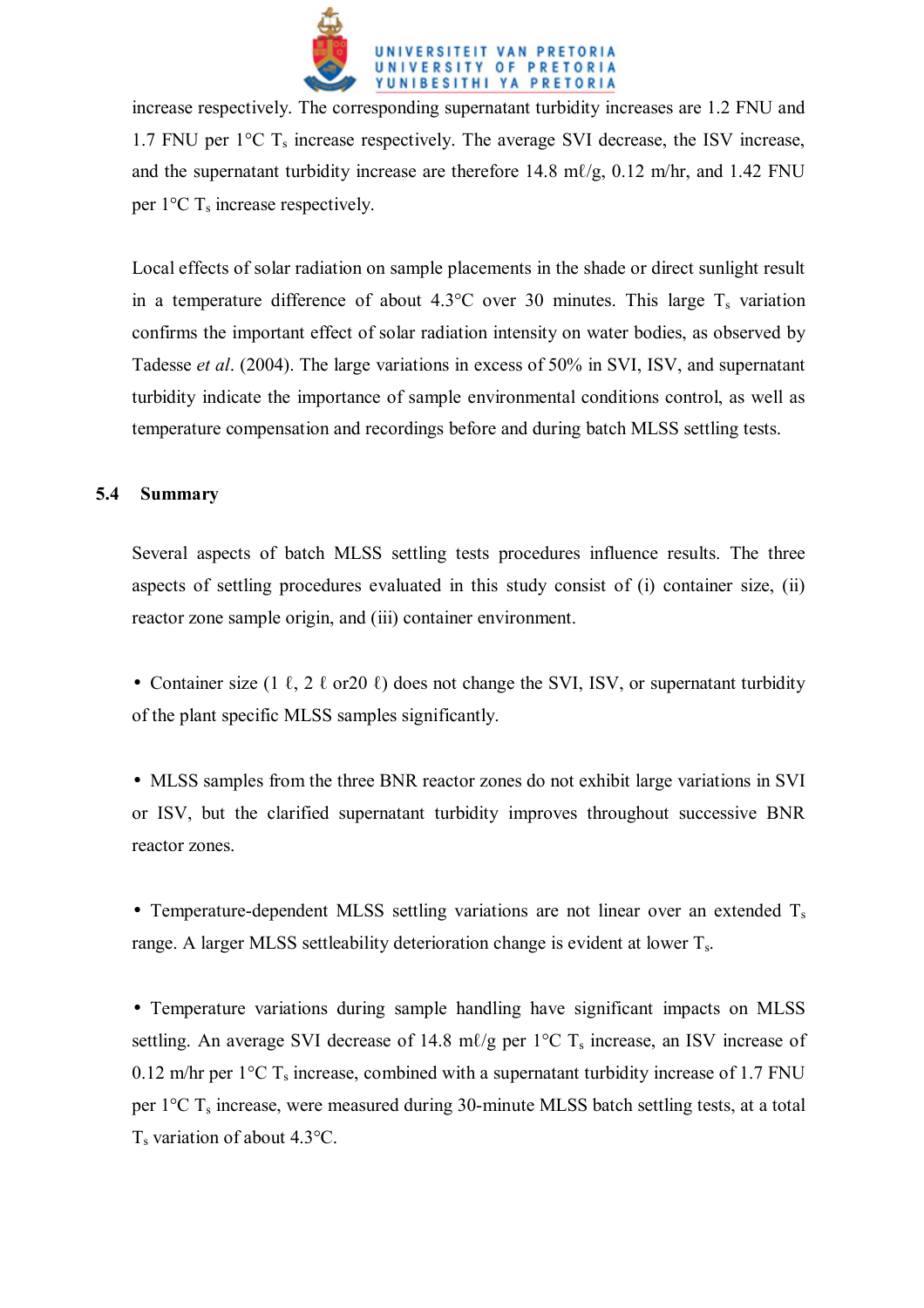increase respectively. The corresponding supernatant turbidity increases are 1.2 FNU and 1.7 FNU per 1°C $T_s$ increase respectively. The average SVI decrease, the ISV increase, and the supernatant turbidity increase are therefore 14.8 mℓ/g, 0.12 m/hr, and 1.42 FNU per 1°C $T_s$ increase respectively.

Local effects of solar radiation on sample placements in the shade or direct sunlight result in a temperature difference of about 4.3°C over 30 minutes. This large $T_s$ variation confirms the important effect of solar radiation intensity on water bodies, as observed by Tadesse *et al*. (2004). The large variations in excess of 50% in SVI, ISV, and supernatant turbidity indicate the importance of sample environmental conditions control, as well as temperature compensation and recordings before and during batch MLSS settling tests.

## 5.4 Summary

Several aspects of batch MLSS settling tests procedures influence results. The three aspects of settling procedures evaluated in this study consist of (i) container size, (ii) reactor zone sample origin, and (iii) container environment.

- Container size (1 ℓ, 2 ℓ or20 ℓ) does not change the SVI, ISV, or supernatant turbidity of the plant specific MLSS samples significantly.

- MLSS samples from the three BNR reactor zones do not exhibit large variations in SVI or ISV, but the clarified supernatant turbidity improves throughout successive BNR reactor zones.

- Temperature-dependent MLSS settling variations are not linear over an extended $T_s$ range. A larger MLSS settleability deterioration change is evident at lower $T_s$.

- Temperature variations during sample handling have significant impacts on MLSS settling. An average SVI decrease of 14.8 mℓ/g per 1°C $T_s$ increase, an ISV increase of 0.12 m/hr per 1°C $T_s$ increase, combined with a supernatant turbidity increase of 1.7 FNU per 1°C $T_s$ increase, were measured during 30-minute MLSS batch settling tests, at a total $T_s$ variation of about 4.3°C.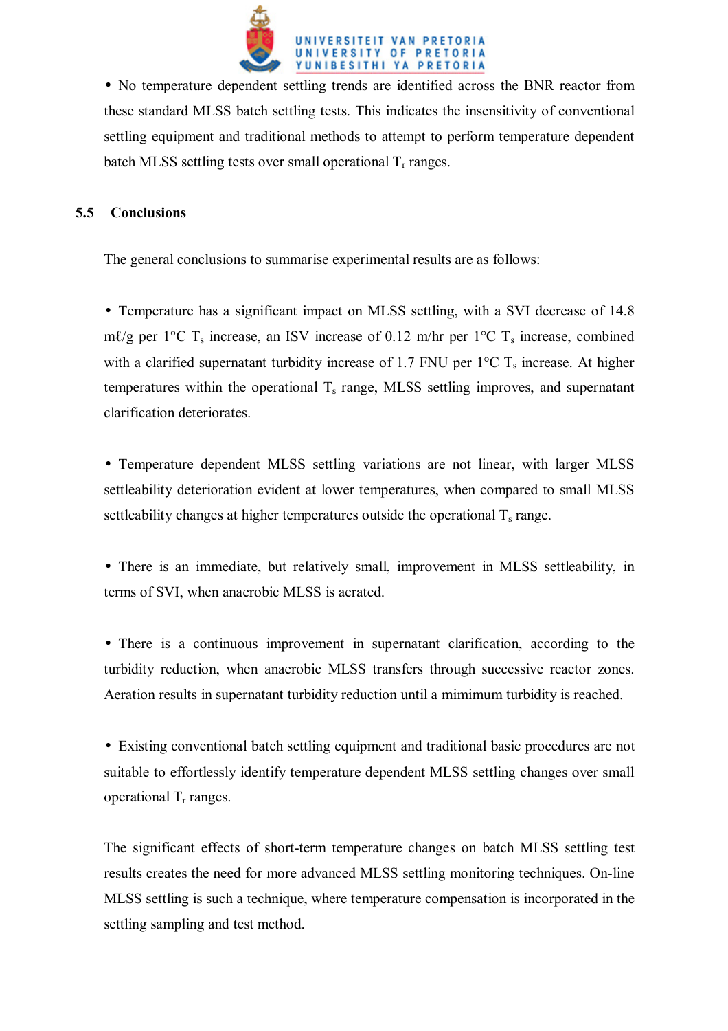- No temperature dependent settling trends are identified across the BNR reactor from these standard MLSS batch settling tests. This indicates the insensitivity of conventional settling equipment and traditional methods to attempt to perform temperature dependent batch MLSS settling tests over small operational $T_r$ ranges.

## 5.5 Conclusions

The general conclusions to summarise experimental results are as follows:

- Temperature has a significant impact on MLSS settling, with a SVI decrease of 14.8 mℓ/g per 1°C $T_s$ increase, an ISV increase of 0.12 m/hr per 1°C $T_s$ increase, combined with a clarified supernatant turbidity increase of 1.7 FNU per 1°C $T_s$ increase. At higher temperatures within the operational $T_s$ range, MLSS settling improves, and supernatant clarification deteriorates.

- Temperature dependent MLSS settling variations are not linear, with larger MLSS settleability deterioration evident at lower temperatures, when compared to small MLSS settleability changes at higher temperatures outside the operational $T_s$ range.

- There is an immediate, but relatively small, improvement in MLSS settleability, in terms of SVI, when anaerobic MLSS is aerated.

- There is a continuous improvement in supernatant clarification, according to the turbidity reduction, when anaerobic MLSS transfers through successive reactor zones. Aeration results in supernatant turbidity reduction until a mimimum turbidity is reached.

- Existing conventional batch settling equipment and traditional basic procedures are not suitable to effortlessly identify temperature dependent MLSS settling changes over small operational $T_r$ ranges.

The significant effects of short-term temperature changes on batch MLSS settling test results creates the need for more advanced MLSS settling monitoring techniques. On-line MLSS settling is such a technique, where temperature compensation is incorporated in the settling sampling and test method.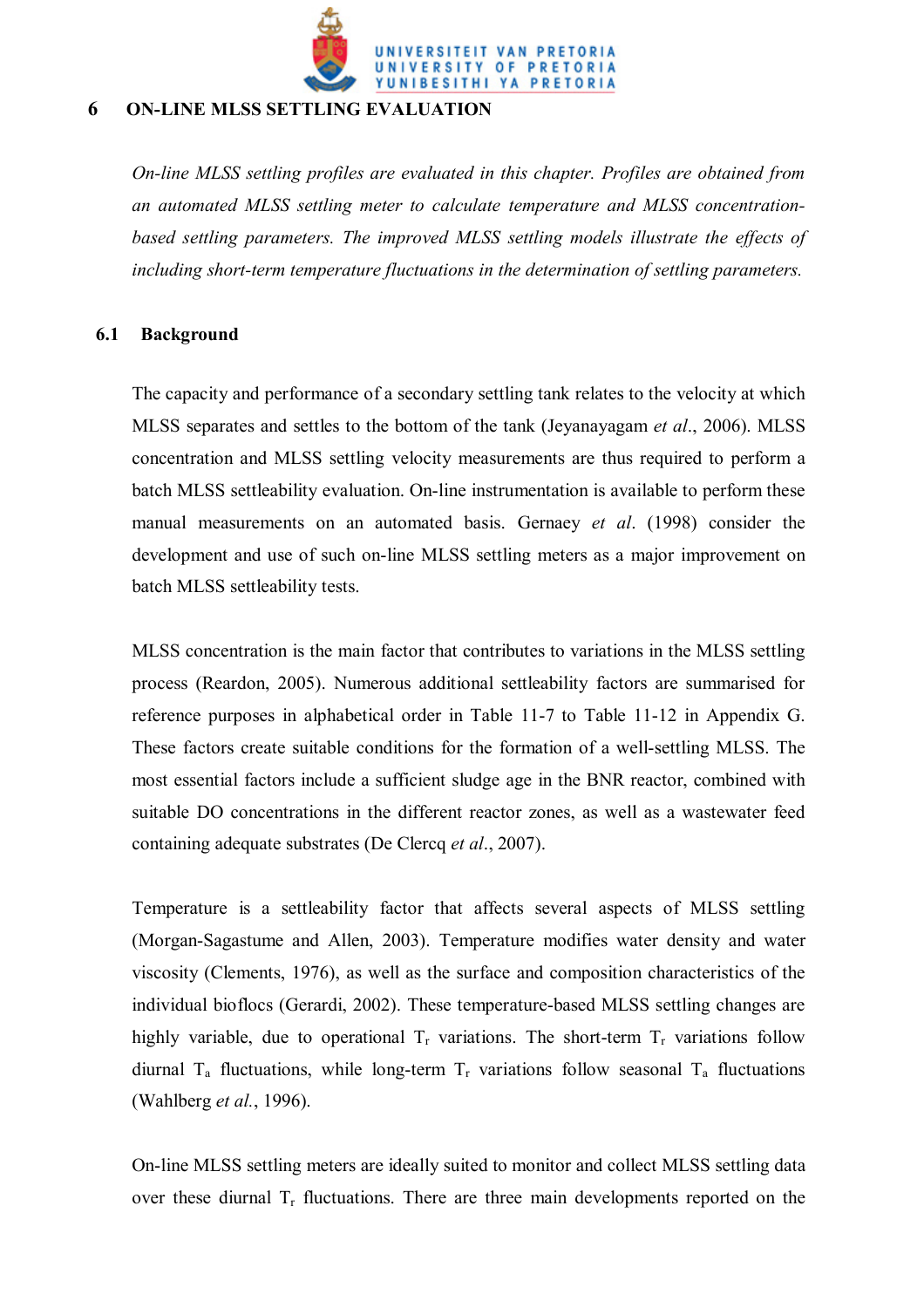# 6 ON-LINE MLSS SETTLING EVALUATION

*On-line MLSS settling profiles are evaluated in this chapter. Profiles are obtained from an automated MLSS settling meter to calculate temperature and MLSS concentration-based settling parameters. The improved MLSS settling models illustrate the effects of including short-term temperature fluctuations in the determination of settling parameters.*

## 6.1 Background

The capacity and performance of a secondary settling tank relates to the velocity at which MLSS separates and settles to the bottom of the tank (Jeyanayagam *et al*., 2006). MLSS concentration and MLSS settling velocity measurements are thus required to perform a batch MLSS settleability evaluation. On-line instrumentation is available to perform these manual measurements on an automated basis. Gernaey *et al*. (1998) consider the development and use of such on-line MLSS settling meters as a major improvement on batch MLSS settleability tests.

MLSS concentration is the main factor that contributes to variations in the MLSS settling process (Reardon, 2005). Numerous additional settleability factors are summarised for reference purposes in alphabetical order in Table 11-7 to Table 11-12 in Appendix G. These factors create suitable conditions for the formation of a well-settling MLSS. The most essential factors include a sufficient sludge age in the BNR reactor, combined with suitable DO concentrations in the different reactor zones, as well as a wastewater feed containing adequate substrates (De Clercq *et al*., 2007).

Temperature is a settleability factor that affects several aspects of MLSS settling (Morgan-Sagastume and Allen, 2003). Temperature modifies water density and water viscosity (Clements, 1976), as well as the surface and composition characteristics of the individual bioflocs (Gerardi, 2002). These temperature-based MLSS settling changes are highly variable, due to operational $T_r$ variations. The short-term $T_r$ variations follow diurnal $T_a$ fluctuations, while long-term $T_r$ variations follow seasonal $T_a$ fluctuations (Wahlberg *et al.*, 1996).

On-line MLSS settling meters are ideally suited to monitor and collect MLSS settling data over these diurnal $T_r$ fluctuations. There are three main developments reported on the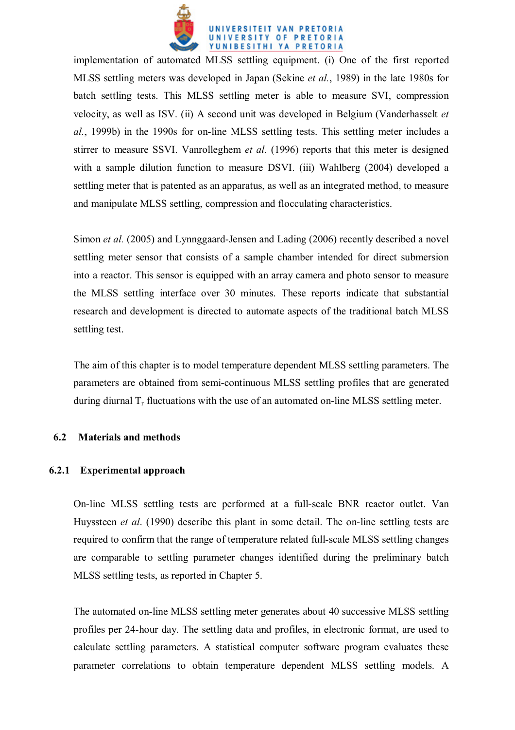implementation of automated MLSS settling equipment. (i) One of the first reported MLSS settling meters was developed in Japan (Sekine *et al.*, 1989) in the late 1980s for batch settling tests. This MLSS settling meter is able to measure SVI, compression velocity, as well as ISV. (ii) A second unit was developed in Belgium (Vanderhasselt *et al.*, 1999b) in the 1990s for on-line MLSS settling tests. This settling meter includes a stirrer to measure SSVI. Vanrolleghem *et al.* (1996) reports that this meter is designed with a sample dilution function to measure DSVI. (iii) Wahlberg (2004) developed a settling meter that is patented as an apparatus, as well as an integrated method, to measure and manipulate MLSS settling, compression and flocculating characteristics.

Simon *et al.* (2005) and Lynnggaard-Jensen and Lading (2006) recently described a novel settling meter sensor that consists of a sample chamber intended for direct submersion into a reactor. This sensor is equipped with an array camera and photo sensor to measure the MLSS settling interface over 30 minutes. These reports indicate that substantial research and development is directed to automate aspects of the traditional batch MLSS settling test.

The aim of this chapter is to model temperature dependent MLSS settling parameters. The parameters are obtained from semi-continuous MLSS settling profiles that are generated during diurnal $T_r$ fluctuations with the use of an automated on-line MLSS settling meter.

## 6.2 Materials and methods

### 6.2.1 Experimental approach

On-line MLSS settling tests are performed at a full-scale BNR reactor outlet. Van Huyssteen *et al*. (1990) describe this plant in some detail. The on-line settling tests are required to confirm that the range of temperature related full-scale MLSS settling changes are comparable to settling parameter changes identified during the preliminary batch MLSS settling tests, as reported in Chapter 5.

The automated on-line MLSS settling meter generates about 40 successive MLSS settling profiles per 24-hour day. The settling data and profiles, in electronic format, are used to calculate settling parameters. A statistical computer software program evaluates these parameter correlations to obtain temperature dependent MLSS settling models. A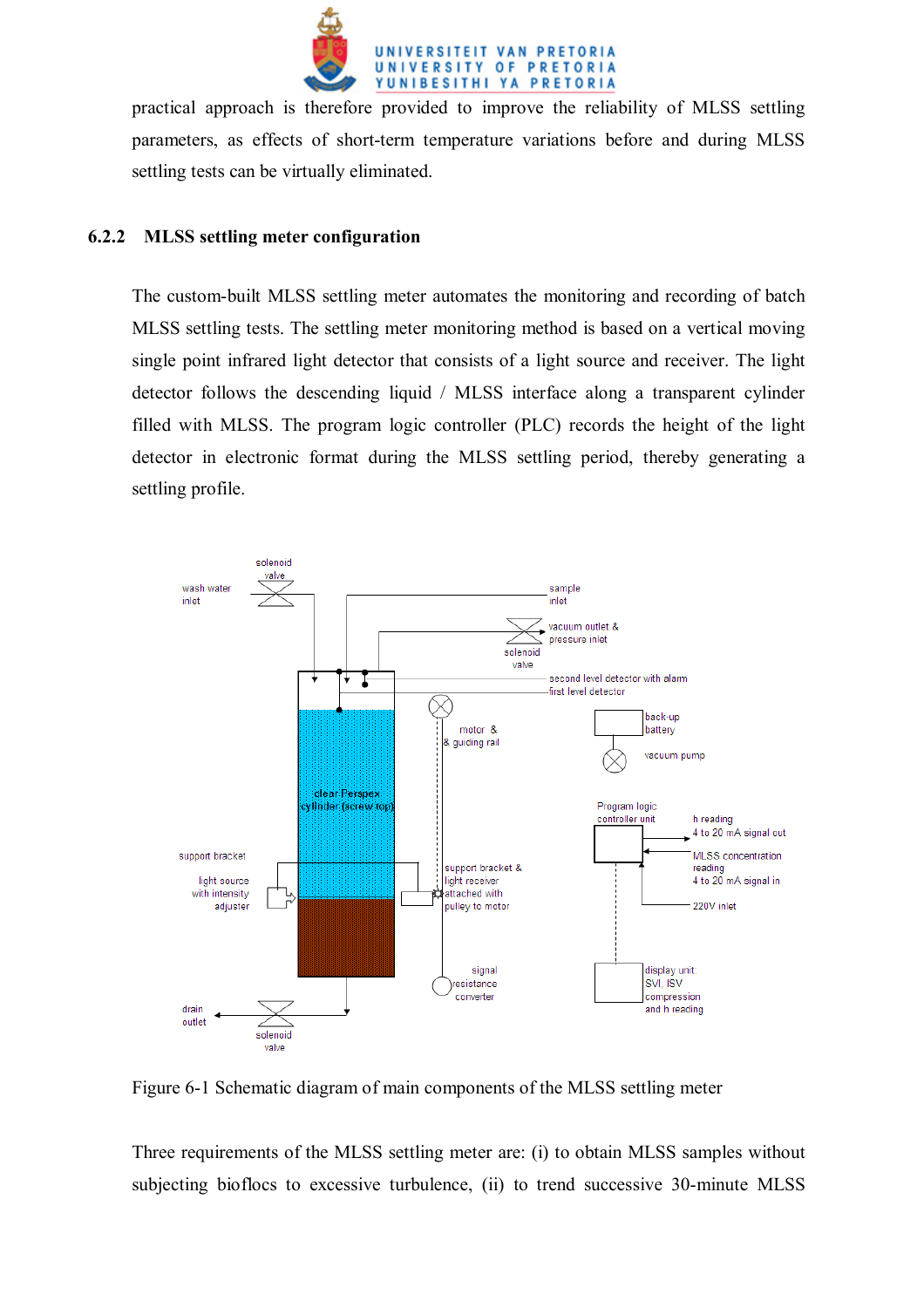practical approach is therefore provided to improve the reliability of MLSS settling parameters, as effects of short-term temperature variations before and during MLSS settling tests can be virtually eliminated.

### 6.2.2 MLSS settling meter configuration

The custom-built MLSS settling meter automates the monitoring and recording of batch MLSS settling tests. The settling meter monitoring method is based on a vertical moving single point infrared light detector that consists of a light source and receiver. The light detector follows the descending liquid / MLSS interface along a transparent cylinder filled with MLSS. The program logic controller (PLC) records the height of the light detector in electronic format during the MLSS settling period, thereby generating a settling profile.

Figure 6-1 Schematic diagram of main components of the MLSS settling meter

Three requirements of the MLSS settling meter are: (i) to obtain MLSS samples without subjecting bioflocs to excessive turbulence, (ii) to trend successive 30-minute MLSS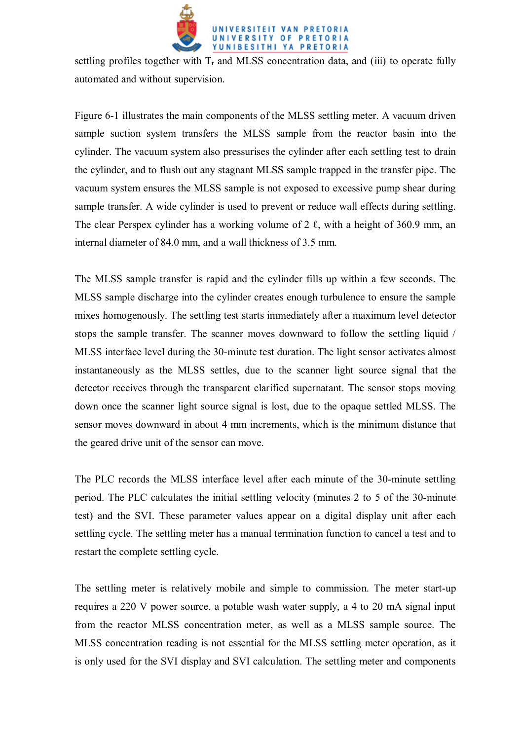settling profiles together with $T_r$ and MLSS concentration data, and (iii) to operate fully automated and without supervision.

Figure 6-1 illustrates the main components of the MLSS settling meter. A vacuum driven sample suction system transfers the MLSS sample from the reactor basin into the cylinder. The vacuum system also pressurises the cylinder after each settling test to drain the cylinder, and to flush out any stagnant MLSS sample trapped in the transfer pipe. The vacuum system ensures the MLSS sample is not exposed to excessive pump shear during sample transfer. A wide cylinder is used to prevent or reduce wall effects during settling. The clear Perspex cylinder has a working volume of 2 ℓ, with a height of 360.9 mm, an internal diameter of 84.0 mm, and a wall thickness of 3.5 mm.

The MLSS sample transfer is rapid and the cylinder fills up within a few seconds. The MLSS sample discharge into the cylinder creates enough turbulence to ensure the sample mixes homogenously. The settling test starts immediately after a maximum level detector stops the sample transfer. The scanner moves downward to follow the settling liquid / MLSS interface level during the 30-minute test duration. The light sensor activates almost instantaneously as the MLSS settles, due to the scanner light source signal that the detector receives through the transparent clarified supernatant. The sensor stops moving down once the scanner light source signal is lost, due to the opaque settled MLSS. The sensor moves downward in about 4 mm increments, which is the minimum distance that the geared drive unit of the sensor can move.

The PLC records the MLSS interface level after each minute of the 30-minute settling period. The PLC calculates the initial settling velocity (minutes 2 to 5 of the 30-minute test) and the SVI. These parameter values appear on a digital display unit after each settling cycle. The settling meter has a manual termination function to cancel a test and to restart the complete settling cycle.

The settling meter is relatively mobile and simple to commission. The meter start-up requires a 220 V power source, a potable wash water supply, a 4 to 20 mA signal input from the reactor MLSS concentration meter, as well as a MLSS sample source. The MLSS concentration reading is not essential for the MLSS settling meter operation, as it is only used for the SVI display and SVI calculation. The settling meter and components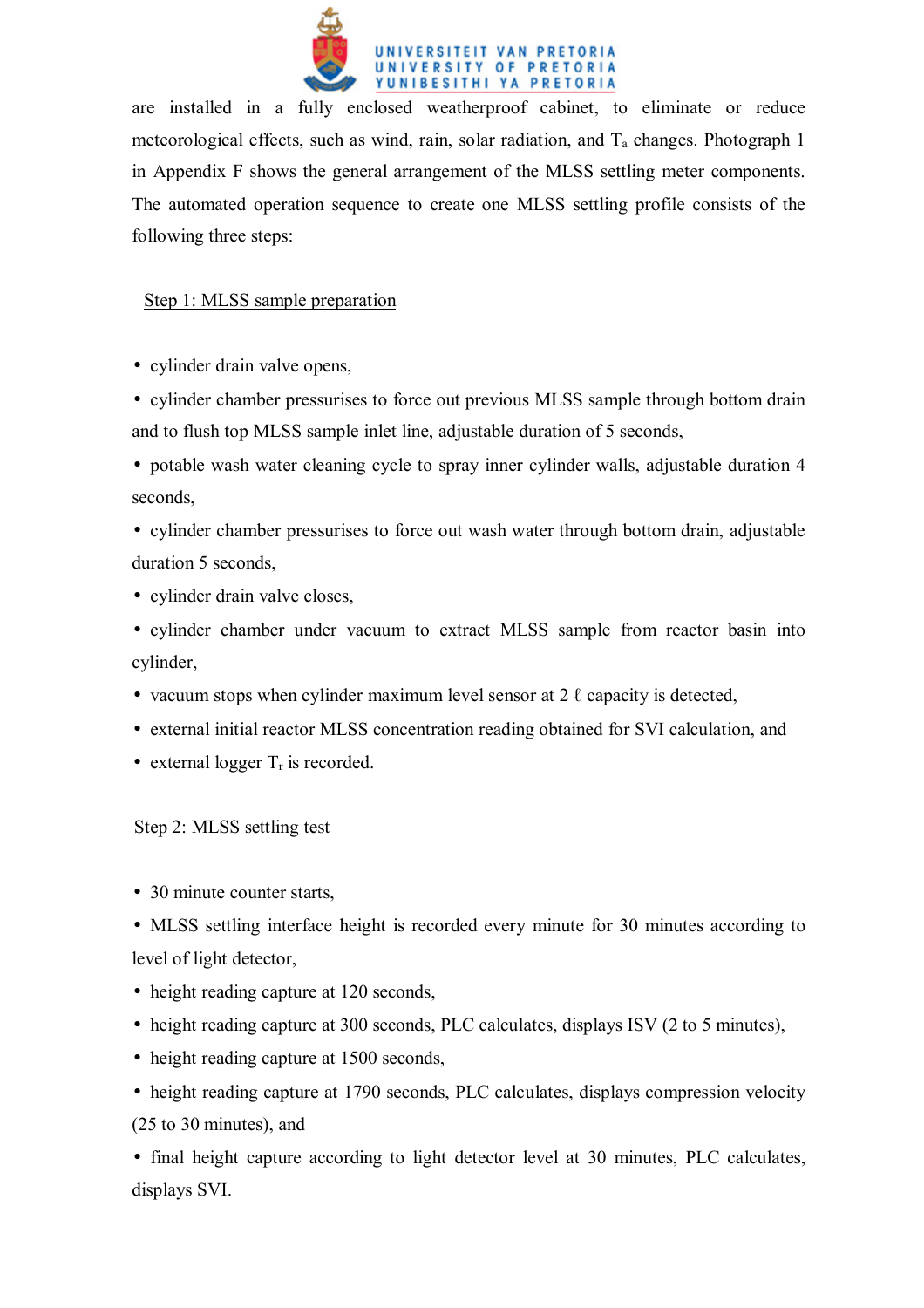are installed in a fully enclosed weatherproof cabinet, to eliminate or reduce meteorological effects, such as wind, rain, solar radiation, and $T_a$ changes. Photograph 1 in Appendix F shows the general arrangement of the MLSS settling meter components. The automated operation sequence to create one MLSS settling profile consists of the following three steps:

Step 1: MLSS sample preparation

- cylinder drain valve opens,
- cylinder chamber pressurises to force out previous MLSS sample through bottom drain and to flush top MLSS sample inlet line, adjustable duration of 5 seconds,
- potable wash water cleaning cycle to spray inner cylinder walls, adjustable duration 4 seconds,
- cylinder chamber pressurises to force out wash water through bottom drain, adjustable duration 5 seconds,
- cylinder drain valve closes,
- cylinder chamber under vacuum to extract MLSS sample from reactor basin into cylinder,
- vacuum stops when cylinder maximum level sensor at 2 ℓ capacity is detected,
- external initial reactor MLSS concentration reading obtained for SVI calculation, and
- external logger $T_r$ is recorded.

Step 2: MLSS settling test

- 30 minute counter starts,
- MLSS settling interface height is recorded every minute for 30 minutes according to level of light detector,
- height reading capture at 120 seconds,
- height reading capture at 300 seconds, PLC calculates, displays ISV (2 to 5 minutes),
- height reading capture at 1500 seconds,
- height reading capture at 1790 seconds, PLC calculates, displays compression velocity (25 to 30 minutes), and
- final height capture according to light detector level at 30 minutes, PLC calculates, displays SVI.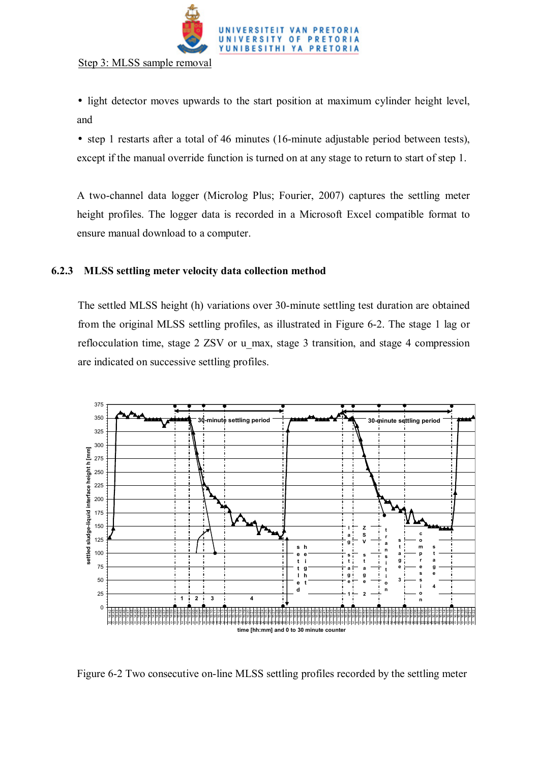Step 3: MLSS sample removal

- light detector moves upwards to the start position at maximum cylinder height level, and
- step 1 restarts after a total of 46 minutes (16-minute adjustable period between tests), except if the manual override function is turned on at any stage to return to start of step 1.

A two-channel data logger (Micrologger Plus; Fourier, 2007) captures the settling meter height profiles. The logger data is recorded in a Microsoft Excel compatible format to ensure manual download to a computer.

### 6.2.3 MLSS settling meter velocity data collection method

The settled MLSS height (h) variations over 30-minute settling test duration are obtained from the original MLSS settling profiles, as illustrated in Figure 6-2. The stage 1 lag or reflocculation time, stage 2 ZSV or u_max, stage 3 transition, and stage 4 compression are indicated on successive settling profiles.

Figure 6-2 Two consecutive on-line MLSS settling profiles recorded by the settling meter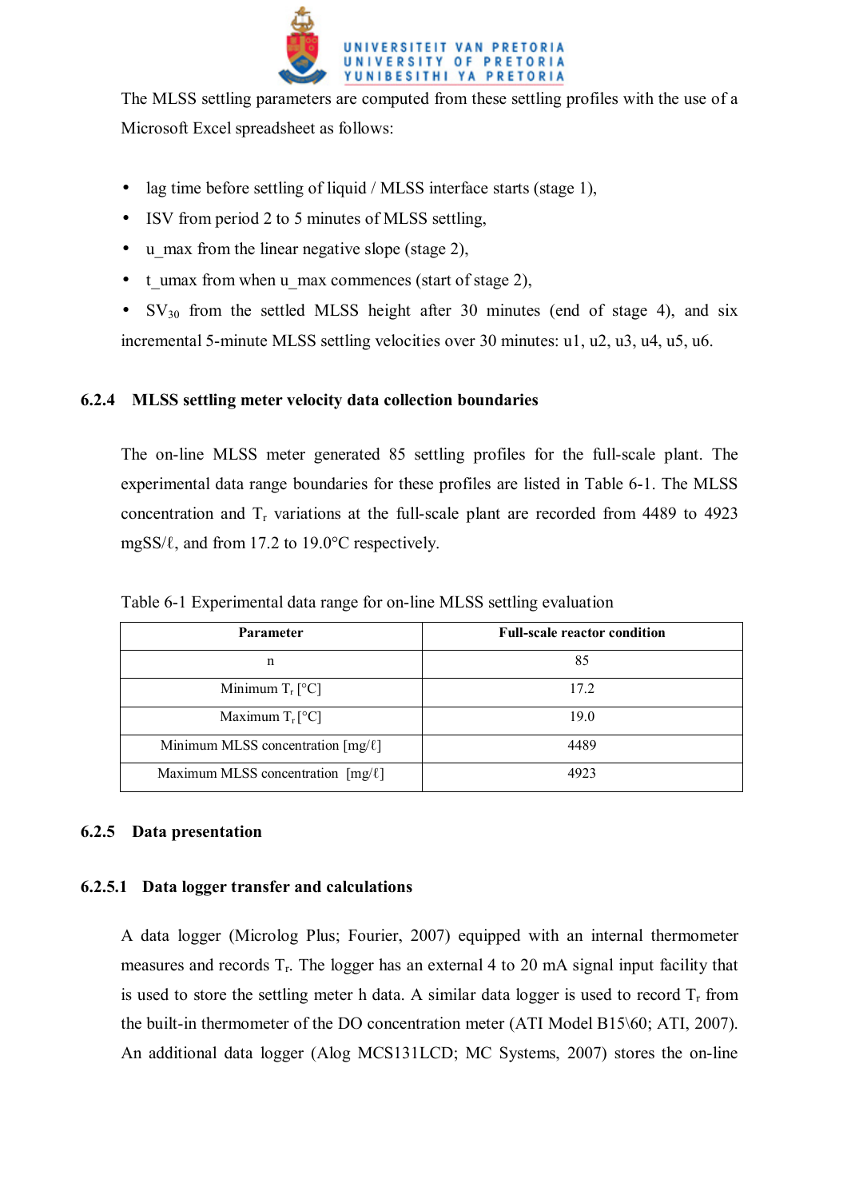The MLSS settling parameters are computed from these settling profiles with the use of a Microsoft Excel spreadsheet as follows:

- lag time before settling of liquid / MLSS interface starts (stage 1),
- ISV from period 2 to 5 minutes of MLSS settling,
- u_max from the linear negative slope (stage 2),
- t_umax from when u_max commences (start of stage 2),
- $SV_{30}$ from the settled MLSS height after 30 minutes (end of stage 4), and six incremental 5-minute MLSS settling velocities over 30 minutes: u1, u2, u3, u4, u5, u6.

### 6.2.4 MLSS settling meter velocity data collection boundaries

The on-line MLSS meter generated 85 settling profiles for the full-scale plant. The experimental data range boundaries for these profiles are listed in Table 6-1. The MLSS concentration and $T_r$ variations at the full-scale plant are recorded from 4489 to 4923 mgSS/ℓ, and from 17.2 to 19.0°C respectively.

Table 6-1 Experimental data range for on-line MLSS settling evaluation

| Parameter | Full-scale reactor condition |
|---|---|
| n | 85 |
| Minimum $T_r$ [°C] | 17.2 |
| Maximum $T_r$ [°C] | 19.0 |
| Minimum MLSS concentration [mg/ℓ] | 4489 |
| Maximum MLSS concentration [mg/ℓ] | 4923 |

### 6.2.5 Data presentation

#### 6.2.5.1 Data logger transfer and calculations

A data logger (Micrlog Plus; Fourier, 2007) equipped with an internal thermometer measures and records $T_r$. The logger has an external 4 to 20 mA signal input facility that is used to store the settling meter h data. A similar data logger is used to record $T_r$ from the built-in thermometer of the DO concentration meter (ATI Model B15\60; ATI, 2007). An additional data logger (Alog MCS131LCD; MC Systems, 2007) stores the on-line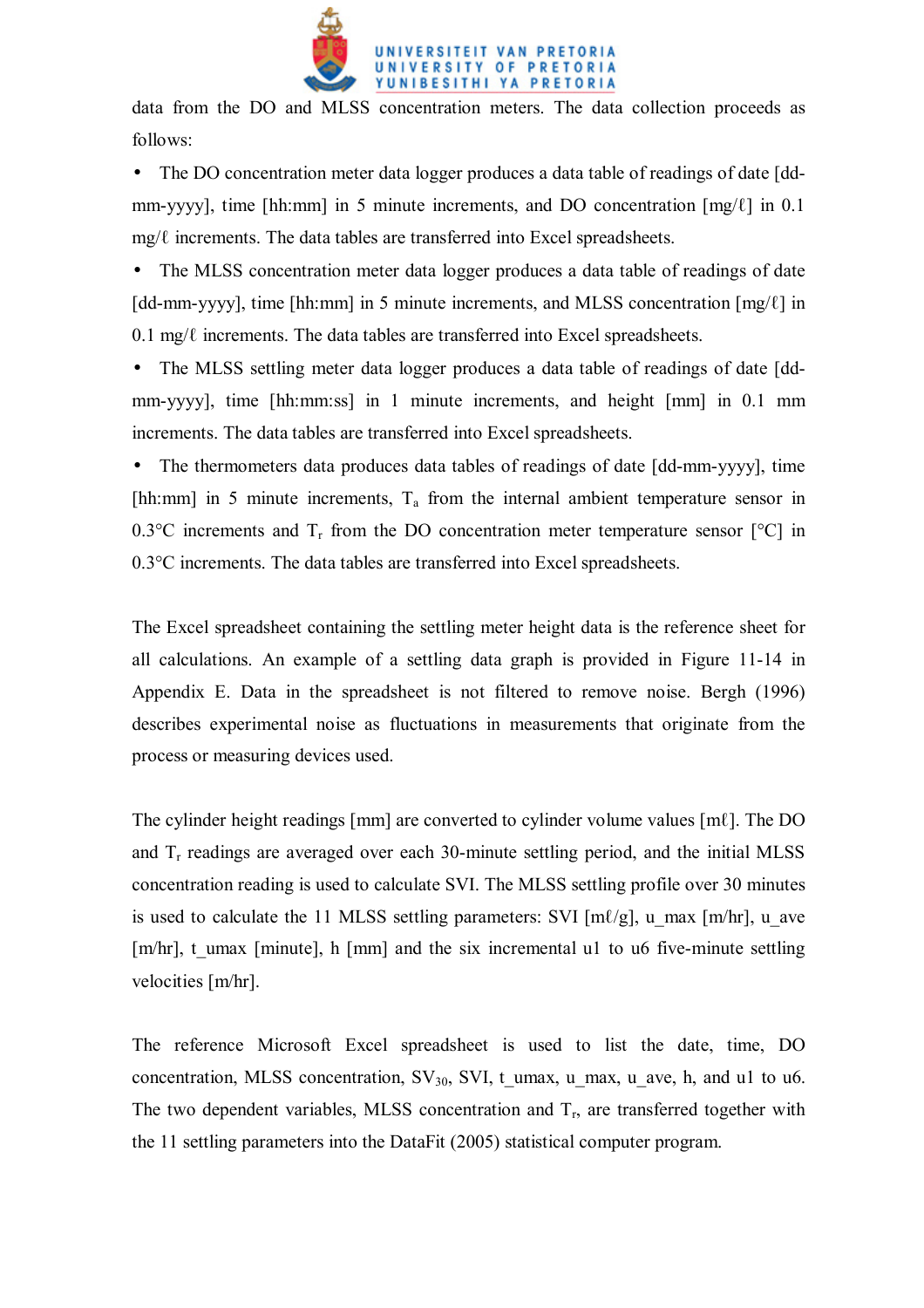data from the DO and MLSS concentration meters. The data collection proceeds as follows:

- The DO concentration meter data logger produces a data table of readings of date [dd-mm-yyyy], time [hh:mm] in 5 minute increments, and DO concentration [mg/ℓ] in 0.1 mg/ℓ increments. The data tables are transferred into Excel spreadsheets.
- The MLSS concentration meter data logger produces a data table of readings of date [dd-mm-yyyy], time [hh:mm] in 5 minute increments, and MLSS concentration [mg/ℓ] in 0.1 mg/ℓ increments. The data tables are transferred into Excel spreadsheets.
- The MLSS settling meter data logger produces a data table of readings of date [dd-mm-yyyy], time [hh:mm:ss] in 1 minute increments, and height [mm] in 0.1 mm increments. The data tables are transferred into Excel spreadsheets.
- The thermometers data produces data tables of readings of date [dd-mm-yyyy], time [hh:mm] in 5 minute increments, $T_a$ from the internal ambient temperature sensor in 0.3°C increments and $T_r$ from the DO concentration meter temperature sensor [°C] in 0.3°C increments. The data tables are transferred into Excel spreadsheets.

The Excel spreadsheet containing the settling meter height data is the reference sheet for all calculations. An example of a settling data graph is provided in Figure 11-14 in Appendix E. Data in the spreadsheet is not filtered to remove noise. Bergh (1996) describes experimental noise as fluctuations in measurements that originate from the process or measuring devices used.

The cylinder height readings [mm] are converted to cylinder volume values [mℓ]. The DO and $T_r$ readings are averaged over each 30-minute settling period, and the initial MLSS concentration reading is used to calculate SVI. The MLSS settling profile over 30 minutes is used to calculate the 11 MLSS settling parameters: SVI [mℓ/g], u_max [m/hr], u_ave [m/hr], t_umax [minute], h [mm] and the six incremental u1 to u6 five-minute settling velocities [m/hr].

The reference Microsoft Excel spreadsheet is used to list the date, time, DO concentration, MLSS concentration, $SV_{30}$, SVI, t_umax, u_max, u_ave, h, and u1 to u6. The two dependent variables, MLSS concentration and $T_r$, are transferred together with the 11 settling parameters into the DataFit (2005) statistical computer program.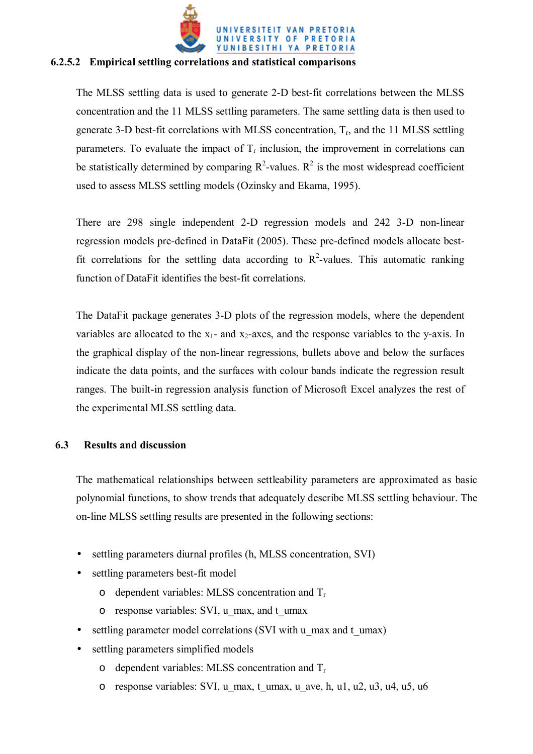#### 6.2.5.2 Empirical settling correlations and statistical comparisons

The MLSS settling data is used to generate 2-D best-fit correlations between the MLSS concentration and the 11 MLSS settling parameters. The same settling data is then used to generate 3-D best-fit correlations with MLSS concentration, $T_r$, and the 11 MLSS settling parameters. To evaluate the impact of $T_r$ inclusion, the improvement in correlations can be statistically determined by comparing $R^2$-values. $R^2$ is the most widespread coefficient used to assess MLSS settling models (Ozinsky and Ekama, 1995).

There are 298 single independent 2-D regression models and 242 3-D non-linear regression models pre-defined in DataFit (2005). These pre-defined models allocate best-fit correlations for the settling data according to $R^2$-values. This automatic ranking function of DataFit identifies the best-fit correlations.

The DataFit package generates 3-D plots of the regression models, where the dependent variables are allocated to the $x_1$- and $x_2$-axes, and the response variables to the y-axis. In the graphical display of the non-linear regressions, bullets above and below the surfaces indicate the data points, and the surfaces with colour bands indicate the regression result ranges. The built-in regression analysis function of Microsoft Excel analyzes the rest of the experimental MLSS settling data.

## 6.3 Results and discussion

The mathematical relationships between settleability parameters are approximated as basic polynomial functions, to show trends that adequately describe MLSS settling behaviour. The on-line MLSS settling results are presented in the following sections:

- settling parameters diurnal profiles (h, MLSS concentration, SVI)
- settling parameters best-fit model
  - dependent variables: MLSS concentration and $T_r$
  - response variables: SVI, u_max, and t_umax
- settling parameter model correlations (SVI with u_max and t_umax)
- settling parameters simplified models
  - dependent variables: MLSS concentration and $T_r$
  - response variables: SVI, u_max, t_umax, u_ave, h, u1, u2, u3, u4, u5, u6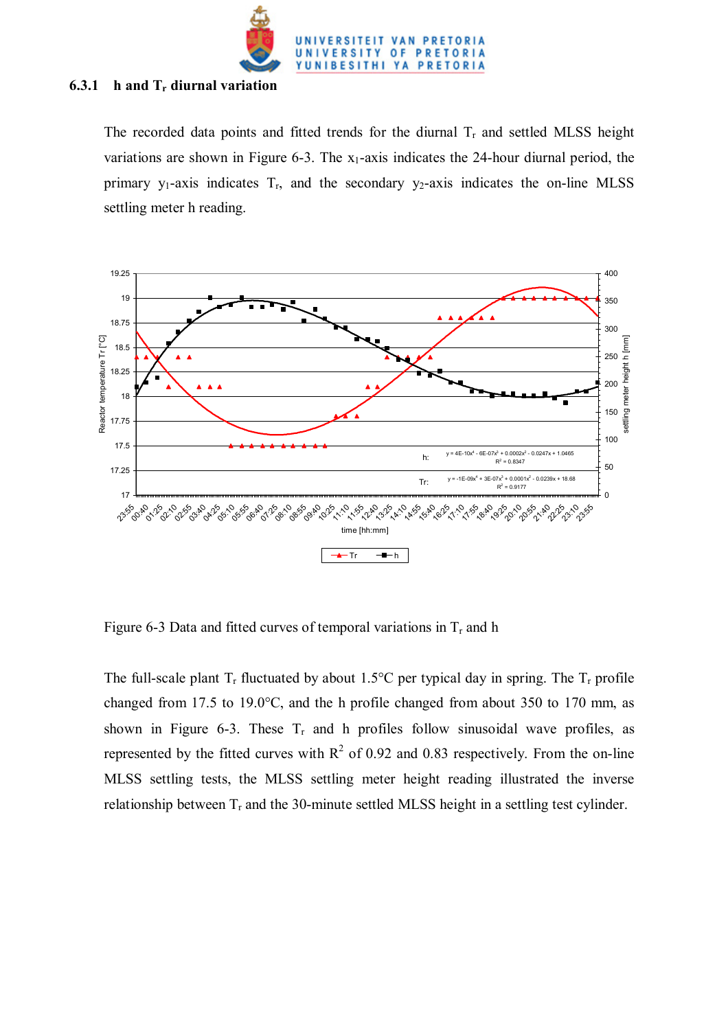### 6.3.1 h and $T_r$ diurnal variation

The recorded data points and fitted trends for the diurnal $T_r$ and settled MLSS height variations are shown in Figure 6-3. The $x_1$-axis indicates the 24-hour diurnal period, the primary $y_1$-axis indicates $T_r$, and the secondary $y_2$-axis indicates the on-line MLSS settling meter h reading.

Figure 6-3 Data and fitted curves of temporal variations in $T_r$ and h

The full-scale plant $T_r$ fluctuated by about 1.5°C per typical day in spring. The $T_r$ profile changed from 17.5 to 19.0°C, and the h profile changed from about 350 to 170 mm, as shown in Figure 6-3. These $T_r$ and h profiles follow sinusoidal wave profiles, as represented by the fitted curves with $R^2$ of 0.92 and 0.83 respectively. From the on-line MLSS settling tests, the MLSS settling meter height reading illustrated the inverse relationship between $T_r$ and the 30-minute settled MLSS height in a settling test cylinder.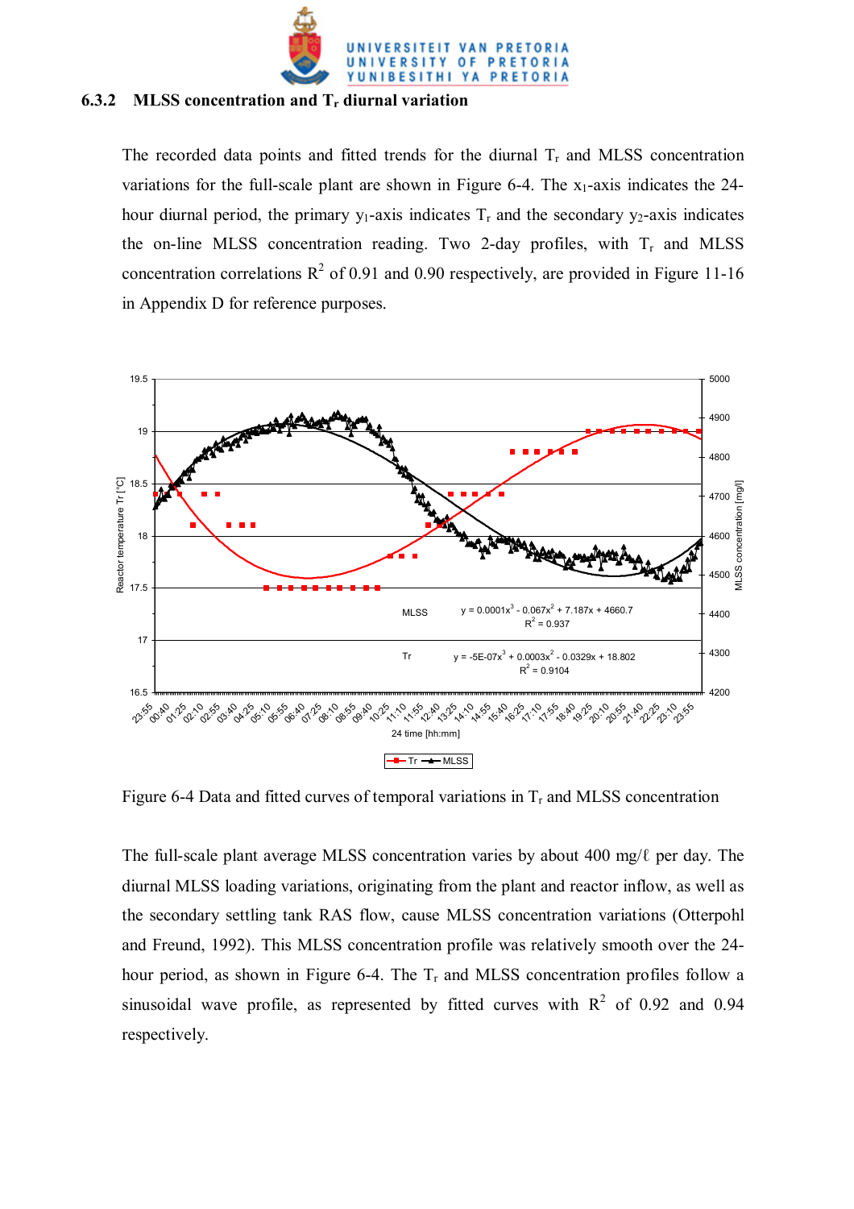### 6.3.2 MLSS concentration and $T_r$ diurnal variation

The recorded data points and fitted trends for the diurnal $T_r$ and MLSS concentration variations for the full-scale plant are shown in Figure 6-4. The $x_1$-axis indicates the 24-hour diurnal period, the primary $y_1$-axis indicates $T_r$ and the secondary $y_2$-axis indicates the on-line MLSS concentration reading. Two 2-day profiles, with $T_r$ and MLSS concentration correlations $R^2$ of 0.91 and 0.90 respectively, are provided in Figure 11-16 in Appendix D for reference purposes.

Figure 6-4 Data and fitted curves of temporal variations in $T_r$ and MLSS concentration

The full-scale plant average MLSS concentration varies by about 400 mg/ℓ per day. The diurnal MLSS loading variations, originating from the plant and reactor inflow, as well as the secondary settling tank RAS flow, cause MLSS concentration variations (Otterpohl and Freund, 1992). This MLSS concentration profile was relatively smooth over the 24-hour period, as shown in Figure 6-4. The $T_r$ and MLSS concentration profiles follow a sinusoidal wave profile, as represented by fitted curves with $R^2$ of 0.92 and 0.94 respectively.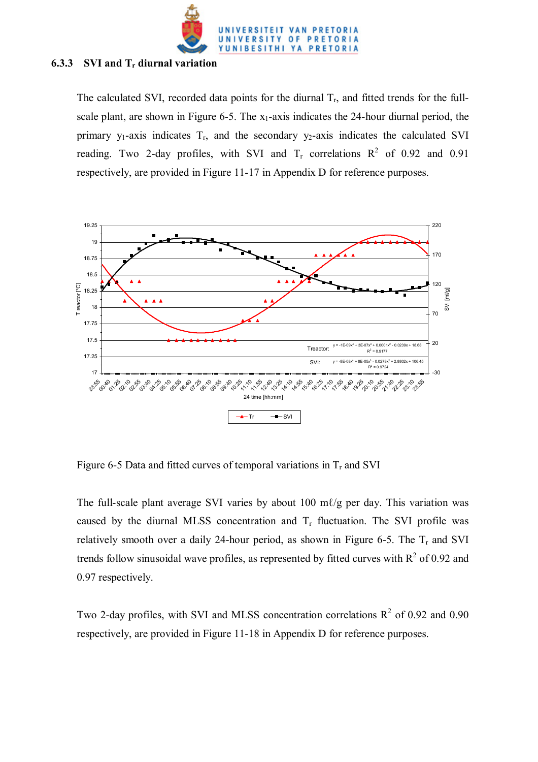### 6.3.3 SVI and $T_r$ diurnal variation

The calculated SVI, recorded data points for the diurnal $T_r$, and fitted trends for the full-scale plant, are shown in Figure 6-5. The $x_1$-axis indicates the 24-hour diurnal period, the primary $y_1$-axis indicates $T_r$, and the secondary $y_2$-axis indicates the calculated SVI reading. Two 2-day profiles, with SVI and $T_r$ correlations $R^2$ of 0.92 and 0.91 respectively, are provided in Figure 11-17 in Appendix D for reference purposes.

Figure 6-5 Data and fitted curves of temporal variations in $T_r$ and SVI

The full-scale plant average SVI varies by about 100 mℓ/g per day. This variation was caused by the diurnal MLSS concentration and $T_r$ fluctuation. The SVI profile was relatively smooth over a daily 24-hour period, as shown in Figure 6-5. The $T_r$ and SVI trends follow sinusoidal wave profiles, as represented by fitted curves with $R^2$ of 0.92 and 0.97 respectively.

Two 2-day profiles, with SVI and MLSS concentration correlations $R^2$ of 0.92 and 0.90 respectively, are provided in Figure 11-18 in Appendix D for reference purposes.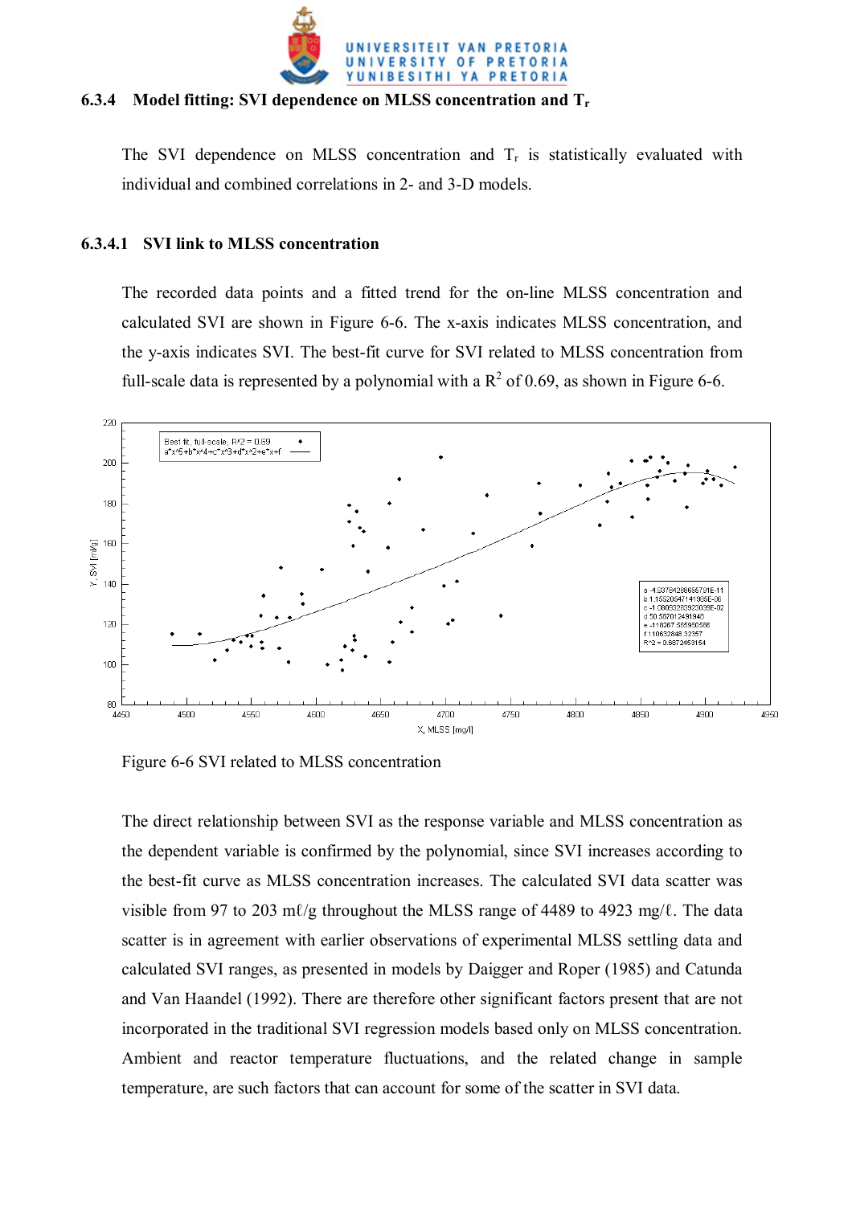### 6.3.4 Model fitting: SVI dependence on MLSS concentration and $T_r$

The SVI dependence on MLSS concentration and $T_r$ is statistically evaluated with individual and combined correlations in 2- and 3-D models.

#### 6.3.4.1 SVI link to MLSS concentration

The recorded data points and a fitted trend for the on-line MLSS concentration and calculated SVI are shown in Figure 6-6. The x-axis indicates MLSS concentration, and the y-axis indicates SVI. The best-fit curve for SVI related to MLSS concentration from full-scale data is represented by a polynomial with a $R^2$ of 0.69, as shown in Figure 6-6.

Figure 6-6 SVI related to MLSS concentration

The direct relationship between SVI as the response variable and MLSS concentration as the dependent variable is confirmed by the polynomial, since SVI increases according to the best-fit curve as MLSS concentration increases. The calculated SVI data scatter was visible from 97 to 203 mℓ/g throughout the MLSS range of 4489 to 4923 mg/ℓ. The data scatter is in agreement with earlier observations of experimental MLSS settling data and calculated SVI ranges, as presented in models by Daigger and Roper (1985) and Catunda and Van Haandel (1992). There are therefore other significant factors present that are not incorporated in the traditional SVI regression models based only on MLSS concentration. Ambient and reactor temperature fluctuations, and the related change in sample temperature, are such factors that can account for some of the scatter in SVI data.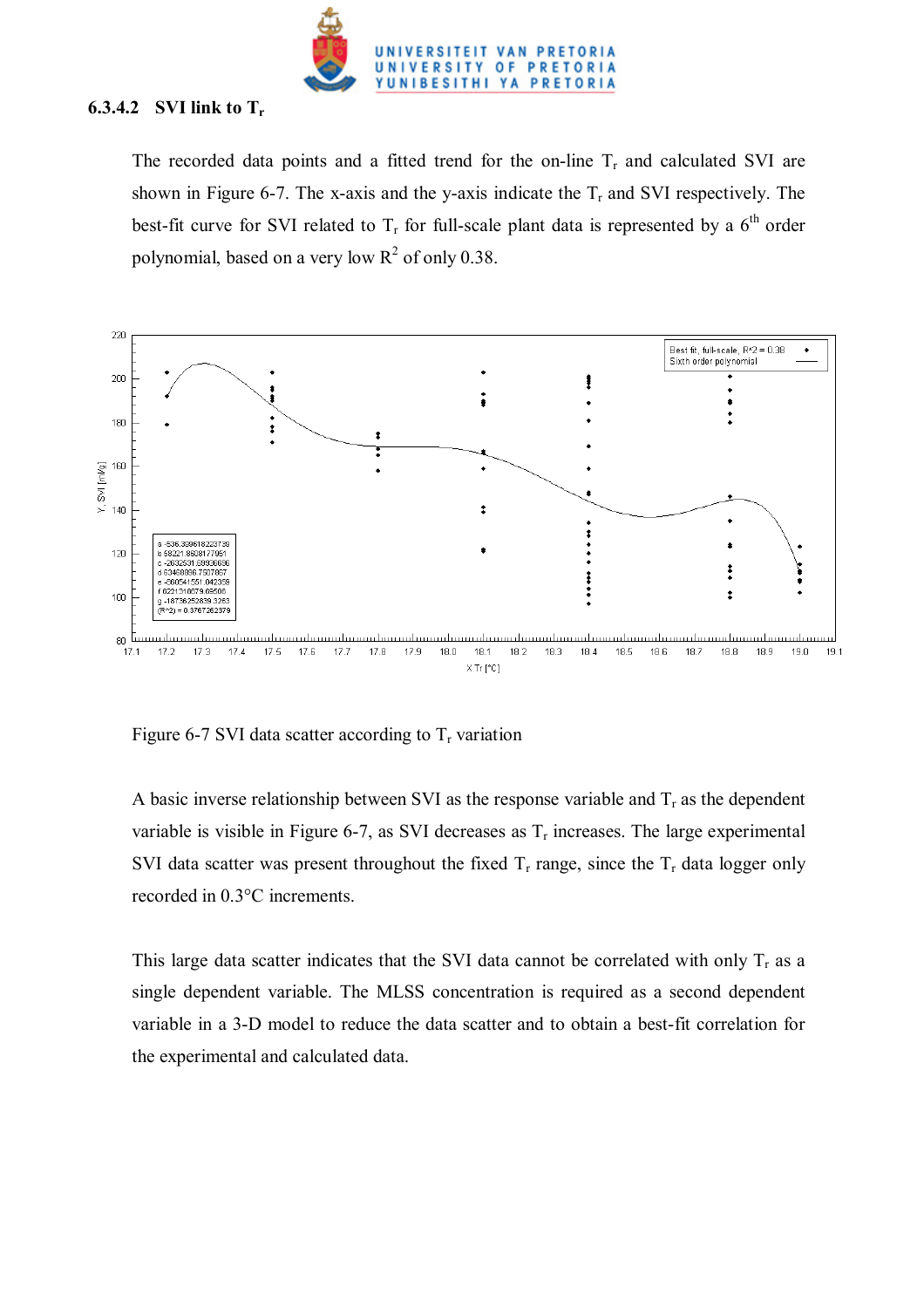#### 6.3.4.2 SVI link to $T_r$

The recorded data points and a fitted trend for the on-line $T_r$ and calculated SVI are shown in Figure 6-7. The x-axis and the y-axis indicate the $T_r$ and SVI respectively. The best-fit curve for SVI related to $T_r$ for full-scale plant data is represented by a 6[th] order polynomial, based on a very low $R^2$ of only 0.38.

Figure 6-7 SVI data scatter according to $T_r$ variation

A basic inverse relationship between SVI as the response variable and $T_r$ as the dependent variable is visible in Figure 6-7, as SVI decreases as $T_r$ increases. The large experimental SVI data scatter was present throughout the fixed $T_r$ range, since the $T_r$ data logger only recorded in 0.3°C increments.

This large data scatter indicates that the SVI data cannot be correlated with only $T_r$ as a single dependent variable. The MLSS concentration is required as a second dependent variable in a 3-D model to reduce the data scatter and to obtain a best-fit correlation for the experimental and calculated data.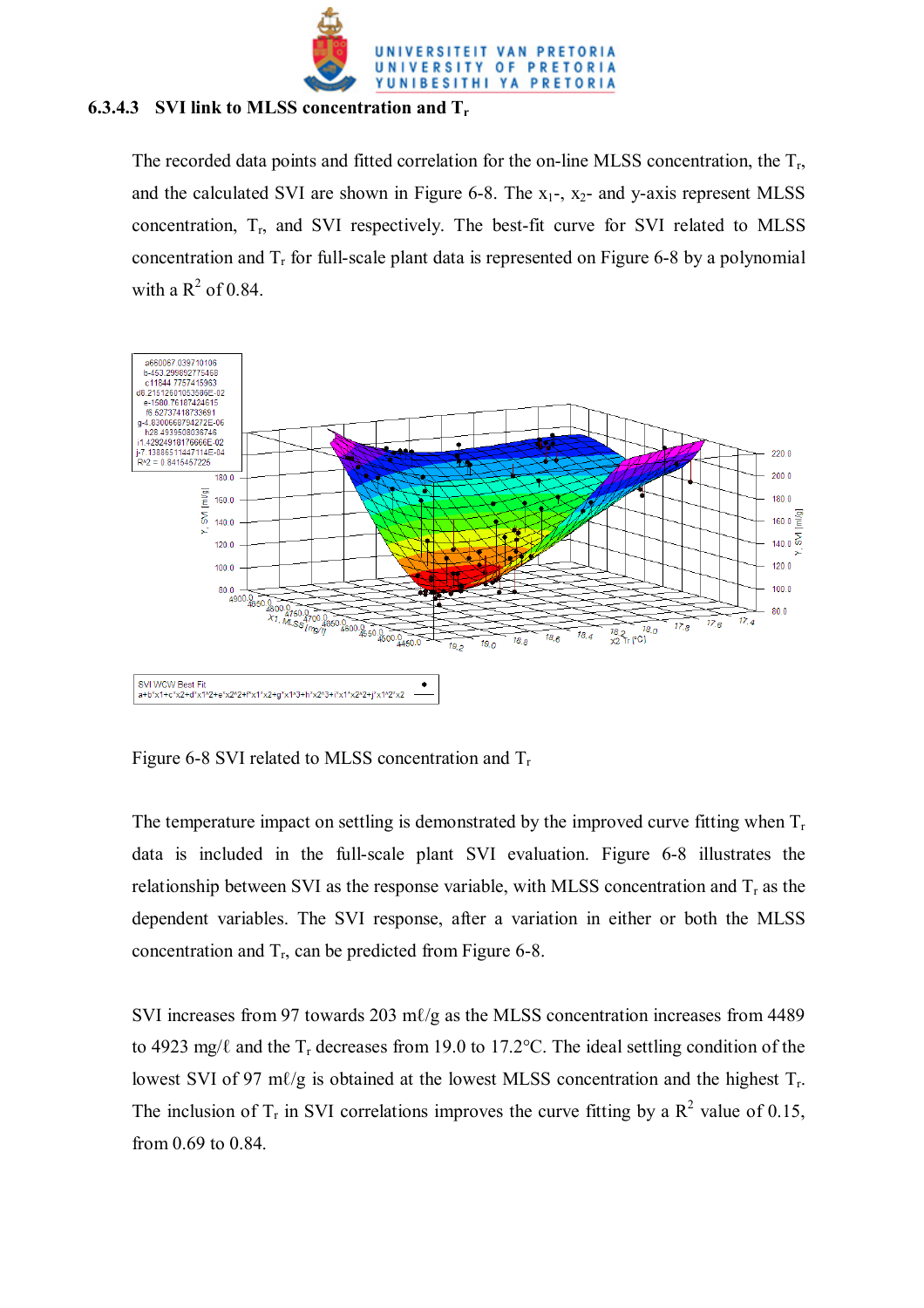### 6.3.4.3 SVI link to MLSS concentration and $T_r$

The recorded data points and fitted correlation for the on-line MLSS concentration, the $T_r$, and the calculated SVI are shown in Figure 6-8. The $x_1$-, $x_2$- and y-axis represent MLSS concentration, $T_r$, and SVI respectively. The best-fit curve for SVI related to MLSS concentration and $T_r$ for full-scale plant data is represented on Figure 6-8 by a polynomial with a $R^2$ of 0.84.

Figure 6-8 SVI related to MLSS concentration and $T_r$

The temperature impact on settling is demonstrated by the improved curve fitting when $T_r$ data is included in the full-scale plant SVI evaluation. Figure 6-8 illustrates the relationship between SVI as the response variable, with MLSS concentration and $T_r$ as the dependent variables. The SVI response, after a variation in either or both the MLSS concentration and $T_r$, can be predicted from Figure 6-8.

SVI increases from 97 towards 203 mℓ/g as the MLSS concentration increases from 4489 to 4923 mg/ℓ and the $T_r$ decreases from 19.0 to 17.2°C. The ideal settling condition of the lowest SVI of 97 mℓ/g is obtained at the lowest MLSS concentration and the highest $T_r$. The inclusion of $T_r$ in SVI correlations improves the curve fitting by a $R^2$ value of 0.15, from 0.69 to 0.84.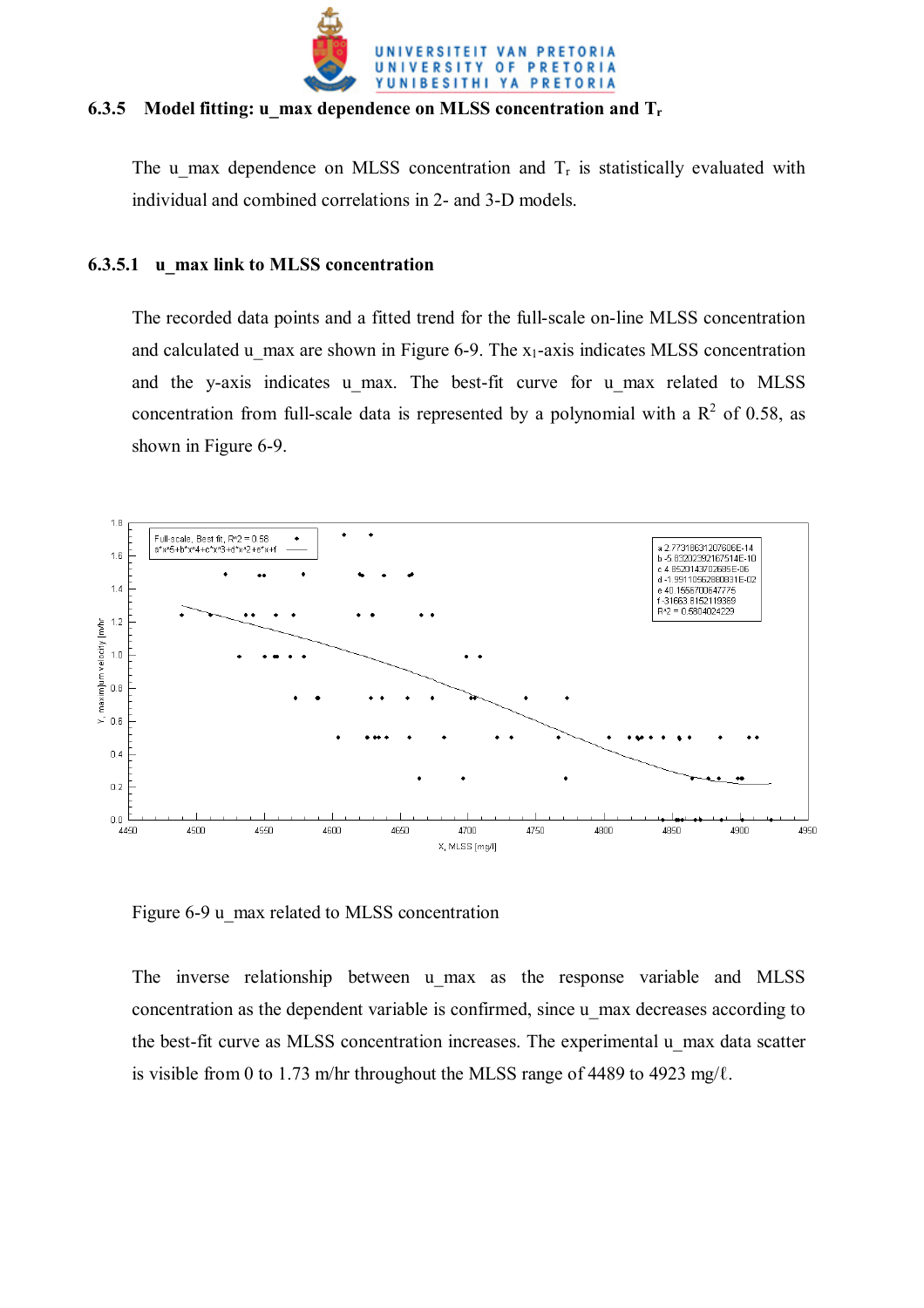### 6.3.5 Model fitting: u_max dependence on MLSS concentration and $T_r$

The u_max dependence on MLSS concentration and $T_r$ is statistically evaluated with individual and combined correlations in 2- and 3-D models.

#### 6.3.5.1 u_max link to MLSS concentration

The recorded data points and a fitted trend for the full-scale on-line MLSS concentration and calculated u_max are shown in Figure 6-9. The $x_1$-axis indicates MLSS concentration and the y-axis indicates u_max. The best-fit curve for u_max related to MLSS concentration from full-scale data is represented by a polynomial with a $R^2$ of 0.58, as shown in Figure 6-9.

Figure 6-9 u_max related to MLSS concentration

The inverse relationship between u_max as the response variable and MLSS concentration as the dependent variable is confirmed, since u_max decreases according to the best-fit curve as MLSS concentration increases. The experimental u_max data scatter is visible from 0 to 1.73 m/hr throughout the MLSS range of 4489 to 4923 mg/ℓ.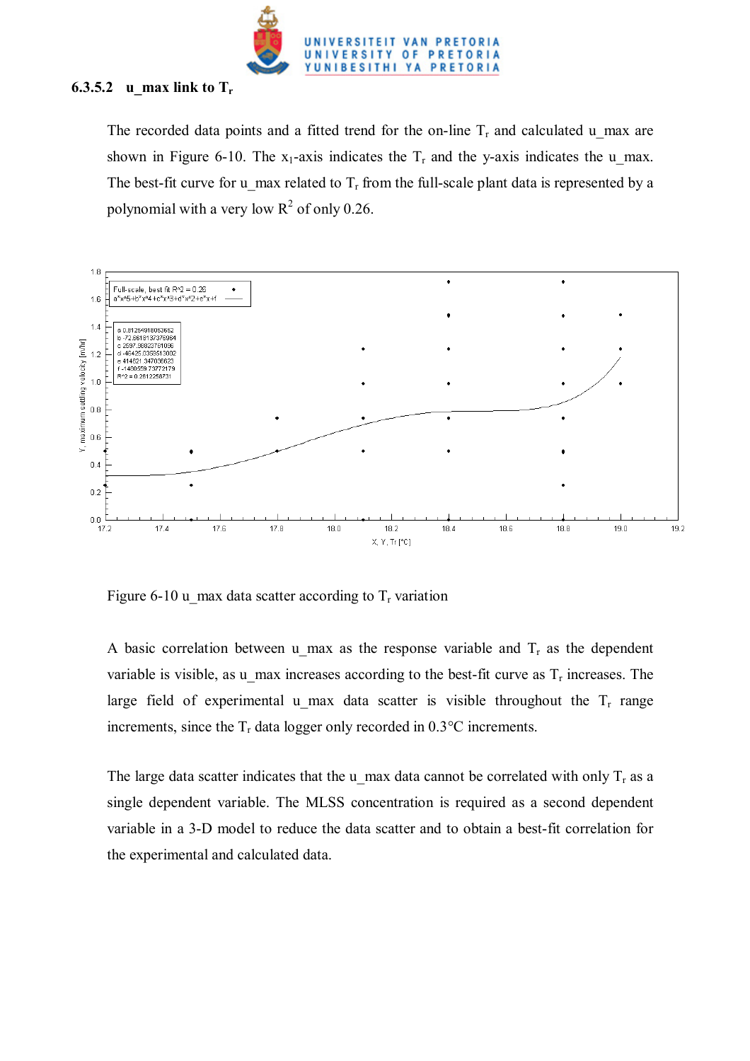### 6.3.5.2 u_max link to $T_r$

The recorded data points and a fitted trend for the on-line $T_r$ and calculated u_max are shown in Figure 6-10. The $x_1$-axis indicates the $T_r$ and the y-axis indicates the u_max. The best-fit curve for u_max related to $T_r$ from the full-scale plant data is represented by a polynomial with a very low $R^2$ of only 0.26.

Figure 6-10 u_max data scatter according to $T_r$ variation

A basic correlation between u_max as the response variable and $T_r$ as the dependent variable is visible, as u_max increases according to the best-fit curve as $T_r$ increases. The large field of experimental u_max data scatter is visible throughout the $T_r$ range increments, since the $T_r$ data logger only recorded in 0.3°C increments.

The large data scatter indicates that the u_max data cannot be correlated with only $T_r$ as a single dependent variable. The MLSS concentration is required as a second dependent variable in a 3-D model to reduce the data scatter and to obtain a best-fit correlation for the experimental and calculated data.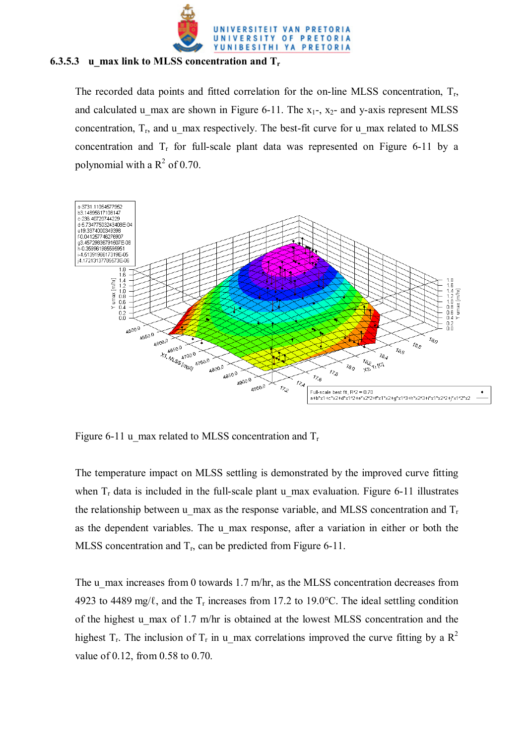### 6.3.5.3 u_max link to MLSS concentration and $T_r$

The recorded data points and fitted correlation for the on-line MLSS concentration, $T_r$, and calculated u_max are shown in Figure 6-11. The $x_1$-, $x_2$- and y-axis represent MLSS concentration, $T_r$, and u_max respectively. The best-fit curve for u_max related to MLSS concentration and $T_r$ for full-scale plant data was represented on Figure 6-11 by a polynomial with a $R^2$ of 0.70.

Figure 6-11 u_max related to MLSS concentration and $T_r$

The temperature impact on MLSS settling is demonstrated by the improved curve fitting when $T_r$ data is included in the full-scale plant u_max evaluation. Figure 6-11 illustrates the relationship between u_max as the response variable, and MLSS concentration and $T_r$ as the dependent variables. The u_max response, after a variation in either or both the MLSS concentration and $T_r$, can be predicted from Figure 6-11.

The u_max increases from 0 towards 1.7 m/hr, as the MLSS concentration decreases from 4923 to 4489 mg/ℓ, and the $T_r$ increases from 17.2 to 19.0°C. The ideal settling condition of the highest u_max of 1.7 m/hr is obtained at the lowest MLSS concentration and the highest $T_r$. The inclusion of $T_r$ in u_max correlations improved the curve fitting by a $R^2$ value of 0.12, from 0.58 to 0.70.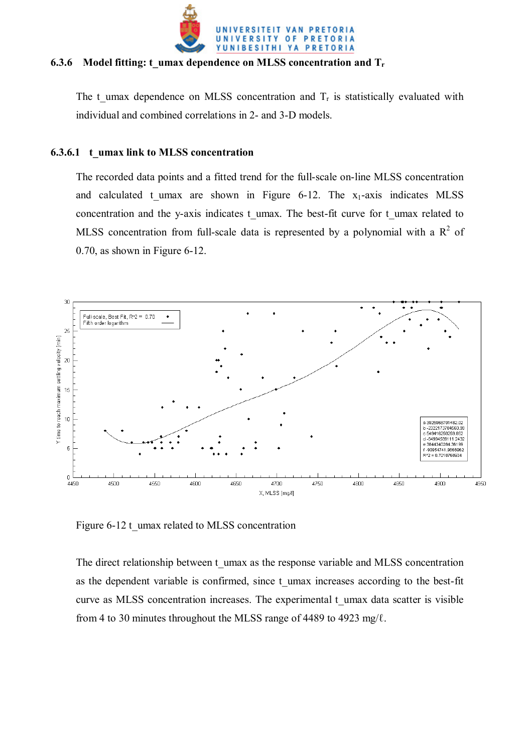### 6.3.6 Model fitting: t_umax dependence on MLSS concentration and $T_r$

The t_umax dependence on MLSS concentration and $T_r$ is statistically evaluated with individual and combined correlations in 2- and 3-D models.

#### 6.3.6.1 t_umax link to MLSS concentration

The recorded data points and a fitted trend for the full-scale on-line MLSS concentration and calculated t_umax are shown in Figure 6-12. The $x_1$-axis indicates MLSS concentration and the y-axis indicates t_umax. The best-fit curve for t_umax related to MLSS concentration from full-scale data is represented by a polynomial with a $R^2$ of 0.70, as shown in Figure 6-12.

Figure 6-12 t_umax related to MLSS concentration

The direct relationship between t_umax as the response variable and MLSS concentration as the dependent variable is confirmed, since t_umax increases according to the best-fit curve as MLSS concentration increases. The experimental t_umax data scatter is visible from 4 to 30 minutes throughout the MLSS range of 4489 to 4923 mg/ℓ.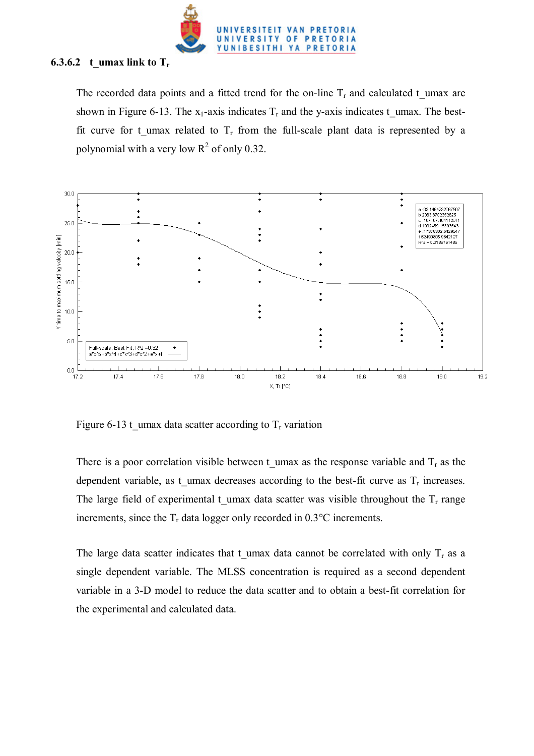### 6.3.6.2 t_umax link to $T_r$

The recorded data points and a fitted trend for the on-line $T_r$ and calculated t_umax are shown in Figure 6-13. The $x_1$-axis indicates $T_r$ and the y-axis indicates t_umax. The best-fit curve for t_umax related to $T_r$ from the full-scale plant data is represented by a polynomial with a very low $R^2$ of only 0.32.

Figure 6-13 t_umax data scatter according to $T_r$ variation

There is a poor correlation visible between t_umax as the response variable and $T_r$ as the dependent variable, as t_umax decreases according to the best-fit curve as $T_r$ increases. The large field of experimental t_umax data scatter was visible throughout the $T_r$ range increments, since the $T_r$ data logger only recorded in 0.3°C increments.

The large data scatter indicates that t_umax data cannot be correlated with only $T_r$ as a single dependent variable. The MLSS concentration is required as a second dependent variable in a 3-D model to reduce the data scatter and to obtain a best-fit correlation for the experimental and calculated data.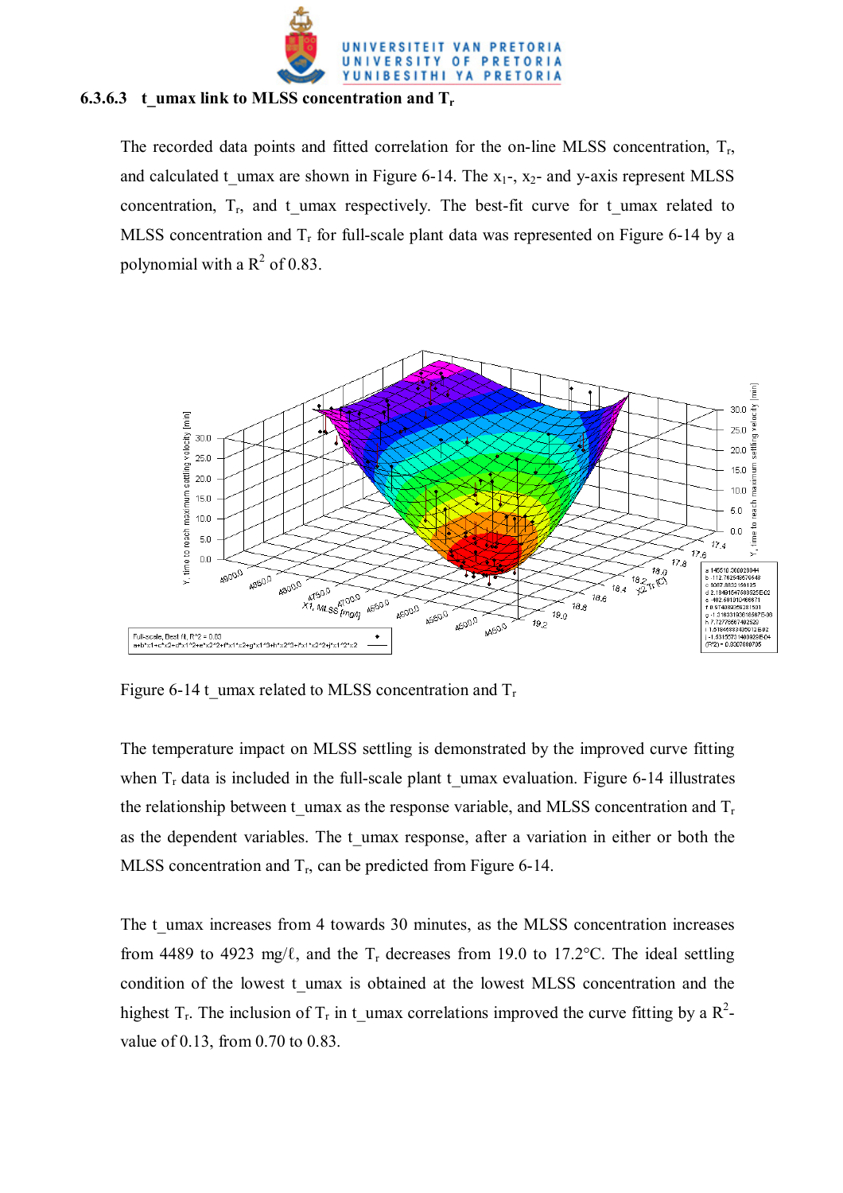### 6.3.6.3 t_umax link to MLSS concentration and $T_r$

The recorded data points and fitted correlation for the on-line MLSS concentration, $T_r$, and calculated t_umax are shown in Figure 6-14. The $x_1$-, $x_2$- and y-axis represent MLSS concentration, $T_r$, and t_umax respectively. The best-fit curve for t_umax related to MLSS concentration and $T_r$ for full-scale plant data was represented on Figure 6-14 by a polynomial with a $R^2$ of 0.83.

Figure 6-14 t_umax related to MLSS concentration and $T_r$

The temperature impact on MLSS settling is demonstrated by the improved curve fitting when $T_r$ data is included in the full-scale plant t_umax evaluation. Figure 6-14 illustrates the relationship between t_umax as the response variable, and MLSS concentration and $T_r$ as the dependent variables. The t_umax response, after a variation in either or both the MLSS concentration and $T_r$, can be predicted from Figure 6-14.

The t_umax increases from 4 towards 30 minutes, as the MLSS concentration increases from 4489 to 4923 mg/ℓ, and the $T_r$ decreases from 19.0 to 17.2°C. The ideal settling condition of the lowest t_umax is obtained at the lowest MLSS concentration and the highest $T_r$. The inclusion of $T_r$ in t_umax correlations improved the curve fitting by a $R^2$-value of 0.13, from 0.70 to 0.83.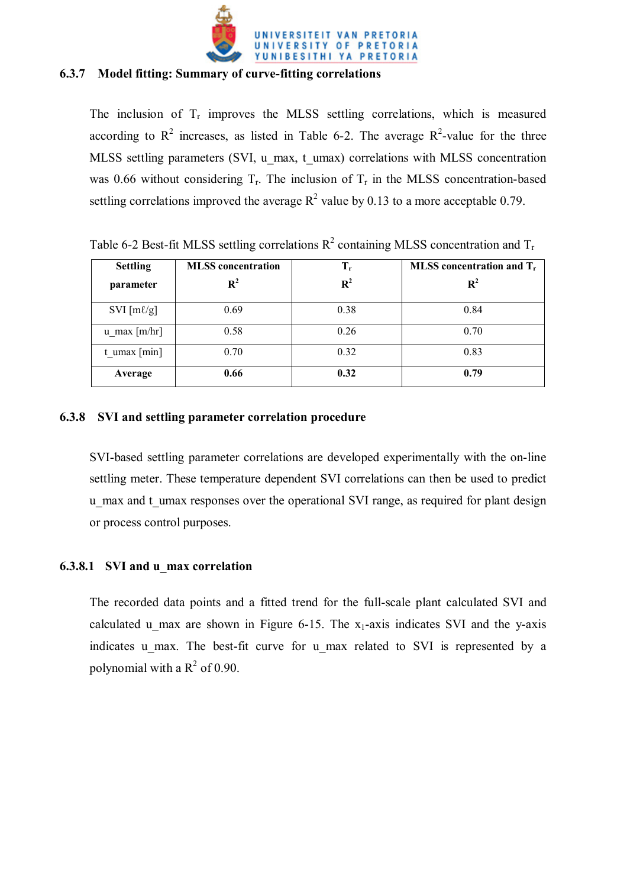### 6.3.7 Model fitting: Summary of curve-fitting correlations

The inclusion of $T_r$ improves the MLSS settling correlations, which is measured according to $R^2$ increases, as listed in Table 6-2. The average $R^2$-value for the three MLSS settling parameters (SVI, u_max, t_umax) correlations with MLSS concentration was 0.66 without considering $T_r$. The inclusion of $T_r$ in the MLSS concentration-based settling correlations improved the average $R^2$ value by 0.13 to a more acceptable 0.79.

Table 6-2 Best-fit MLSS settling correlations $R^2$ containing MLSS concentration and $T_r$

| Settling parameter | MLSS concentration $R^2$ | $T_r$ $R^2$ | MLSS concentration and $T_r$ $R^2$ |
|---|---|---|---|
| SVI [mℓ/g] | 0.69 | 0.38 | 0.84 |
| u_max [m/hr] | 0.58 | 0.26 | 0.70 |
| t_umax [min] | 0.70 | 0.32 | 0.83 |
| **Average** | **0.66** | **0.32** | **0.79** |

### 6.3.8 SVI and settling parameter correlation procedure

SVI-based settling parameter correlations are developed experimentally with the on-line settling meter. These temperature dependent SVI correlations can then be used to predict u_max and t_umax responses over the operational SVI range, as required for plant design or process control purposes.

#### 6.3.8.1 SVI and u_max correlation

The recorded data points and a fitted trend for the full-scale plant calculated SVI and calculated u_max are shown in Figure 6-15. The $x_1$-axis indicates SVI and the y-axis indicates u_max. The best-fit curve for u_max related to SVI is represented by a polynomial with a $R^2$ of 0.90.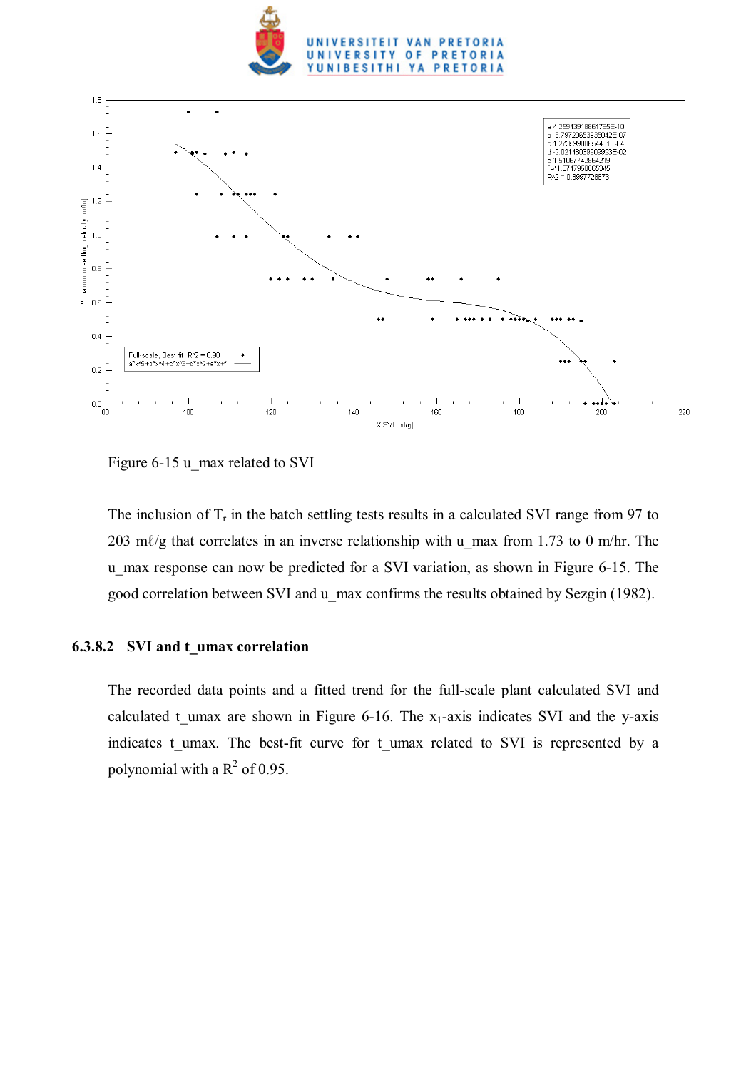Figure 6-15 u_max related to SVI

The inclusion of $T_r$ in the batch settling tests results in a calculated SVI range from 97 to 203 mℓ/g that correlates in an inverse relationship with u_max from 1.73 to 0 m/hr. The u_max response can now be predicted for a SVI variation, as shown in Figure 6-15. The good correlation between SVI and u_max confirms the results obtained by Sezgin (1982).

#### 6.3.8.2 SVI and t_umax correlation

The recorded data points and a fitted trend for the full-scale plant calculated SVI and calculated t_umax are shown in Figure 6-16. The $x_1$-axis indicates SVI and the y-axis indicates t_umax. The best-fit curve for t_umax related to SVI is represented by a polynomial with a $R^2$ of 0.95.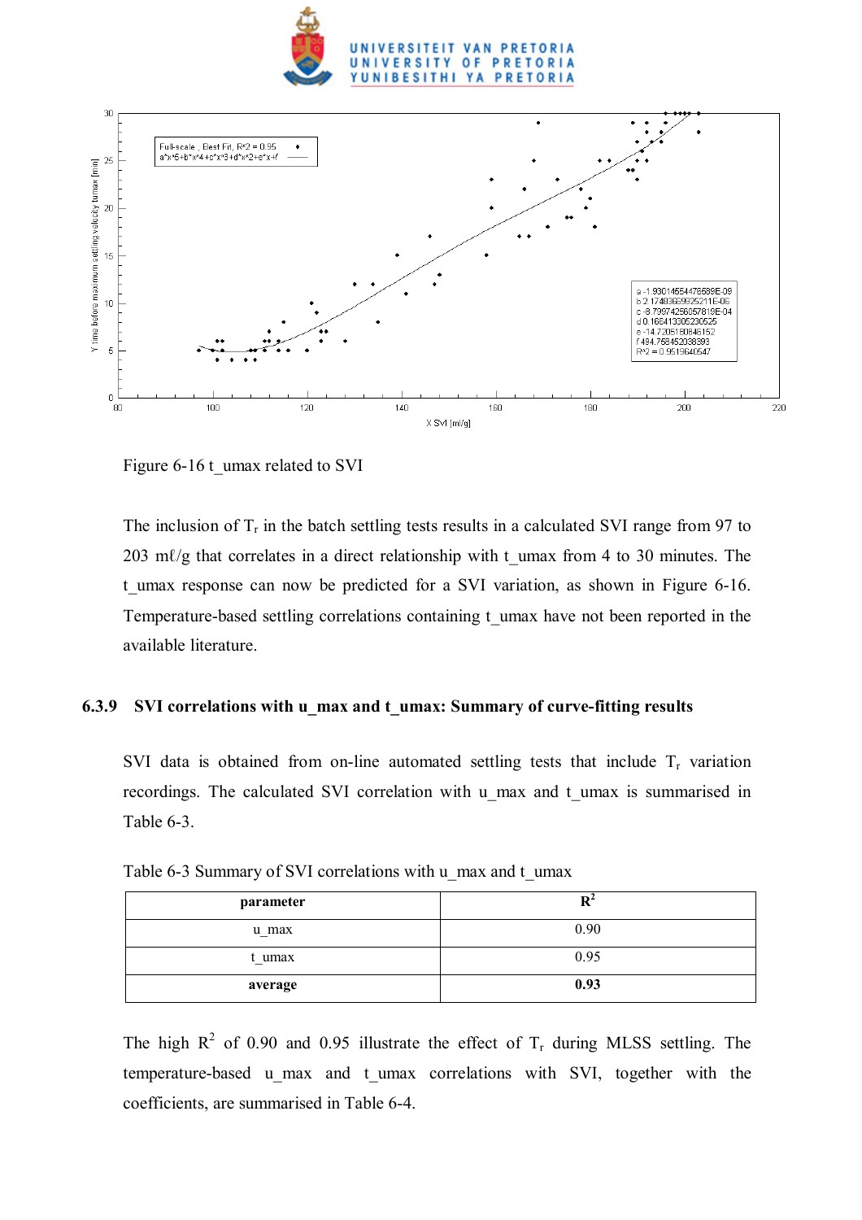Figure 6-16 t_umax related to SVI

The inclusion of $T_r$ in the batch settling tests results in a calculated SVI range from 97 to 203 mℓ/g that correlates in a direct relationship with t_umax from 4 to 30 minutes. The t_umax response can now be predicted for a SVI variation, as shown in Figure 6-16. Temperature-based settling correlations containing t_umax have not been reported in the available literature.

### 6.3.9 SVI correlations with u_max and t_umax: Summary of curve-fitting results

SVI data is obtained from on-line automated settling tests that include $T_r$ variation recordings. The calculated SVI correlation with u_max and t_umax is summarised in Table 6-3.

Table 6-3 Summary of SVI correlations with u_max and t_umax

| **parameter** | **$R^2$** |
|---|---|
| u_max | 0.90 |
| t_umax | 0.95 |
| **average** | **0.93** |

The high $R^2$ of 0.90 and 0.95 illustrate the effect of $T_r$ during MLSS settling. The temperature-based u_max and t_umax correlations with SVI, together with the coefficients, are summarised in Table 6-4.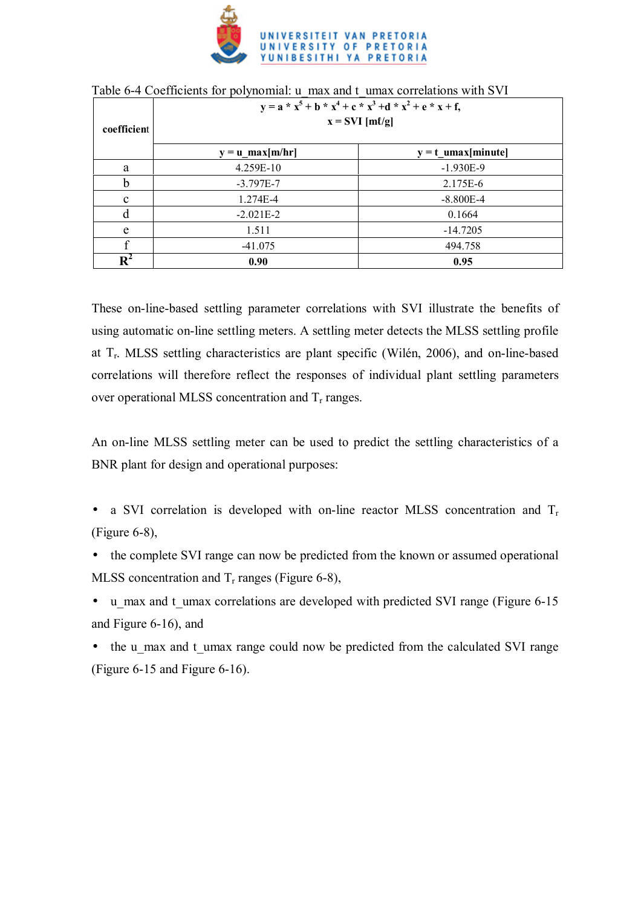Table 6-4 Coefficients for polynomial: u_max and t_umax correlations with SVI

| coefficient | $y = a * x^5 + b * x^4 + c * x^3 + d * x^2 + e * x + f$, $x$ = SVI [mℓ/g] | |
|---|---|---|
| | **y = u_max[m/hr]** | **y = t_umax[minute]** |
| a | 4.259E-10 | -1.930E-9 |
| b | -3.797E-7 | 2.175E-6 |
| c | 1.274E-4 | -8.800E-4 |
| d | -2.021E-2 | 0.1664 |
| e | 1.511 | -14.7205 |
| f | -41.075 | 494.758 |
| $R^2$ | **0.90** | **0.95** |

These on-line-based settling parameter correlations with SVI illustrate the benefits of using automatic on-line settling meters. A settling meter detects the MLSS settling profile at $T_r$. MLSS settling characteristics are plant specific (Wilén, 2006), and on-line-based correlations will therefore reflect the responses of individual plant settling parameters over operational MLSS concentration and $T_r$ ranges.

An on-line MLSS settling meter can be used to predict the settling characteristics of a BNR plant for design and operational purposes:

- a SVI correlation is developed with on-line reactor MLSS concentration and $T_r$ (Figure 6-8),
- the complete SVI range can now be predicted from the known or assumed operational MLSS concentration and $T_r$ ranges (Figure 6-8),
- u_max and t_umax correlations are developed with predicted SVI range (Figure 6-15 and Figure 6-16), and
- the u_max and t_umax range could now be predicted from the calculated SVI range (Figure 6-15 and Figure 6-16).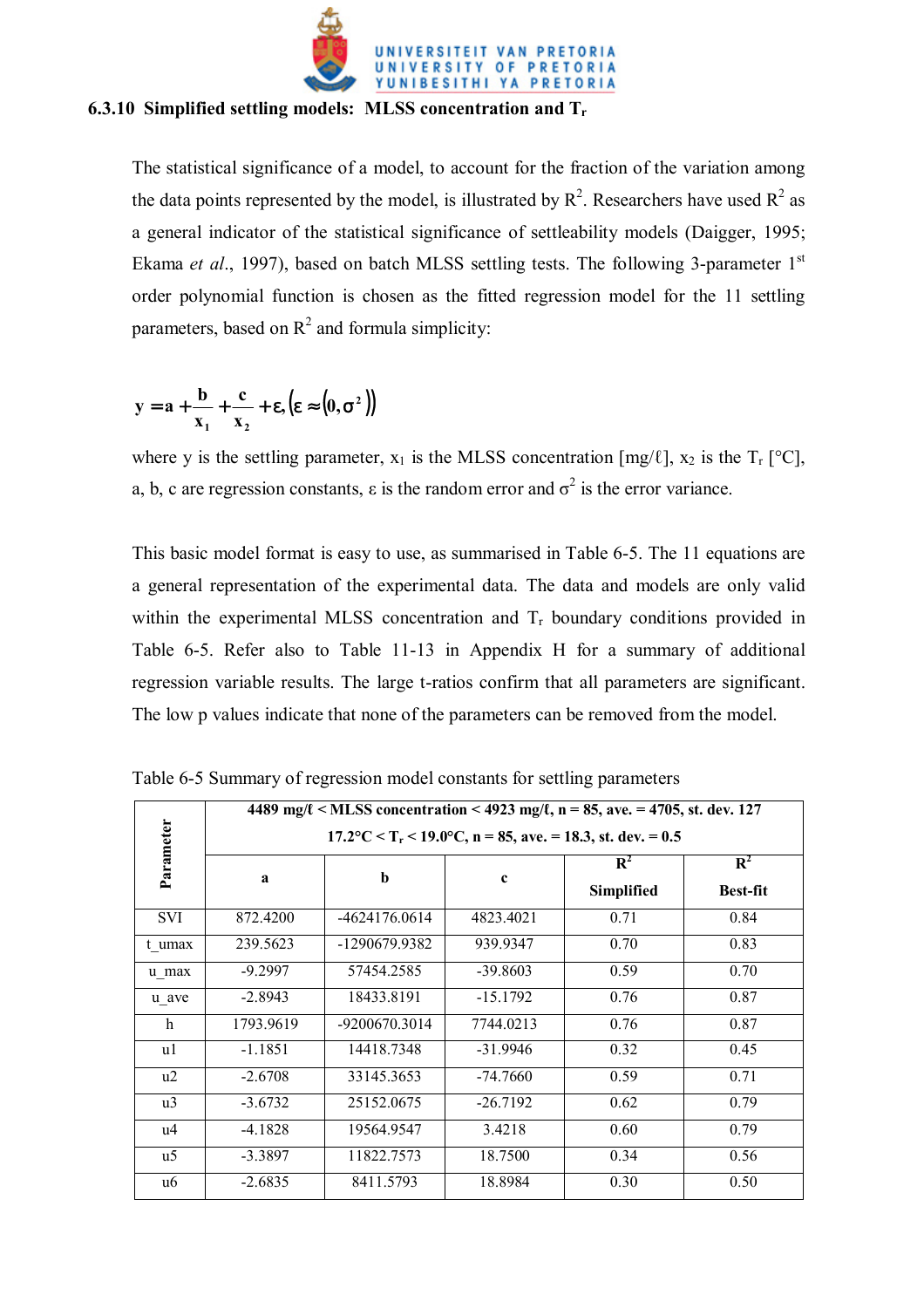### 6.3.10 Simplified settling models: MLSS concentration and $T_r$

The statistical significance of a model, to account for the fraction of the variation among the data points represented by the model, is illustrated by $R^2$. Researchers have used $R^2$ as a general indicator of the statistical significance of settleability models (Daigger, 1995; Ekama *et al*., 1997), based on batch MLSS settling tests. The following 3-parameter 1st order polynomial function is chosen as the fitted regression model for the 11 settling parameters, based on $R^2$ and formula simplicity:

$$y = a + \frac{b}{x_1} + \frac{c}{x_2} + \varepsilon, \left(\varepsilon \approx \left(0, \sigma^2\right)\right)$$

where y is the settling parameter, $x_1$ is the MLSS concentration [mg/ℓ], $x_2$ is the $T_r$ [°C], a, b, c are regression constants, ε is the random error and $\sigma^2$ is the error variance.

This basic model format is easy to use, as summarised in Table 6-5. The 11 equations are a general representation of the experimental data. The data and models are only valid within the experimental MLSS concentration and $T_r$ boundary conditions provided in Table 6-5. Refer also to Table 11-13 in Appendix H for a summary of additional regression variable results. The large t-ratios confirm that all parameters are significant. The low p values indicate that none of the parameters can be removed from the model.

Table 6-5 Summary of regression model constants for settling parameters

| **Parameter** | **4489 mg/ℓ < MLSS concentration < 4923 mg/ℓ, n = 85, ave. = 4705, st. dev. 127; 17.2°C < $T_r$ < 19.0°C, n = 85, ave. = 18.3, st. dev. = 0.5** | | | | |
|---|---|---|---|---|---|
| | **a** | **b** | **c** | **$R^2$ Simplified** | **$R^2$ Best-fit** |
| SVI | 872.4200 | -4624176.0614 | 4823.4021 | 0.71 | 0.84 |
| t_umax | 239.5623 | -1290679.9382 | 939.9347 | 0.70 | 0.83 |
| u_max | -9.2997 | 57454.2585 | -39.8603 | 0.59 | 0.70 |
| u_ave | -2.8943 | 18433.8191 | -15.1792 | 0.76 | 0.87 |
| h | 1793.9619 | -9200670.3014 | 7744.0213 | 0.76 | 0.87 |
| u1 | -1.1851 | 14418.7348 | -31.9946 | 0.32 | 0.45 |
| u2 | -2.6708 | 33145.3653 | -74.7660 | 0.59 | 0.71 |
| u3 | -3.6732 | 25152.0675 | -26.7192 | 0.62 | 0.79 |
| u4 | -4.1828 | 19564.9547 | 3.4218 | 0.60 | 0.79 |
| u5 | -3.3897 | 11822.7573 | 18.7500 | 0.34 | 0.56 |
| u6 | -2.6835 | 8411.5793 | 18.8984 | 0.30 | 0.50 |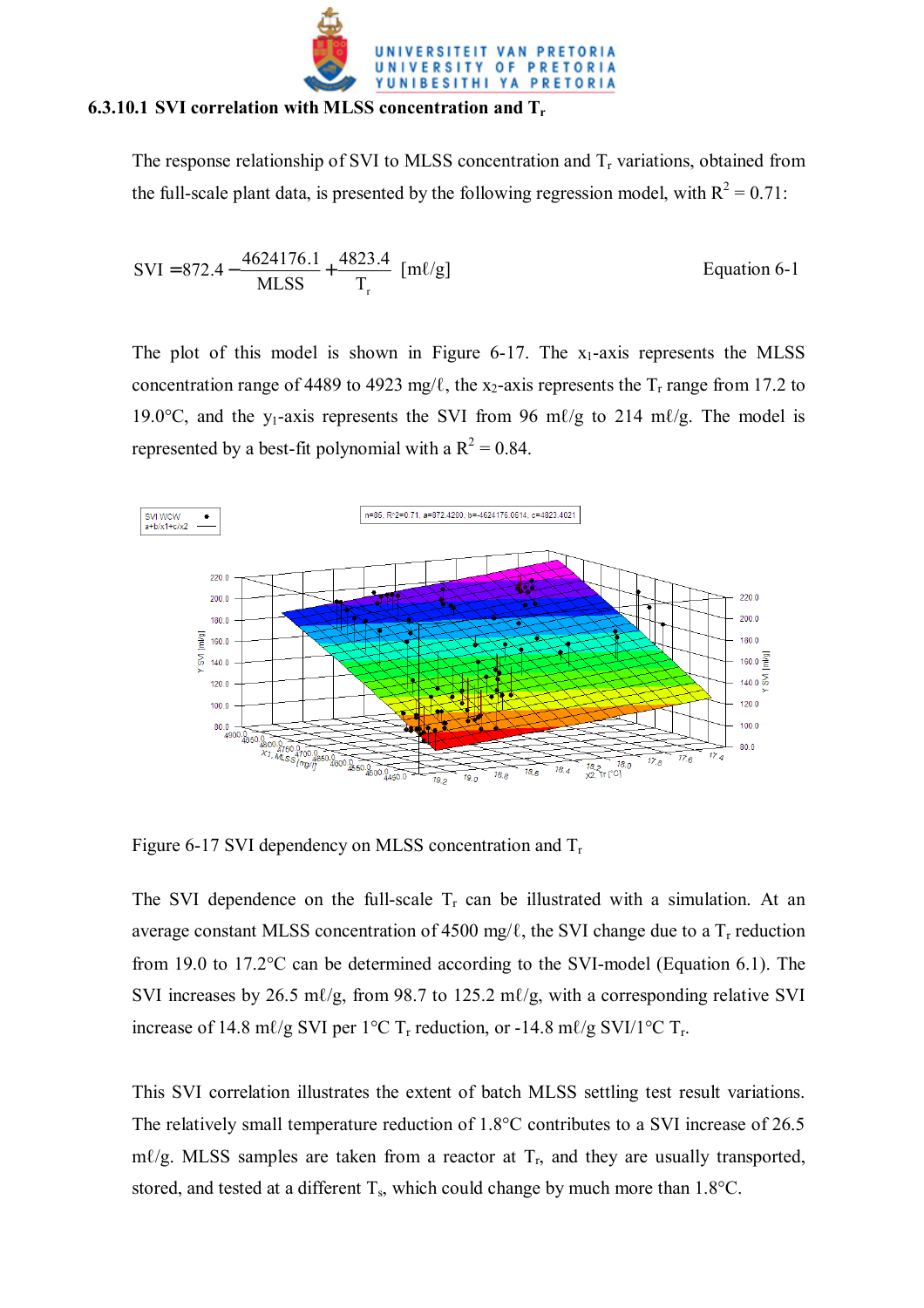### 6.3.10.1 SVI correlation with MLSS concentration and $T_r$

The response relationship of SVI to MLSS concentration and $T_r$ variations, obtained from the full-scale plant data, is presented by the following regression model, with $R^2 = 0.71$:

$$\text{SVI} = 872.4 - \frac{4624176.1}{\text{MLSS}} + \frac{4823.4}{T_r} \quad [\text{m}\ell/\text{g}] \qquad \text{Equation 6-1}$$

The plot of this model is shown in Figure 6-17. The $x_1$-axis represents the MLSS concentration range of 4489 to 4923 mg/ℓ, the $x_2$-axis represents the $T_r$ range from 17.2 to 19.0°C, and the $y_1$-axis represents the SVI from 96 mℓ/g to 214 mℓ/g. The model is represented by a best-fit polynomial with a $R^2 = 0.84$.

Figure 6-17 SVI dependency on MLSS concentration and $T_r$

The SVI dependence on the full-scale $T_r$ can be illustrated with a simulation. At an average constant MLSS concentration of 4500 mg/ℓ, the SVI change due to a $T_r$ reduction from 19.0 to 17.2°C can be determined according to the SVI-model (Equation 6.1). The SVI increases by 26.5 mℓ/g, from 98.7 to 125.2 mℓ/g, with a corresponding relative SVI increase of 14.8 mℓ/g SVI per 1°C $T_r$ reduction, or -14.8 mℓ/g SVI/1°C $T_r$.

This SVI correlation illustrates the extent of batch MLSS settling test result variations. The relatively small temperature reduction of 1.8°C contributes to a SVI increase of 26.5 mℓ/g. MLSS samples are taken from a reactor at $T_r$, and they are usually transported, stored, and tested at a different $T_s$, which could change by much more than 1.8°C.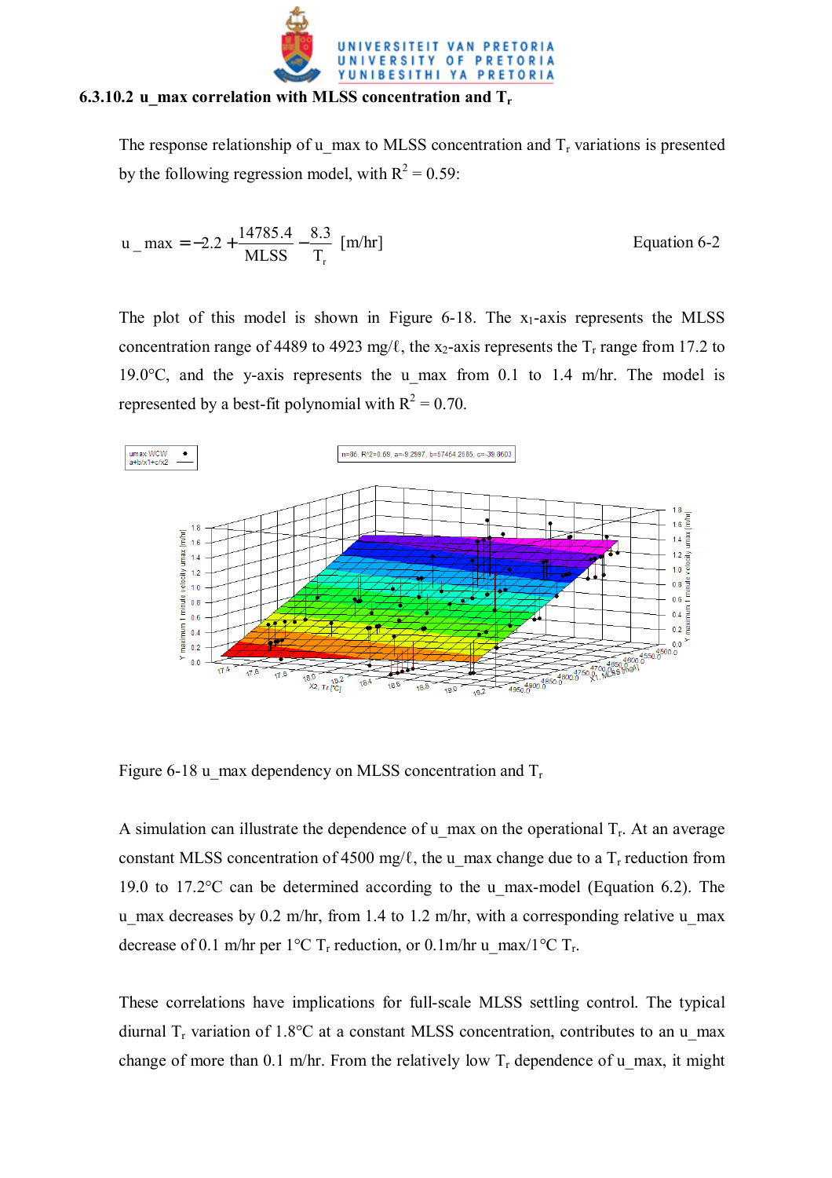### 6.3.10.2 u_max correlation with MLSS concentration and $T_r$

The response relationship of u_max to MLSS concentration and $T_r$ variations is presented by the following regression model, with $R^2 = 0.59$:

$$u\_max = -2.2 + \frac{14785.4}{MLSS} - \frac{8.3}{T_r} \text{ [m/hr]} \qquad \text{Equation 6-2}$$

The plot of this model is shown in Figure 6-18. The $x_1$-axis represents the MLSS concentration range of 4489 to 4923 mg/ℓ, the $x_2$-axis represents the $T_r$ range from 17.2 to 19.0°C, and the y-axis represents the u_max from 0.1 to 1.4 m/hr. The model is represented by a best-fit polynomial with $R^2 = 0.70$.

Figure 6-18 u_max dependency on MLSS concentration and $T_r$

A simulation can illustrate the dependence of u_max on the operational $T_r$. At an average constant MLSS concentration of 4500 mg/ℓ, the u_max change due to a $T_r$ reduction from 19.0 to 17.2°C can be determined according to the u_max-model (Equation 6.2). The u_max decreases by 0.2 m/hr, from 1.4 to 1.2 m/hr, with a corresponding relative u_max decrease of 0.1 m/hr per 1°C $T_r$ reduction, or 0.1m/hr u_max/1°C $T_r$.

These correlations have implications for full-scale MLSS settling control. The typical diurnal $T_r$ variation of 1.8°C at a constant MLSS concentration, contributes to an u_max change of more than 0.1 m/hr. From the relatively low $T_r$ dependence of u_max, it might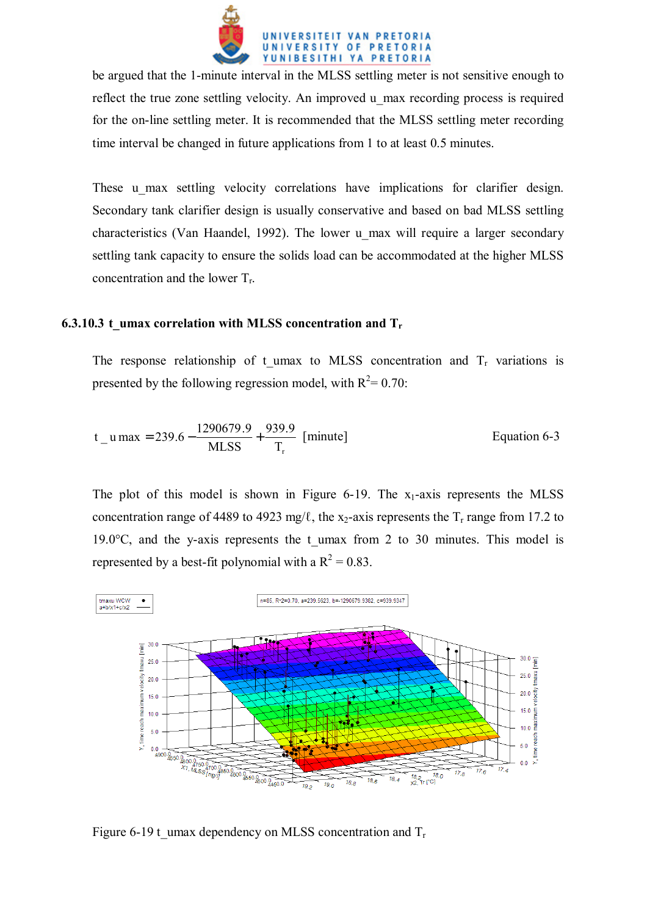be argued that the 1-minute interval in the MLSS settling meter is not sensitive enough to reflect the true zone settling velocity. An improved u_max recording process is required for the on-line settling meter. It is recommended that the MLSS settling meter recording time interval be changed in future applications from 1 to at least 0.5 minutes.

These u_max settling velocity correlations have implications for clarifier design. Secondary tank clarifier design is usually conservative and based on bad MLSS settling characteristics (Van Haandel, 1992). The lower u_max will require a larger secondary settling tank capacity to ensure the solids load can be accommodated at the higher MLSS concentration and the lower $T_r$.

### 6.3.10.3 t_umax correlation with MLSS concentration and $T_r$

The response relationship of t_umax to MLSS concentration and $T_r$ variations is presented by the following regression model, with $R^2$= 0.70:

$$t\_umax = 239.6 - \frac{1290679.9}{MLSS} + \frac{939.9}{T_r} \text{ [minute]} \qquad \text{Equation 6-3}$$

The plot of this model is shown in Figure 6-19. The $x_1$-axis represents the MLSS concentration range of 4489 to 4923 mg/ℓ, the $x_2$-axis represents the $T_r$ range from 17.2 to 19.0°C, and the y-axis represents the t_umax from 2 to 30 minutes. This model is represented by a best-fit polynomial with a $R^2$ = 0.83.

Figure 6-19 t_umax dependency on MLSS concentration and $T_r$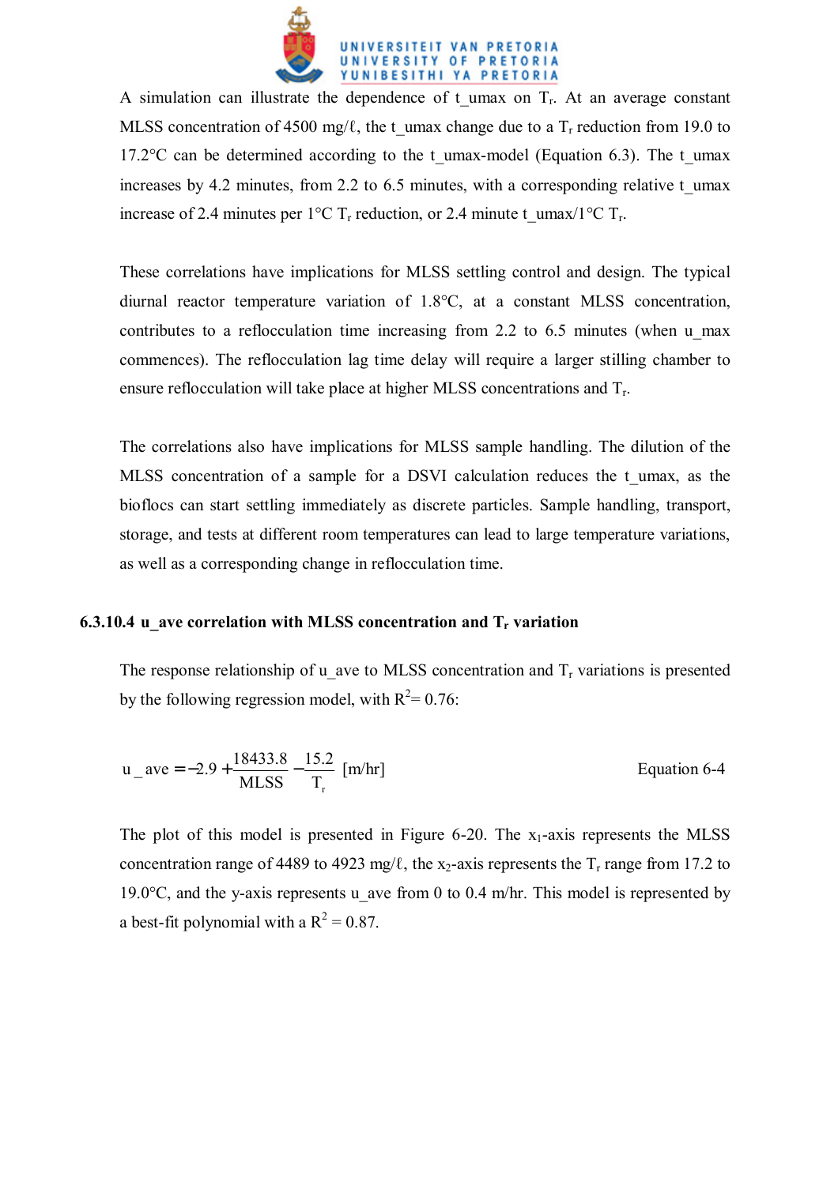A simulation can illustrate the dependence of t_umax on $T_r$. At an average constant MLSS concentration of 4500 mg/ℓ, the t_umax change due to a $T_r$ reduction from 19.0 to 17.2°C can be determined according to the t_umax-model (Equation 6.3). The t_umax increases by 4.2 minutes, from 2.2 to 6.5 minutes, with a corresponding relative t_umax increase of 2.4 minutes per 1°C $T_r$ reduction, or 2.4 minute t_umax/1°C $T_r$.

These correlations have implications for MLSS settling control and design. The typical diurnal reactor temperature variation of 1.8°C, at a constant MLSS concentration, contributes to a reflocculation time increasing from 2.2 to 6.5 minutes (when u_max commences). The reflocculation lag time delay will require a larger stilling chamber to ensure reflocculation will take place at higher MLSS concentrations and $T_r$.

The correlations also have implications for MLSS sample handling. The dilution of the MLSS concentration of a sample for a DSVI calculation reduces the t_umax, as the bioflocs can start settling immediately as discrete particles. Sample handling, transport, storage, and tests at different room temperatures can lead to large temperature variations, as well as a corresponding change in reflocculation time.

#### 6.3.10.4 u_ave correlation with MLSS concentration and $T_r$ variation

The response relationship of u_ave to MLSS concentration and $T_r$ variations is presented by the following regression model, with $R^2$= 0.76:

$$u\_ave = -2.9 + \frac{18433.8}{MLSS} - \frac{15.2}{T_r} \text{ [m/hr]} \qquad \text{Equation 6-4}$$

The plot of this model is presented in Figure 6-20. The $x_1$-axis represents the MLSS concentration range of 4489 to 4923 mg/ℓ, the $x_2$-axis represents the $T_r$ range from 17.2 to 19.0°C, and the y-axis represents u_ave from 0 to 0.4 m/hr. This model is represented by a best-fit polynomial with a $R^2$ = 0.87.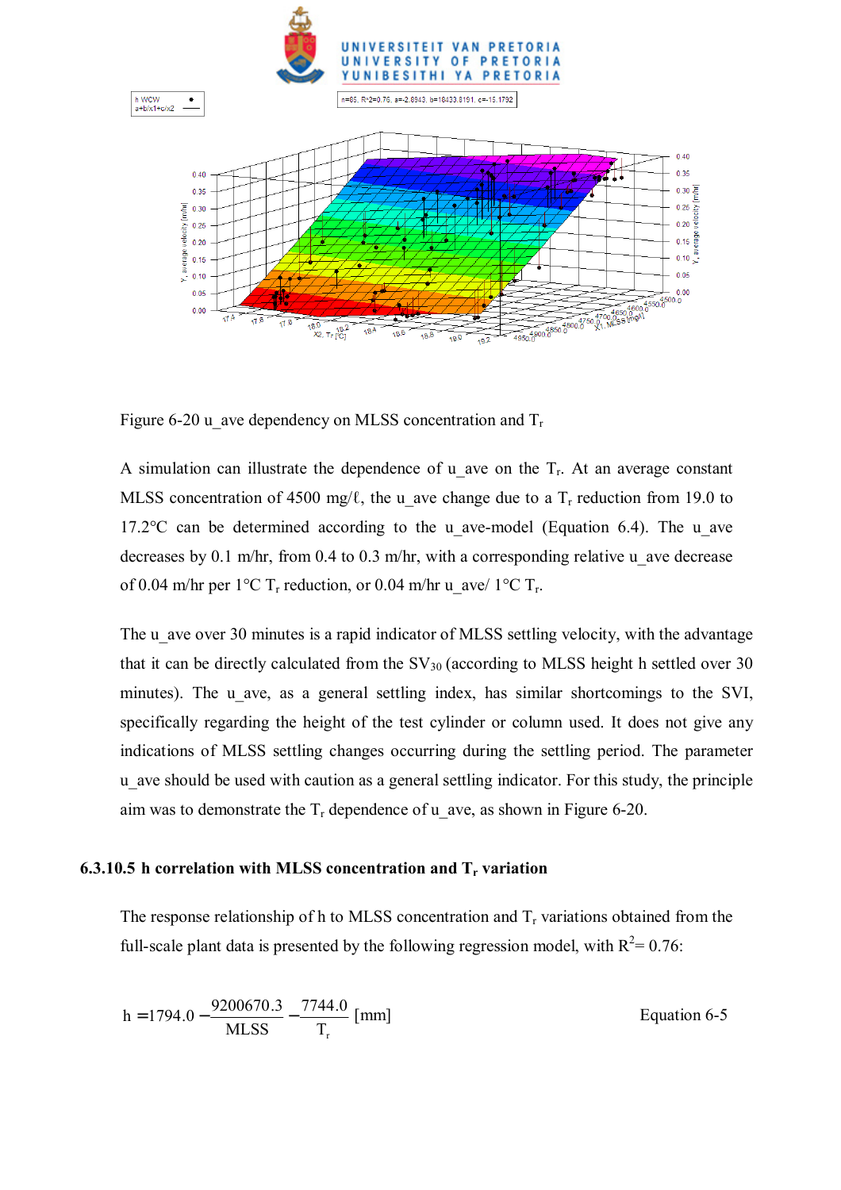Figure 6-20 u_ave dependency on MLSS concentration and $T_r$

A simulation can illustrate the dependence of u_ave on the $T_r$. At an average constant MLSS concentration of 4500 mg/ℓ, the u_ave change due to a $T_r$ reduction from 19.0 to 17.2°C can be determined according to the u_ave-model (Equation 6.4). The u_ave decreases by 0.1 m/hr, from 0.4 to 0.3 m/hr, with a corresponding relative u_ave decrease of 0.04 m/hr per 1°C $T_r$ reduction, or 0.04 m/hr u_ave/ 1°C $T_r$.

The u_ave over 30 minutes is a rapid indicator of MLSS settling velocity, with the advantage that it can be directly calculated from the $SV_{30}$ (according to MLSS height h settled over 30 minutes). The u_ave, as a general settling index, has similar shortcomings to the SVI, specifically regarding the height of the test cylinder or column used. It does not give any indications of MLSS settling changes occurring during the settling period. The parameter u_ave should be used with caution as a general settling indicator. For this study, the principle aim was to demonstrate the $T_r$ dependence of u_ave, as shown in Figure 6-20.

### 6.3.10.5 h correlation with MLSS concentration and $T_r$ variation

The response relationship of h to MLSS concentration and $T_r$ variations obtained from the full-scale plant data is presented by the following regression model, with $R^2$= 0.76:

$$h = 1794.0 - \frac{9200670.3}{MLSS} - \frac{7744.0}{T_r} \text{ [mm]} \qquad \text{Equation 6-5}$$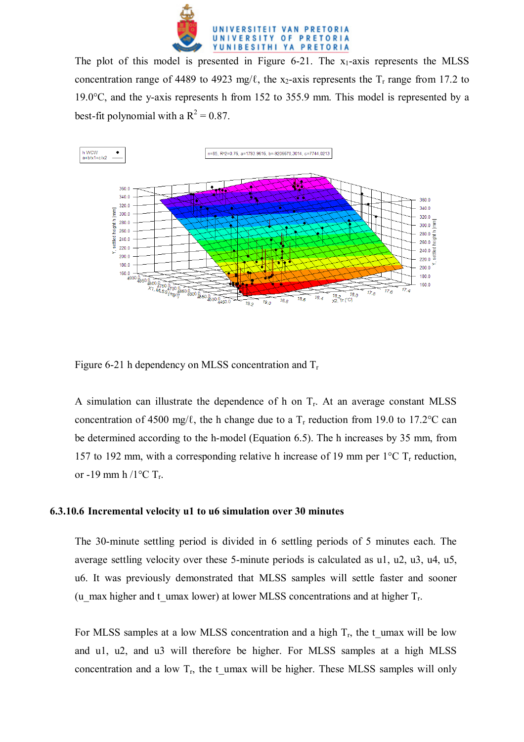The plot of this model is presented in Figure 6-21. The $x_1$-axis represents the MLSS concentration range of 4489 to 4923 mg/ℓ, the $x_2$-axis represents the $T_r$ range from 17.2 to 19.0°C, and the y-axis represents h from 152 to 355.9 mm. This model is represented by a best-fit polynomial with a $R^2 = 0.87$.

Figure 6-21 h dependency on MLSS concentration and $T_r$

A simulation can illustrate the dependence of h on $T_r$. At an average constant MLSS concentration of 4500 mg/ℓ, the h change due to a $T_r$ reduction from 19.0 to 17.2°C can be determined according to the h-model (Equation 6.5). The h increases by 35 mm, from 157 to 192 mm, with a corresponding relative h increase of 19 mm per 1°C $T_r$ reduction, or -19 mm h /1°C $T_r$.

### 6.3.10.6 Incremental velocity u1 to u6 simulation over 30 minutes

The 30-minute settling period is divided in 6 settling periods of 5 minutes each. The average settling velocity over these 5-minute periods is calculated as u1, u2, u3, u4, u5, u6. It was previously demonstrated that MLSS samples will settle faster and sooner ($u_{max}$ higher and $t_{umax}$ lower) at lower MLSS concentrations and at higher $T_r$.

For MLSS samples at a low MLSS concentration and a high $T_r$, the $t_{umax}$ will be low and u1, u2, and u3 will therefore be higher. For MLSS samples at a high MLSS concentration and a low $T_r$, the $t_{umax}$ will be higher. These MLSS samples will only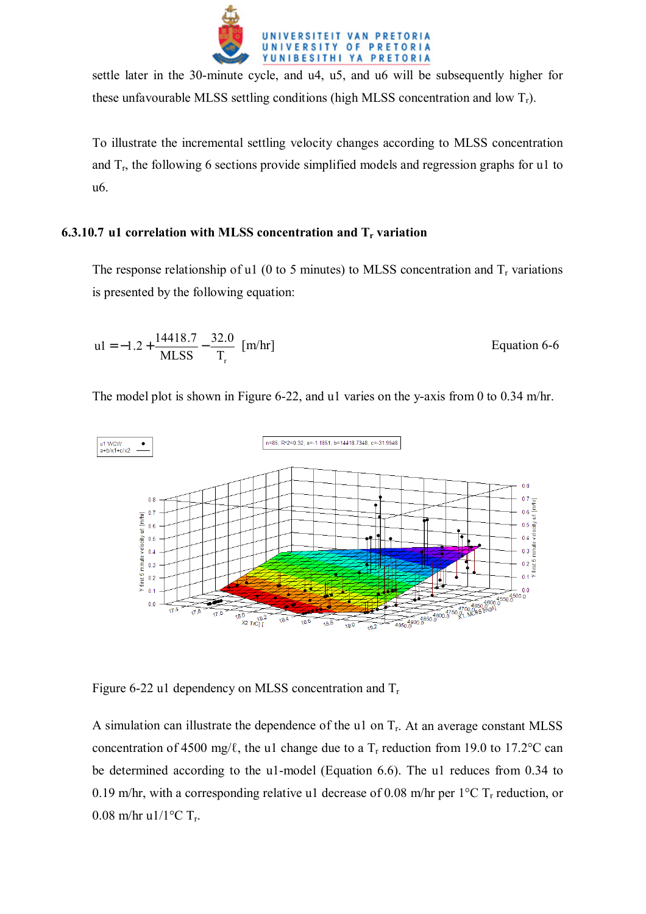settle later in the 30-minute cycle, and u4, u5, and u6 will be subsequently higher for these unfavourable MLSS settling conditions (high MLSS concentration and low $T_r$).

To illustrate the incremental settling velocity changes according to MLSS concentration and $T_r$, the following 6 sections provide simplified models and regression graphs for u1 to u6.

### 6.3.10.7 u1 correlation with MLSS concentration and $T_r$ variation

The response relationship of u1 (0 to 5 minutes) to MLSS concentration and $T_r$ variations is presented by the following equation:

$$u1 = -1.2 + \frac{14418.7}{MLSS} - \frac{32.0}{T_r} \text{ [m/hr]} \qquad \text{Equation 6-6}$$

The model plot is shown in Figure 6-22, and u1 varies on the y-axis from 0 to 0.34 m/hr.

Figure 6-22 u1 dependency on MLSS concentration and $T_r$

A simulation can illustrate the dependence of the u1 on $T_r$. At an average constant MLSS concentration of 4500 mg/ℓ, the u1 change due to a $T_r$ reduction from 19.0 to 17.2°C can be determined according to the u1-model (Equation 6.6). The u1 reduces from 0.34 to 0.19 m/hr, with a corresponding relative u1 decrease of 0.08 m/hr per 1°C $T_r$ reduction, or 0.08 m/hr u1/1°C $T_r$.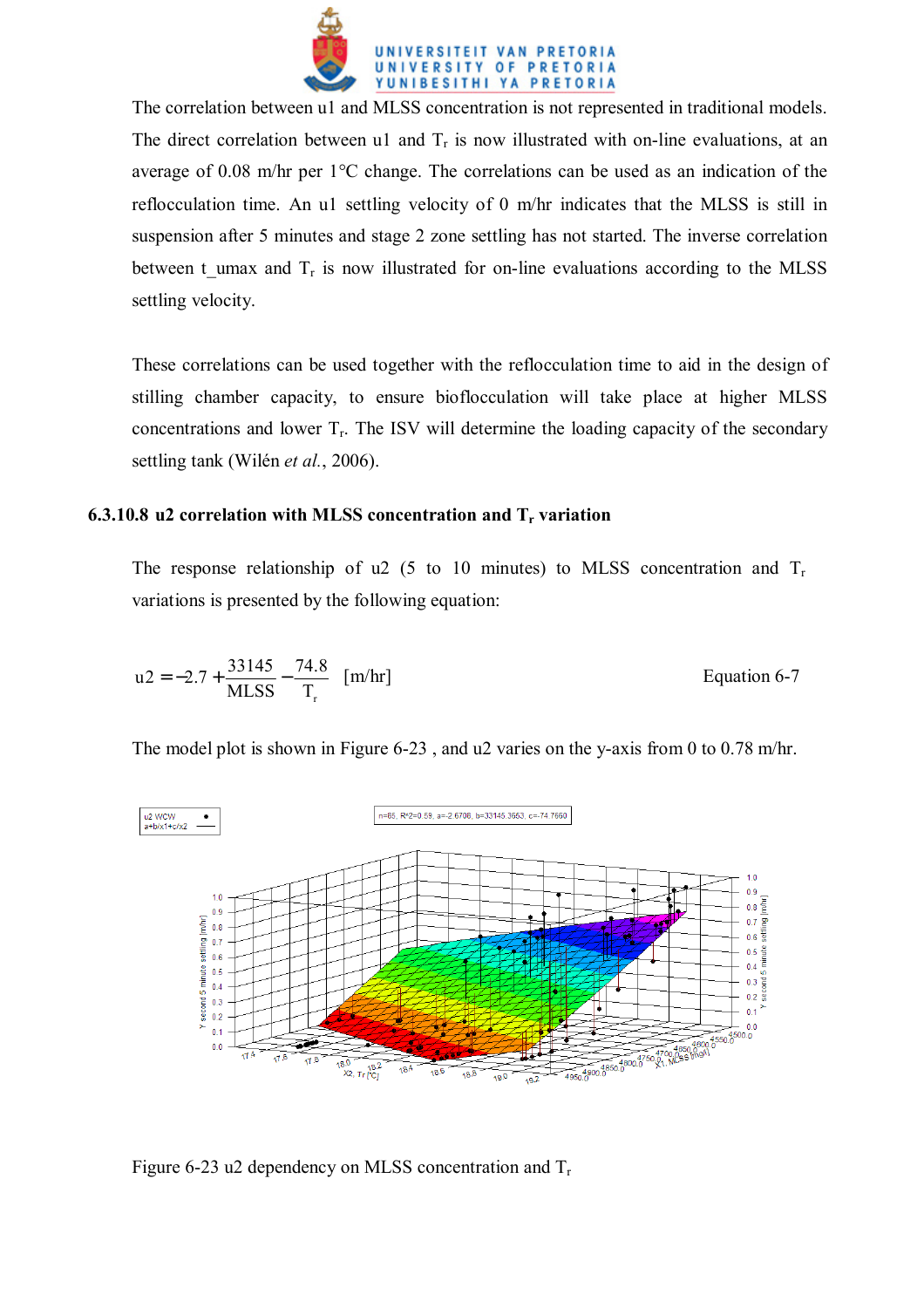The correlation between u1 and MLSS concentration is not represented in traditional models. The direct correlation between u1 and $T_r$ is now illustrated with on-line evaluations, at an average of 0.08 m/hr per 1°C change. The correlations can be used as an indication of the reflocculation time. An u1 settling velocity of 0 m/hr indicates that the MLSS is still in suspension after 5 minutes and stage 2 zone settling has not started. The inverse correlation between t_umax and $T_r$ is now illustrated for on-line evaluations according to the MLSS settling velocity.

These correlations can be used together with the reflocculation time to aid in the design of stilling chamber capacity, to ensure bioflocculation will take place at higher MLSS concentrations and lower $T_r$. The ISV will determine the loading capacity of the secondary settling tank (Wilén *et al.*, 2006).

### 6.3.10.8 u2 correlation with MLSS concentration and $T_r$ variation

The response relationship of u2 (5 to 10 minutes) to MLSS concentration and $T_r$ variations is presented by the following equation:

$$u2 = -2.7 + \frac{33145}{MLSS} - \frac{74.8}{T_r} \quad \text{[m/hr]} \qquad \text{Equation 6-7}$$

The model plot is shown in Figure 6-23 , and u2 varies on the y-axis from 0 to 0.78 m/hr.

Figure 6-23 u2 dependency on MLSS concentration and $T_r$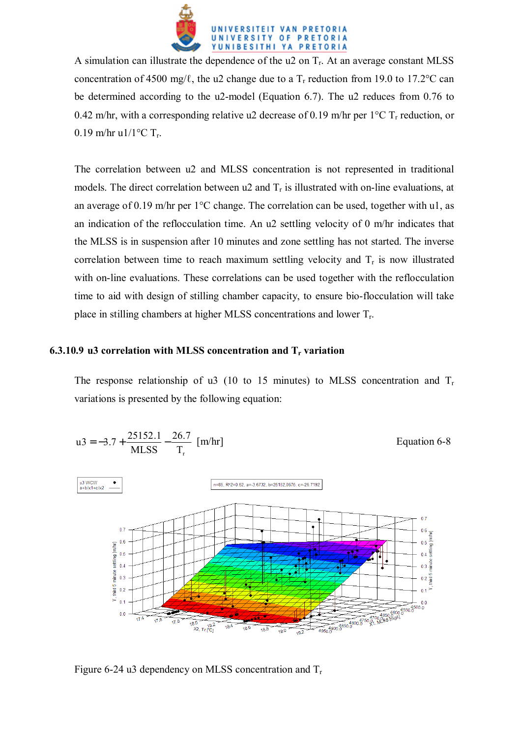A simulation can illustrate the dependence of the u2 on $T_r$. At an average constant MLSS concentration of 4500 mg/ℓ, the u2 change due to a $T_r$ reduction from 19.0 to 17.2°C can be determined according to the u2-model (Equation 6.7). The u2 reduces from 0.76 to 0.42 m/hr, with a corresponding relative u2 decrease of 0.19 m/hr per 1°C $T_r$ reduction, or 0.19 m/hr u1/1°C $T_r$.

The correlation between u2 and MLSS concentration is not represented in traditional models. The direct correlation between u2 and $T_r$ is illustrated with on-line evaluations, at an average of 0.19 m/hr per 1°C change. The correlation can be used, together with u1, as an indication of the reflocculation time. An u2 settling velocity of 0 m/hr indicates that the MLSS is in suspension after 10 minutes and zone settling has not started. The inverse correlation between time to reach maximum settling velocity and $T_r$ is now illustrated with on-line evaluations. These correlations can be used together with the reflocculation time to aid with design of stilling chamber capacity, to ensure bio-flocculation will take place in stilling chambers at higher MLSS concentrations and lower $T_r$.

### 6.3.10.9 u3 correlation with MLSS concentration and $T_r$ variation

The response relationship of u3 (10 to 15 minutes) to MLSS concentration and $T_r$ variations is presented by the following equation:

$$u3 = -3.7 + \frac{25152.1}{MLSS} - \frac{26.7}{T_r} \text{ [m/hr]} \qquad \text{Equation 6-8}$$

Figure 6-24 u3 dependency on MLSS concentration and $T_r$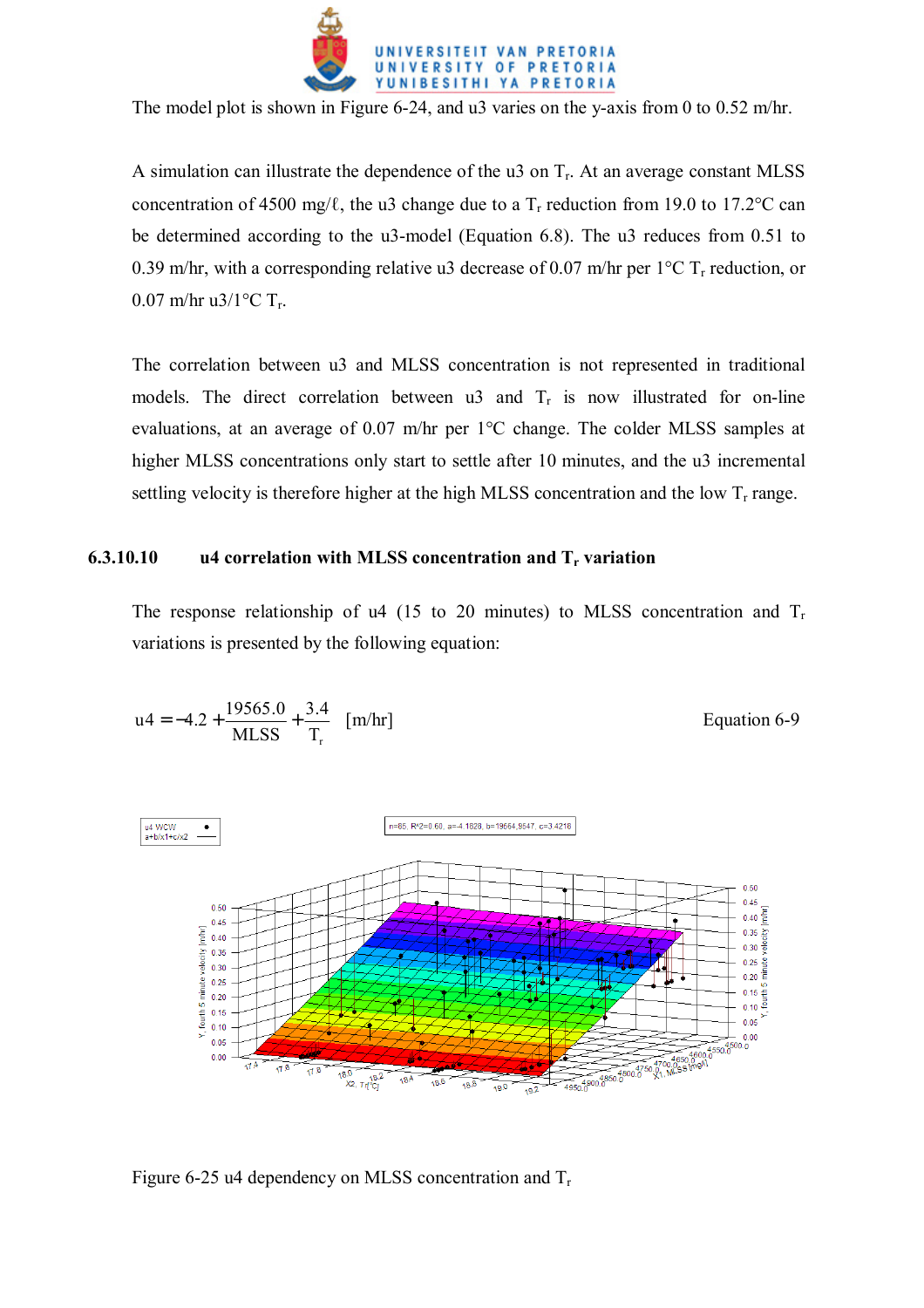The model plot is shown in Figure 6-24, and u3 varies on the y-axis from 0 to 0.52 m/hr.

A simulation can illustrate the dependence of the u3 on $T_r$. At an average constant MLSS concentration of 4500 mg/ℓ, the u3 change due to a $T_r$ reduction from 19.0 to 17.2°C can be determined according to the u3-model (Equation 6.8). The u3 reduces from 0.51 to 0.39 m/hr, with a corresponding relative u3 decrease of 0.07 m/hr per 1°C $T_r$ reduction, or 0.07 m/hr u3/1°C $T_r$.

The correlation between u3 and MLSS concentration is not represented in traditional models. The direct correlation between u3 and $T_r$ is now illustrated for on-line evaluations, at an average of 0.07 m/hr per 1°C change. The colder MLSS samples at higher MLSS concentrations only start to settle after 10 minutes, and the u3 incremental settling velocity is therefore higher at the high MLSS concentration and the low $T_r$ range.

### 6.3.10.10 u4 correlation with MLSS concentration and $T_r$ variation

The response relationship of u4 (15 to 20 minutes) to MLSS concentration and $T_r$ variations is presented by the following equation:

$$u4 = -4.2 + \frac{19565.0}{MLSS} + \frac{3.4}{T_r} \quad \text{[m/hr]} \qquad \text{Equation 6-9}$$

Figure 6-25 u4 dependency on MLSS concentration and $T_r$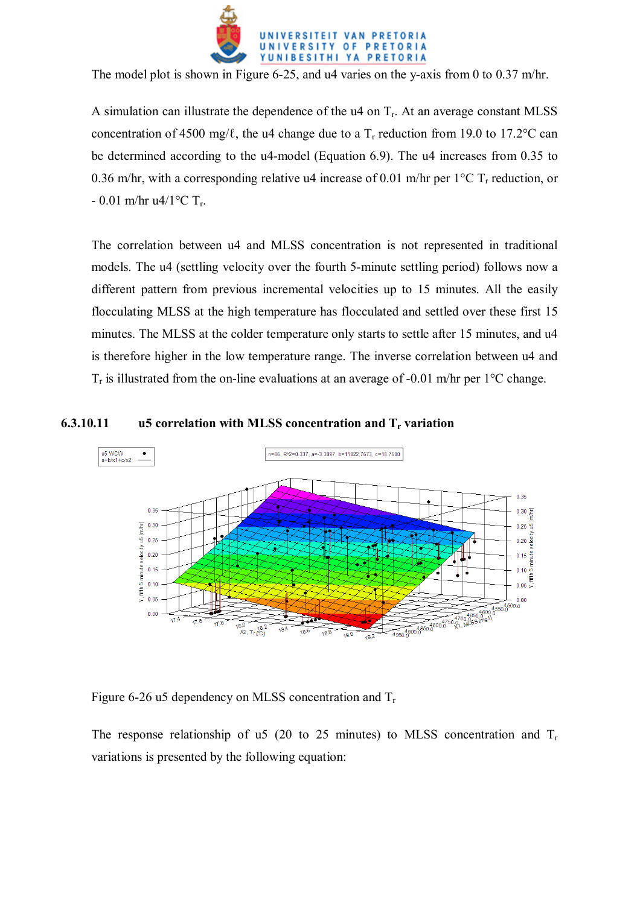The model plot is shown in Figure 6-25, and u4 varies on the y-axis from 0 to 0.37 m/hr.

A simulation can illustrate the dependence of the u4 on $T_r$. At an average constant MLSS concentration of 4500 mg/ℓ, the u4 change due to a $T_r$ reduction from 19.0 to 17.2°C can be determined according to the u4-model (Equation 6.9). The u4 increases from 0.35 to 0.36 m/hr, with a corresponding relative u4 increase of 0.01 m/hr per 1°C $T_r$ reduction, or - 0.01 m/hr u4/1°C $T_r$.

The correlation between u4 and MLSS concentration is not represented in traditional models. The u4 (settling velocity over the fourth 5-minute settling period) follows now a different pattern from previous incremental velocities up to 15 minutes. All the easily flocculating MLSS at the high temperature has flocculated and settled over these first 15 minutes. The MLSS at the colder temperature only starts to settle after 15 minutes, and u4 is therefore higher in the low temperature range. The inverse correlation between u4 and $T_r$ is illustrated from the on-line evaluations at an average of -0.01 m/hr per 1°C change.

#### 6.3.10.11 u5 correlation with MLSS concentration and $T_r$ variation

Figure 6-26 u5 dependency on MLSS concentration and $T_r$

The response relationship of u5 (20 to 25 minutes) to MLSS concentration and $T_r$ variations is presented by the following equation: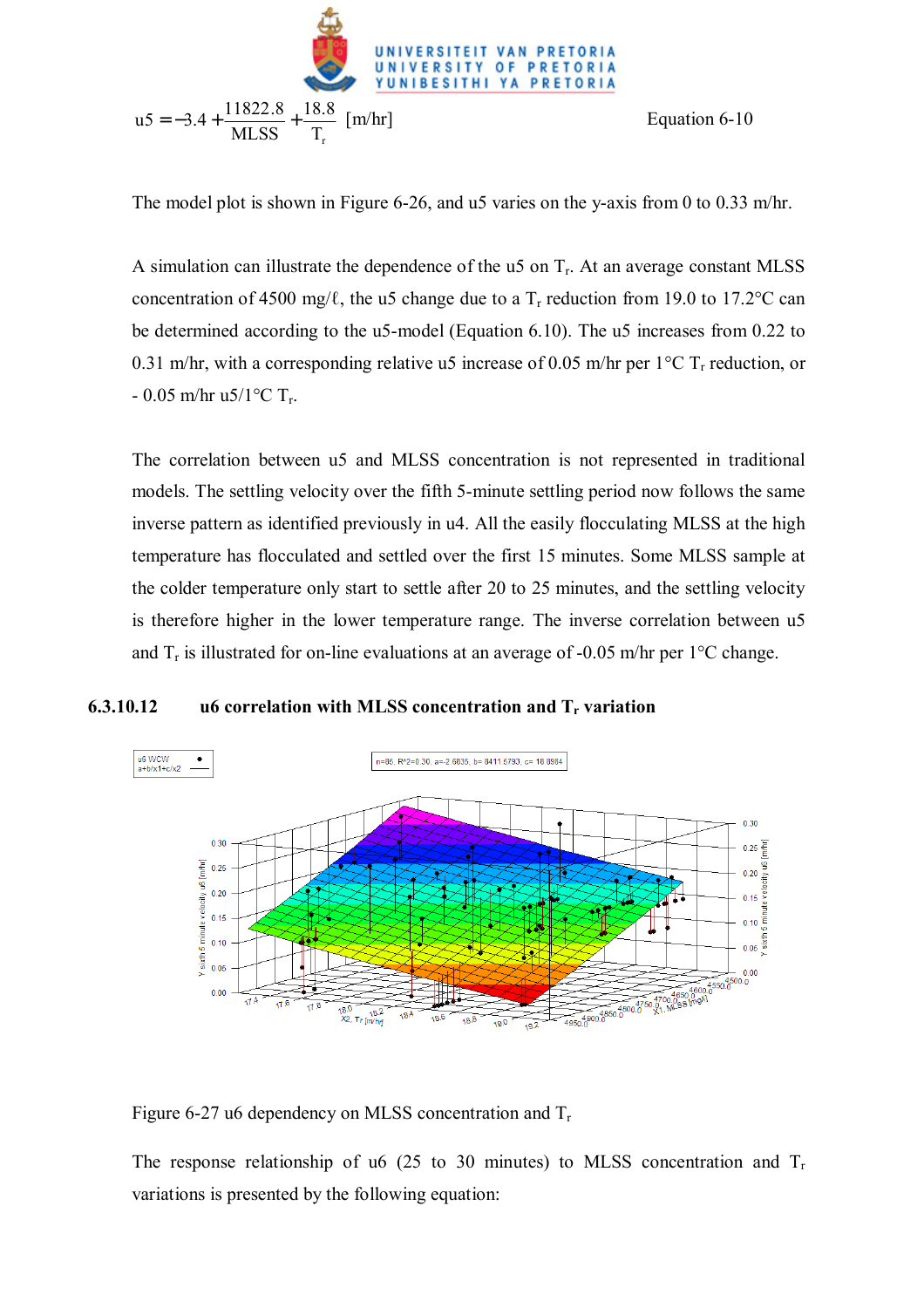$$u5 = -3.4 + \frac{11822.8}{MLSS} + \frac{18.8}{T_r} \text{ [m/hr]} \qquad \text{Equation 6-10}$$

The model plot is shown in Figure 6-26, and u5 varies on the y-axis from 0 to 0.33 m/hr.

A simulation can illustrate the dependence of the u5 on $T_r$. At an average constant MLSS concentration of 4500 mg/ℓ, the u5 change due to a $T_r$ reduction from 19.0 to 17.2°C can be determined according to the u5-model (Equation 6.10). The u5 increases from 0.22 to 0.31 m/hr, with a corresponding relative u5 increase of 0.05 m/hr per 1°C $T_r$ reduction, or - 0.05 m/hr u5/1°C $T_r$.

The correlation between u5 and MLSS concentration is not represented in traditional models. The settling velocity over the fifth 5-minute settling period now follows the same inverse pattern as identified previously in u4. All the easily flocculating MLSS at the high temperature has flocculated and settled over the first 15 minutes. Some MLSS sample at the colder temperature only start to settle after 20 to 25 minutes, and the settling velocity is therefore higher in the lower temperature range. The inverse correlation between u5 and $T_r$ is illustrated for on-line evaluations at an average of -0.05 m/hr per 1°C change.

#### 6.3.10.12 u6 correlation with MLSS concentration and $T_r$ variation

Figure 6-27 u6 dependency on MLSS concentration and $T_r$

The response relationship of u6 (25 to 30 minutes) to MLSS concentration and $T_r$ variations is presented by the following equation: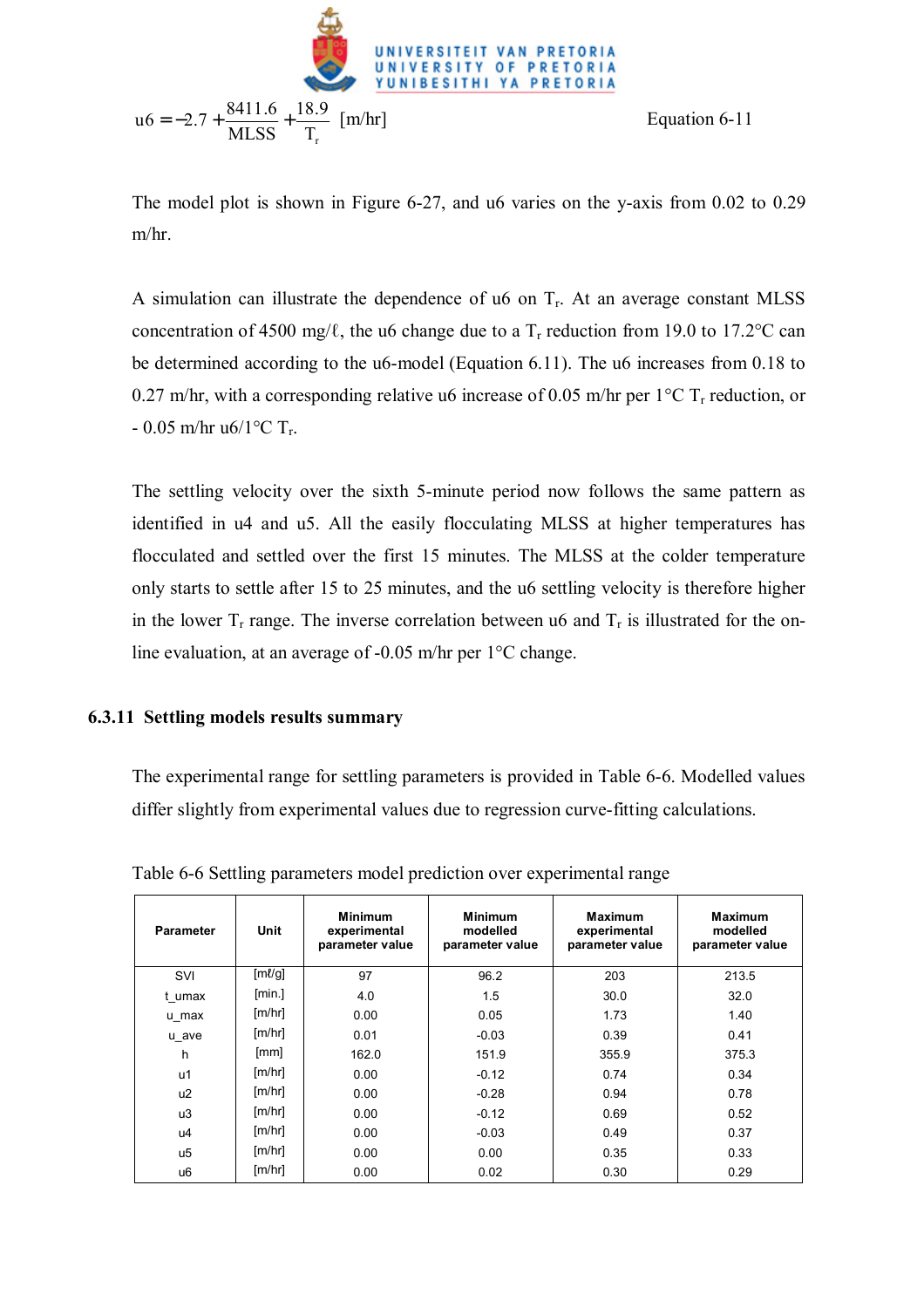$$u6 = -2.7 + \frac{8411.6}{MLSS} + \frac{18.9}{T_r} \text{ [m/hr]} \qquad \text{Equation 6-11}$$

The model plot is shown in Figure 6-27, and u6 varies on the y-axis from 0.02 to 0.29 m/hr.

A simulation can illustrate the dependence of u6 on $T_r$. At an average constant MLSS concentration of 4500 mg/ℓ, the u6 change due to a $T_r$ reduction from 19.0 to 17.2°C can be determined according to the u6-model (Equation 6.11). The u6 increases from 0.18 to 0.27 m/hr, with a corresponding relative u6 increase of 0.05 m/hr per 1°C $T_r$ reduction, or - 0.05 m/hr u6/1°C $T_r$.

The settling velocity over the sixth 5-minute period now follows the same pattern as identified in u4 and u5. All the easily flocculating MLSS at higher temperatures has flocculated and settled over the first 15 minutes. The MLSS at the colder temperature only starts to settle after 15 to 25 minutes, and the u6 settling velocity is therefore higher in the lower $T_r$ range. The inverse correlation between u6 and $T_r$ is illustrated for the on-line evaluation, at an average of -0.05 m/hr per 1°C change.

### 6.3.11 Settling models results summary

The experimental range for settling parameters is provided in Table 6-6. Modelled values differ slightly from experimental values due to regression curve-fitting calculations.

Table 6-6 Settling parameters model prediction over experimental range

| Parameter | Unit | Minimum experimental parameter value | Minimum modelled parameter value | Maximum experimental parameter value | Maximum modelled parameter value |
|---|---|---|---|---|---|
| SVI | [mℓ/g] | 97 | 96.2 | 203 | 213.5 |
| t_umax | [min.] | 4.0 | 1.5 | 30.0 | 32.0 |
| u_max | [m/hr] | 0.00 | 0.05 | 1.73 | 1.40 |
| u_ave | [m/hr] | 0.01 | -0.03 | 0.39 | 0.41 |
| h | [mm] | 162.0 | 151.9 | 355.9 | 375.3 |
| u1 | [m/hr] | 0.00 | -0.12 | 0.74 | 0.34 |
| u2 | [m/hr] | 0.00 | -0.28 | 0.94 | 0.78 |
| u3 | [m/hr] | 0.00 | -0.12 | 0.69 | 0.52 |
| u4 | [m/hr] | 0.00 | -0.03 | 0.49 | 0.37 |
| u5 | [m/hr] | 0.00 | 0.00 | 0.35 | 0.33 |
| u6 | [m/hr] | 0.00 | 0.02 | 0.30 | 0.29 |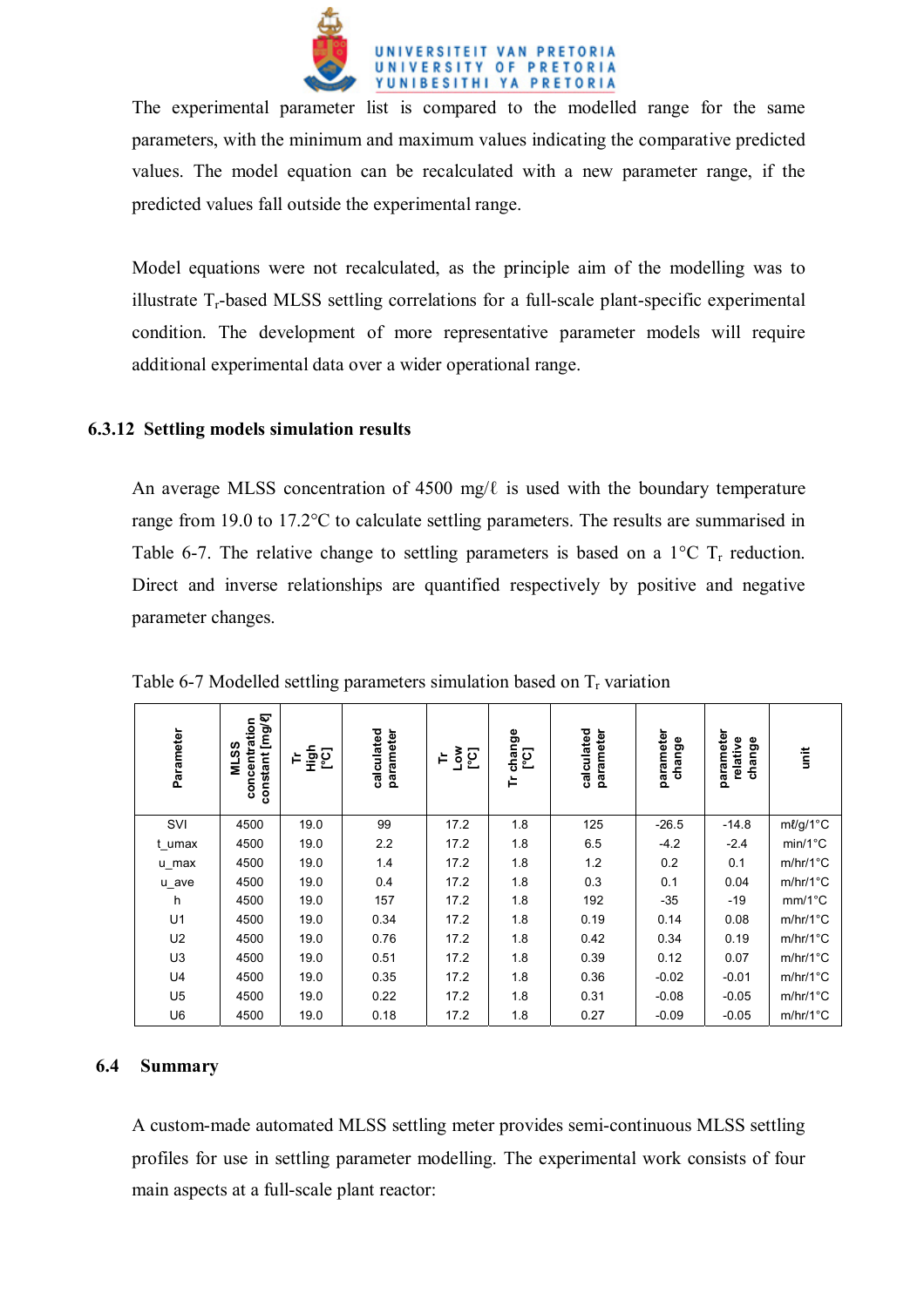The experimental parameter list is compared to the modelled range for the same parameters, with the minimum and maximum values indicating the comparative predicted values. The model equation can be recalculated with a new parameter range, if the predicted values fall outside the experimental range.

Model equations were not recalculated, as the principle aim of the modelling was to illustrate $T_r$-based MLSS settling correlations for a full-scale plant-specific experimental condition. The development of more representative parameter models will require additional experimental data over a wider operational range.

### 6.3.12 Settling models simulation results

An average MLSS concentration of 4500 mg/ℓ is used with the boundary temperature range from 19.0 to 17.2°C to calculate settling parameters. The results are summarised in Table 6-7. The relative change to settling parameters is based on a 1°C $T_r$ reduction. Direct and inverse relationships are quantified respectively by positive and negative parameter changes.

Table 6-7 Modelled settling parameters simulation based on $T_r$ variation

| Parameter | MLSS concentration constant [mg/ℓ] | Tr High [°C] | calculated parameter | Tr Low [°C] | Tr change [°C] | calculated parameter | parameter change | parameter relative change | unit |
|---|---|---|---|---|---|---|---|---|---|
| SVI | 4500 | 19.0 | 99 | 17.2 | 1.8 | 125 | -26.5 | -14.8 | mℓ/g/1°C |
| t_umax | 4500 | 19.0 | 2.2 | 17.2 | 1.8 | 6.5 | -4.2 | -2.4 | min/1°C |
| u_max | 4500 | 19.0 | 1.4 | 17.2 | 1.8 | 1.2 | 0.2 | 0.1 | m/hr/1°C |
| u_ave | 4500 | 19.0 | 0.4 | 17.2 | 1.8 | 0.3 | 0.1 | 0.04 | m/hr/1°C |
| h | 4500 | 19.0 | 157 | 17.2 | 1.8 | 192 | -35 | -19 | mm/1°C |
| U1 | 4500 | 19.0 | 0.34 | 17.2 | 1.8 | 0.19 | 0.14 | 0.08 | m/hr/1°C |
| U2 | 4500 | 19.0 | 0.76 | 17.2 | 1.8 | 0.42 | 0.34 | 0.19 | m/hr/1°C |
| U3 | 4500 | 19.0 | 0.51 | 17.2 | 1.8 | 0.39 | 0.12 | 0.07 | m/hr/1°C |
| U4 | 4500 | 19.0 | 0.35 | 17.2 | 1.8 | 0.36 | -0.02 | -0.01 | m/hr/1°C |
| U5 | 4500 | 19.0 | 0.22 | 17.2 | 1.8 | 0.31 | -0.08 | -0.05 | m/hr/1°C |
| U6 | 4500 | 19.0 | 0.18 | 17.2 | 1.8 | 0.27 | -0.09 | -0.05 | m/hr/1°C |

## 6.4 Summary

A custom-made automated MLSS settling meter provides semi-continuous MLSS settling profiles for use in settling parameter modelling. The experimental work consists of four main aspects at a full-scale plant reactor: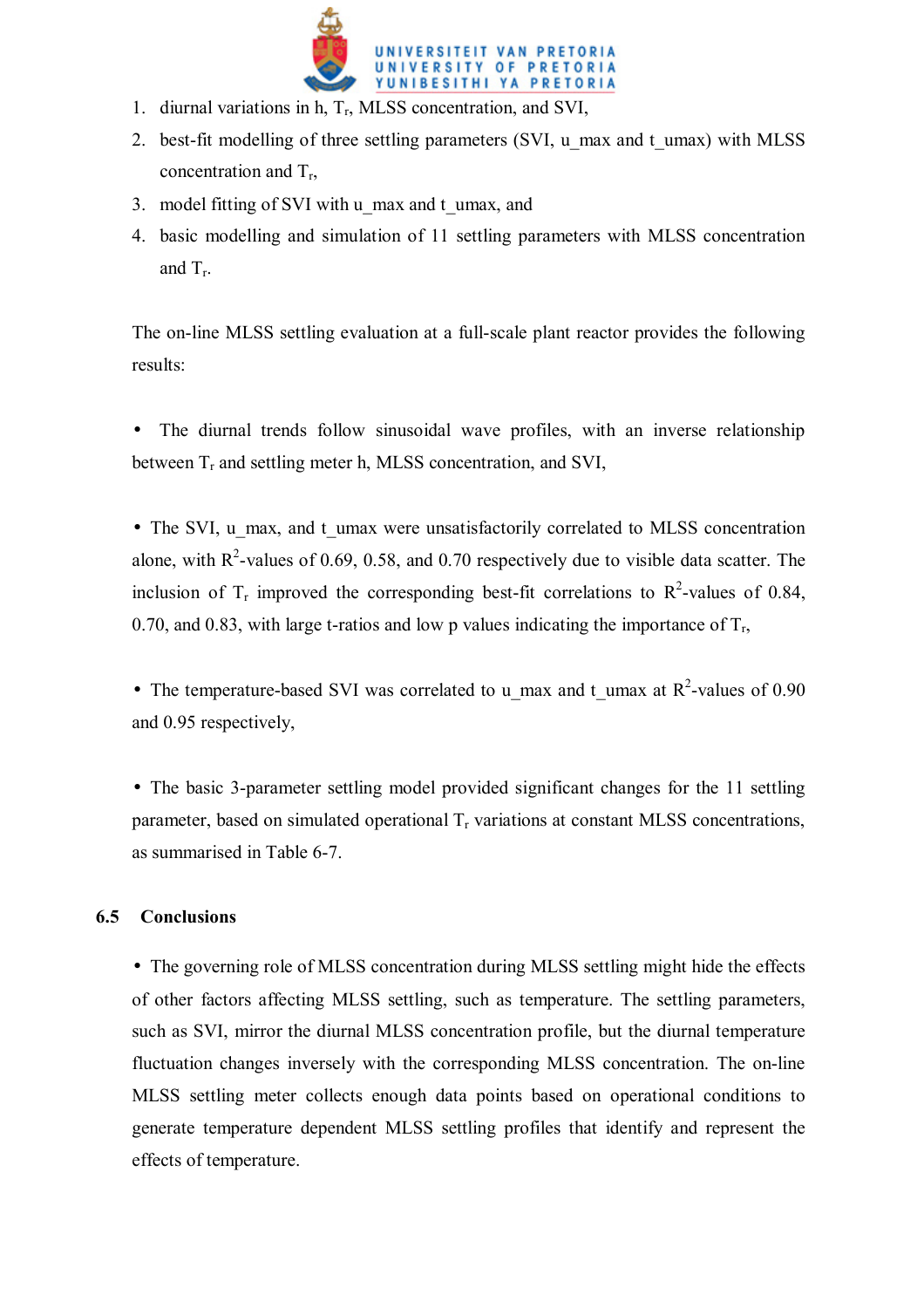1. diurnal variations in h, $T_r$, MLSS concentration, and SVI,
2. best-fit modelling of three settling parameters (SVI, u_max and t_umax) with MLSS concentration and $T_r$,
3. model fitting of SVI with u_max and t_umax, and
4. basic modelling and simulation of 11 settling parameters with MLSS concentration and $T_r$.

The on-line MLSS settling evaluation at a full-scale plant reactor provides the following results:

- The diurnal trends follow sinusoidal wave profiles, with an inverse relationship between $T_r$ and settling meter h, MLSS concentration, and SVI,

- The SVI, u_max, and t_umax were unsatisfactorily correlated to MLSS concentration alone, with $R^2$-values of 0.69, 0.58, and 0.70 respectively due to visible data scatter. The inclusion of $T_r$ improved the corresponding best-fit correlations to $R^2$-values of 0.84, 0.70, and 0.83, with large t-ratios and low p values indicating the importance of $T_r$,

- The temperature-based SVI was correlated to u_max and t_umax at $R^2$-values of 0.90 and 0.95 respectively,

- The basic 3-parameter settling model provided significant changes for the 11 settling parameter, based on simulated operational $T_r$ variations at constant MLSS concentrations, as summarised in Table 6-7.

## 6.5 Conclusions

- The governing role of MLSS concentration during MLSS settling might hide the effects of other factors affecting MLSS settling, such as temperature. The settling parameters, such as SVI, mirror the diurnal MLSS concentration profile, but the diurnal temperature fluctuation changes inversely with the corresponding MLSS concentration. The on-line MLSS settling meter collects enough data points based on operational conditions to generate temperature dependent MLSS settling profiles that identify and represent the effects of temperature.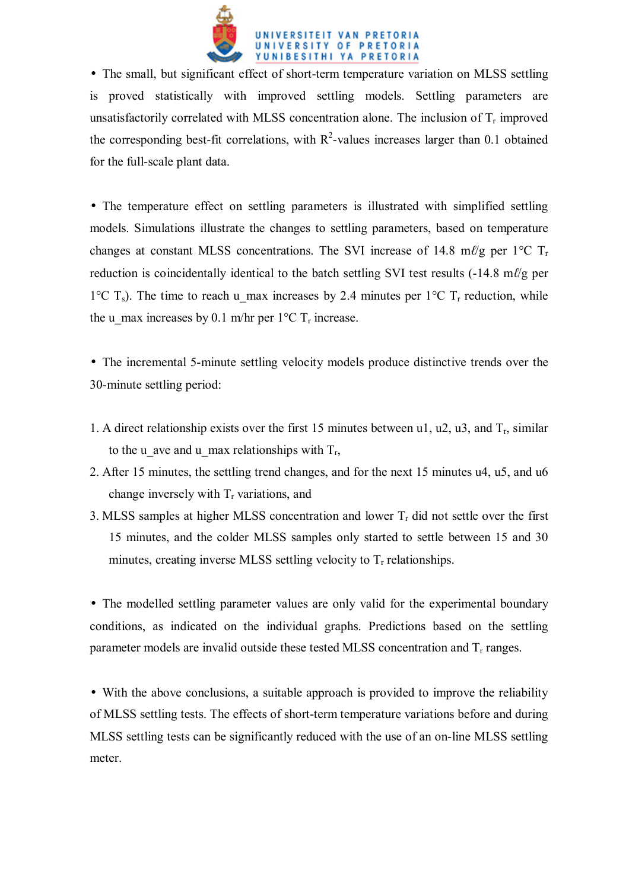- The small, but significant effect of short-term temperature variation on MLSS settling is proved statistically with improved settling models. Settling parameters are unsatisfactorily correlated with MLSS concentration alone. The inclusion of $T_r$ improved the corresponding best-fit correlations, with $R^2$-values increases larger than 0.1 obtained for the full-scale plant data.

- The temperature effect on settling parameters is illustrated with simplified settling models. Simulations illustrate the changes to settling parameters, based on temperature changes at constant MLSS concentrations. The SVI increase of 14.8 mℓ/g per 1°C $T_r$ reduction is coincidentally identical to the batch settling SVI test results (-14.8 mℓ/g per 1°C $T_s$). The time to reach u_max increases by 2.4 minutes per 1°C $T_r$ reduction, while the u_max increases by 0.1 m/hr per 1°C $T_r$ increase.

- The incremental 5-minute settling velocity models produce distinctive trends over the 30-minute settling period:

1. A direct relationship exists over the first 15 minutes between u1, u2, u3, and $T_r$, similar to the u_ave and u_max relationships with $T_r$,
2. After 15 minutes, the settling trend changes, and for the next 15 minutes u4, u5, and u6 change inversely with $T_r$ variations, and
3. MLSS samples at higher MLSS concentration and lower $T_r$ did not settle over the first 15 minutes, and the colder MLSS samples only started to settle between 15 and 30 minutes, creating inverse MLSS settling velocity to $T_r$ relationships.

- The modelled settling parameter values are only valid for the experimental boundary conditions, as indicated on the individual graphs. Predictions based on the settling parameter models are invalid outside these tested MLSS concentration and $T_r$ ranges.

- With the above conclusions, a suitable approach is provided to improve the reliability of MLSS settling tests. The effects of short-term temperature variations before and during MLSS settling tests can be significantly reduced with the use of an on-line MLSS settling meter.